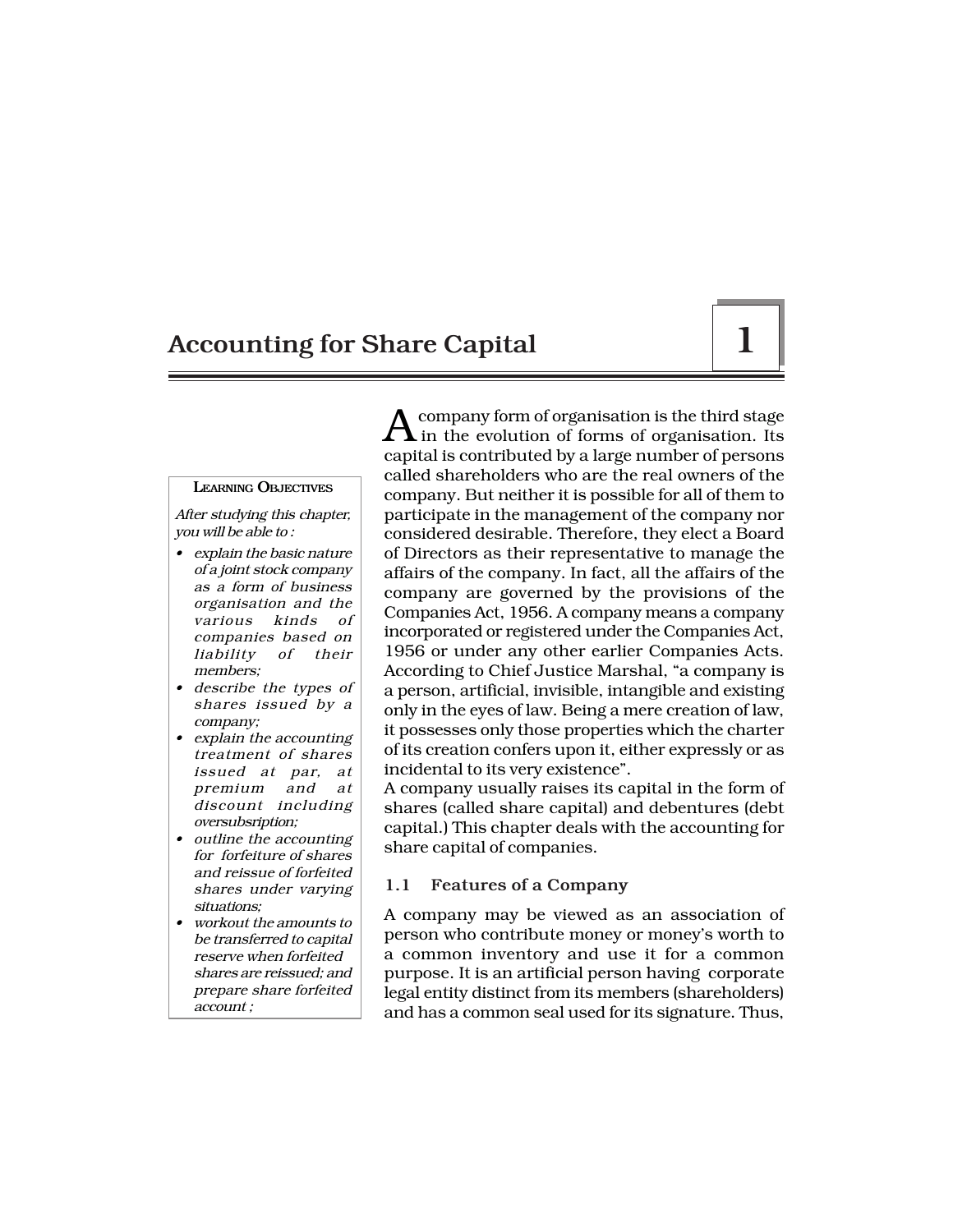# 1 Accounting for Share Capital

**LEARNING OBJECTIVES**

*After studying this chapter, you will be able to :*

- *explain the basic nature of a joint stock company as a form of business organisation and the various kinds of companies based on liability of their members;*
- *describe the types of shares issued by a company;*
- *explain the accounting treatment of shares issued at par, at premium and at discount including oversubsription;*
- *outline the accounting for forfeiture of shares and reissue of forfeited shares under varying situations;*
- *workout the amounts to be transferred to capital reserve when forfeited shares are reissued; and prepare share forfeited account ;*

A company form of organisation is the third stage in the evolution of forms of organisation. Its capital is contributed by a large number of persons called shareholders who are the real owners of the company. But neither it is possible for all of them to participate in the management of the company nor considered desirable. Therefore, they elect a Board of Directors as their representative to manage the affairs of the company. In fact, all the affairs of the company are governed by the provisions of the Companies Act, 1956. A company means a company incorporated or registered under the Companies Act, 1956 or under any other earlier Companies Acts. According to Chief Justice Marshal, "a company is a person, artificial, invisible, intangible and existing only in the eyes of law. Being a mere creation of law, it possesses only those properties which the charter of its creation confers upon it, either expressly or as incidental to its very existence".

A company usually raises its capital in the form of shares (called share capital) and debentures (debt capital.) This chapter deals with the accounting for share capital of companies.

## 1.1 Features of a Company

A company may be viewed as an association of person who contribute money or money's worth to a common inventory and use it for a common purpose. It is an artificial person having corporate legal entity distinct from its members (shareholders) and has a common seal used for its signature. Thus,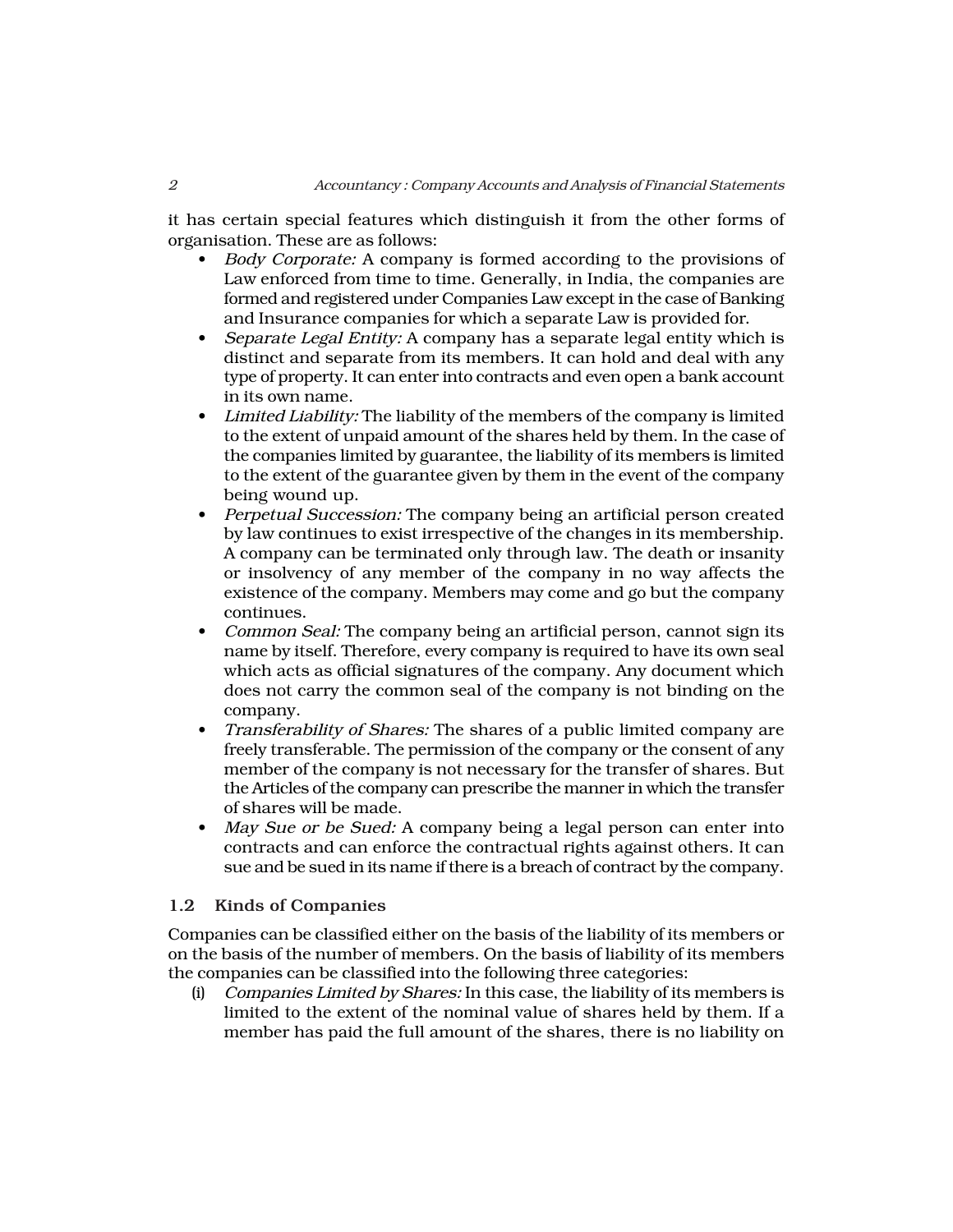it has certain special features which distinguish it from the other forms of organisation. These are as follows:

- *Body Corporate:* A company is formed according to the provisions of Law enforced from time to time. Generally, in India, the companies are formed and registered under Companies Law except in the case of Banking and Insurance companies for which a separate Law is provided for.
- *Separate Legal Entity:* A company has a separate legal entity which is distinct and separate from its members. It can hold and deal with any type of property. It can enter into contracts and even open a bank account in its own name.
- *Limited Liability:* The liability of the members of the company is limited to the extent of unpaid amount of the shares held by them. In the case of the companies limited by guarantee, the liability of its members is limited to the extent of the guarantee given by them in the event of the company being wound up.
- *Perpetual Succession:* The company being an artificial person created by law continues to exist irrespective of the changes in its membership. A company can be terminated only through law. The death or insanity or insolvency of any member of the company in no way affects the existence of the company. Members may come and go but the company continues.
- *Common Seal:* The company being an artificial person, cannot sign its name by itself. Therefore, every company is required to have its own seal which acts as official signatures of the company. Any document which does not carry the common seal of the company is not binding on the company.
- *Transferability of Shares:* The shares of a public limited company are freely transferable. The permission of the company or the consent of any member of the company is not necessary for the transfer of shares. But the Articles of the company can prescribe the manner in which the transfer of shares will be made.
- *May Sue or be Sued:* A company being a legal person can enter into contracts and can enforce the contractual rights against others. It can sue and be sued in its name if there is a breach of contract by the company.

## 1.2 Kinds of Companies

Companies can be classified either on the basis of the liability of its members or on the basis of the number of members. On the basis of liability of its members the companies can be classified into the following three categories:

(i) *Companies Limited by Shares:* In this case, the liability of its members is limited to the extent of the nominal value of shares held by them. If a member has paid the full amount of the shares, there is no liability on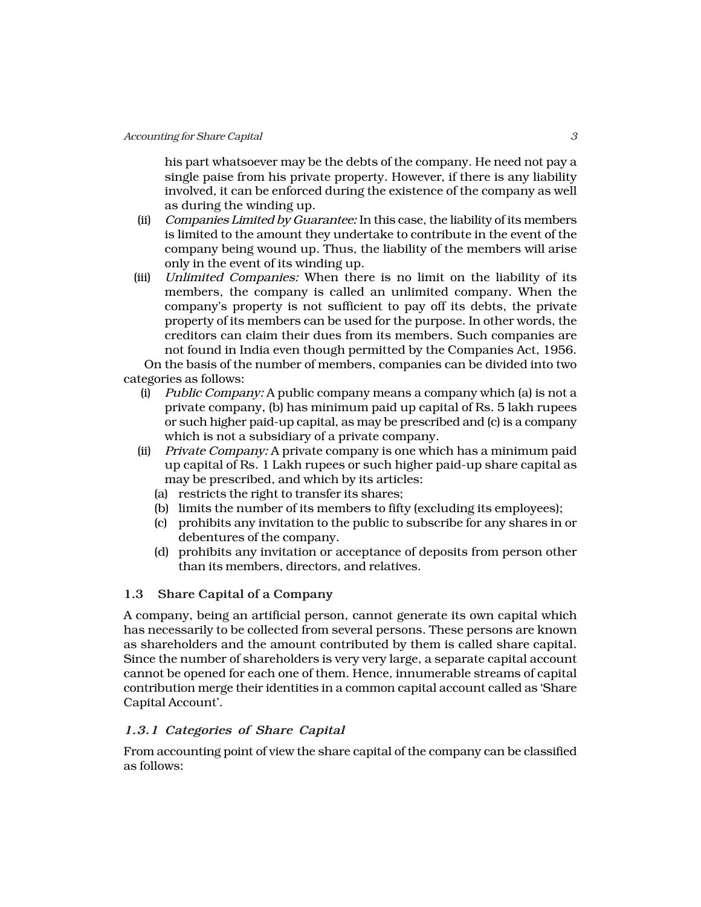his part whatsoever may be the debts of the company. He need not pay a single paise from his private property. However, if there is any liability involved, it can be enforced during the existence of the company as well as during the winding up.

(ii) *Companies Limited by Guarantee:* In this case, the liability of its members is limited to the amount they undertake to contribute in the event of the company being wound up. Thus, the liability of the members will arise only in the event of its winding up.

(iii) *Unlimited Companies:* When there is no limit on the liability of its members, the company is called an unlimited company. When the company's property is not sufficient to pay off its debts, the private property of its members can be used for the purpose. In other words, the creditors can claim their dues from its members. Such companies are not found in India even though permitted by the Companies Act, 1956.

On the basis of the number of members, companies can be divided into two categories as follows:

(i) *Public Company:* A public company means a company which (a) is not a private company, (b) has minimum paid up capital of Rs. 5 lakh rupees or such higher paid-up capital, as may be prescribed and (c) is a company which is not a subsidiary of a private company.

(ii) *Private Company:* A private company is one which has a minimum paid up capital of Rs. 1 Lakh rupees or such higher paid-up share capital as may be prescribed, and which by its articles:
   - (a) restricts the right to transfer its shares;
   - (b) limits the number of its members to fifty (excluding its employees);
   - (c) prohibits any invitation to the public to subscribe for any shares in or debentures of the company.
   - (d) prohibits any invitation or acceptance of deposits from person other than its members, directors, and relatives.

## 1.3 Share Capital of a Company

A company, being an artificial person, cannot generate its own capital which has necessarily to be collected from several persons. These persons are known as shareholders and the amount contributed by them is called share capital. Since the number of shareholders is very very large, a separate capital account cannot be opened for each one of them. Hence, innumerable streams of capital contribution merge their identities in a common capital account called as 'Share Capital Account'.

### *1.3.1 Categories of Share Capital*

From accounting point of view the share capital of the company can be classified as follows: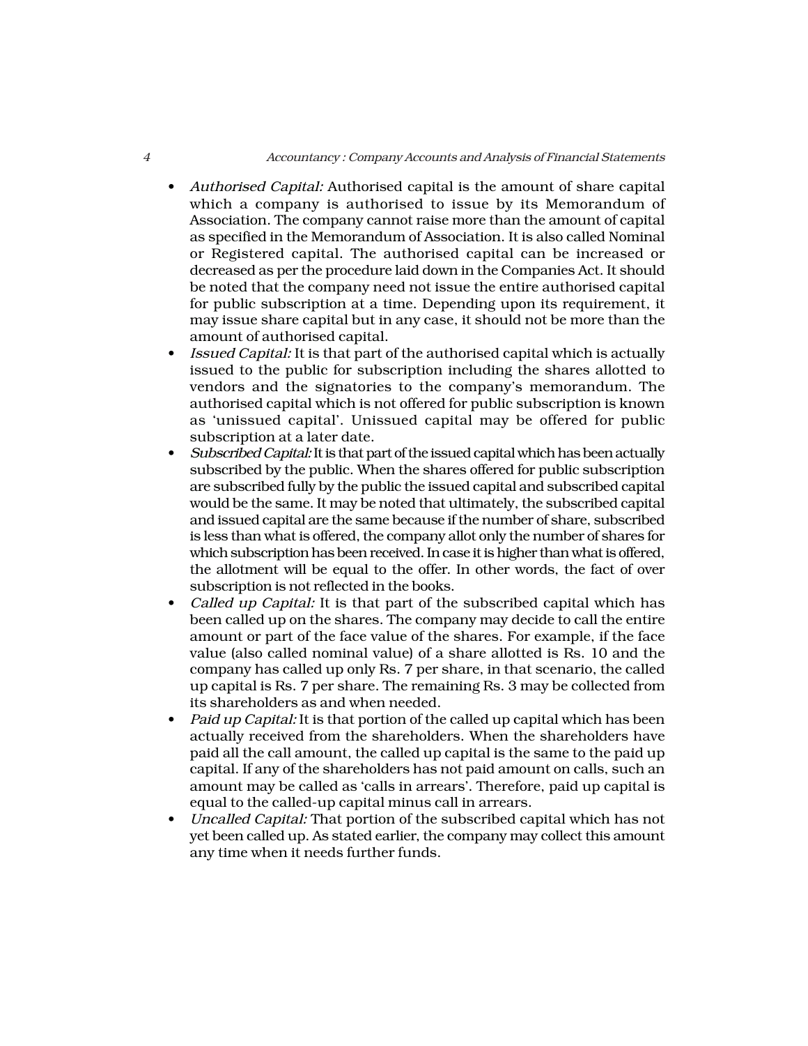- *Authorised Capital:* Authorised capital is the amount of share capital which a company is authorised to issue by its Memorandum of Association. The company cannot raise more than the amount of capital as specified in the Memorandum of Association. It is also called Nominal or Registered capital. The authorised capital can be increased or decreased as per the procedure laid down in the Companies Act. It should be noted that the company need not issue the entire authorised capital for public subscription at a time. Depending upon its requirement, it may issue share capital but in any case, it should not be more than the amount of authorised capital.
- *Issued Capital:* It is that part of the authorised capital which is actually issued to the public for subscription including the shares allotted to vendors and the signatories to the company's memorandum. The authorised capital which is not offered for public subscription is known as 'unissued capital'. Unissued capital may be offered for public subscription at a later date.
- *Subscribed Capital:* It is that part of the issued capital which has been actually subscribed by the public. When the shares offered for public subscription are subscribed fully by the public the issued capital and subscribed capital would be the same. It may be noted that ultimately, the subscribed capital and issued capital are the same because if the number of share, subscribed is less than what is offered, the company allot only the number of shares for which subscription has been received. In case it is higher than what is offered, the allotment will be equal to the offer. In other words, the fact of over subscription is not reflected in the books.
- *Called up Capital:* It is that part of the subscribed capital which has been called up on the shares. The company may decide to call the entire amount or part of the face value of the shares. For example, if the face value (also called nominal value) of a share allotted is Rs. 10 and the company has called up only Rs. 7 per share, in that scenario, the called up capital is Rs. 7 per share. The remaining Rs. 3 may be collected from its shareholders as and when needed.
- *Paid up Capital:* It is that portion of the called up capital which has been actually received from the shareholders. When the shareholders have paid all the call amount, the called up capital is the same to the paid up capital. If any of the shareholders has not paid amount on calls, such an amount may be called as 'calls in arrears'. Therefore, paid up capital is equal to the called-up capital minus call in arrears.
- *Uncalled Capital:* That portion of the subscribed capital which has not yet been called up. As stated earlier, the company may collect this amount any time when it needs further funds.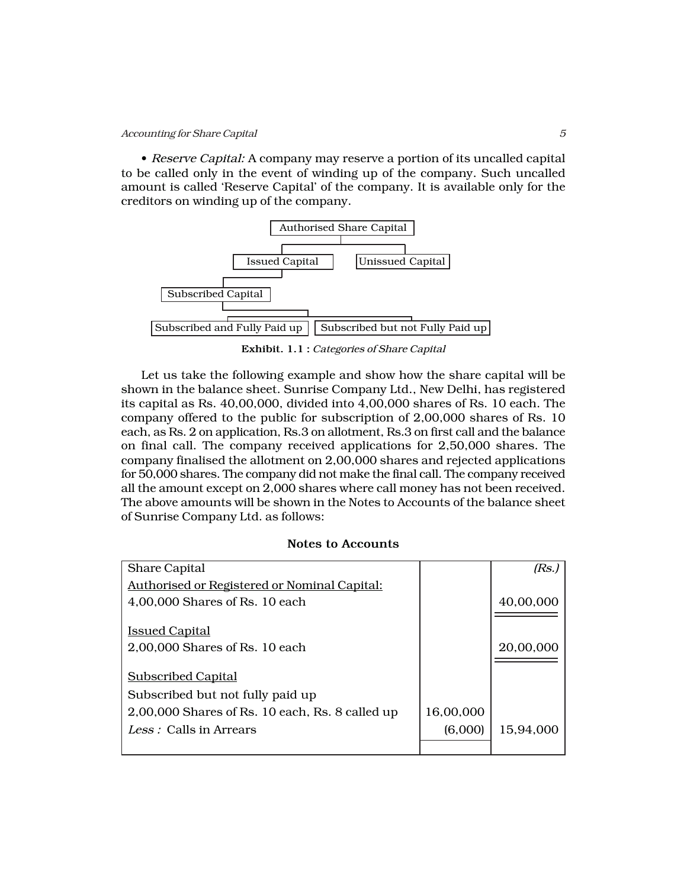• *Reserve Capital:* A company may reserve a portion of its uncalled capital to be called only in the event of winding up of the company. Such uncalled amount is called 'Reserve Capital' of the company. It is available only for the creditors on winding up of the company.

- Authorised Share Capital
  - Issued Capital
    - Subscribed Capital
      - Subscribed and Fully Paid up
      - Subscribed but not Fully Paid up
  - Unissued Capital

**Exhibit. 1.1 :** *Categories of Share Capital*

Let us take the following example and show how the share capital will be shown in the balance sheet. Sunrise Company Ltd., New Delhi, has registered its capital as Rs. 40,00,000, divided into 4,00,000 shares of Rs. 10 each. The company offered to the public for subscription of 2,00,000 shares of Rs. 10 each, as Rs. 2 on application, Rs.3 on allotment, Rs.3 on first call and the balance on final call. The company received applications for 2,50,000 shares. The company finalised the allotment on 2,00,000 shares and rejected applications for 50,000 shares. The company did not make the final call. The company received all the amount except on 2,000 shares where call money has not been received. The above amounts will be shown in the Notes to Accounts of the balance sheet of Sunrise Company Ltd. as follows:

**Notes to Accounts**

| Share Capital | | *(Rs.)* |
|---|---|---|
| Authorised or Registered or Nominal Capital: | | |
| 4,00,000 Shares of Rs. 10 each | | 40,00,000 |
| Issued Capital | | |
| 2,00,000 Shares of Rs. 10 each | | 20,00,000 |
| Subscribed Capital | | |
| Subscribed but not fully paid up | | |
| 2,00,000 Shares of Rs. 10 each, Rs. 8 called up | 16,00,000 | |
| *Less :* Calls in Arrears | (6,000) | 15,94,000 |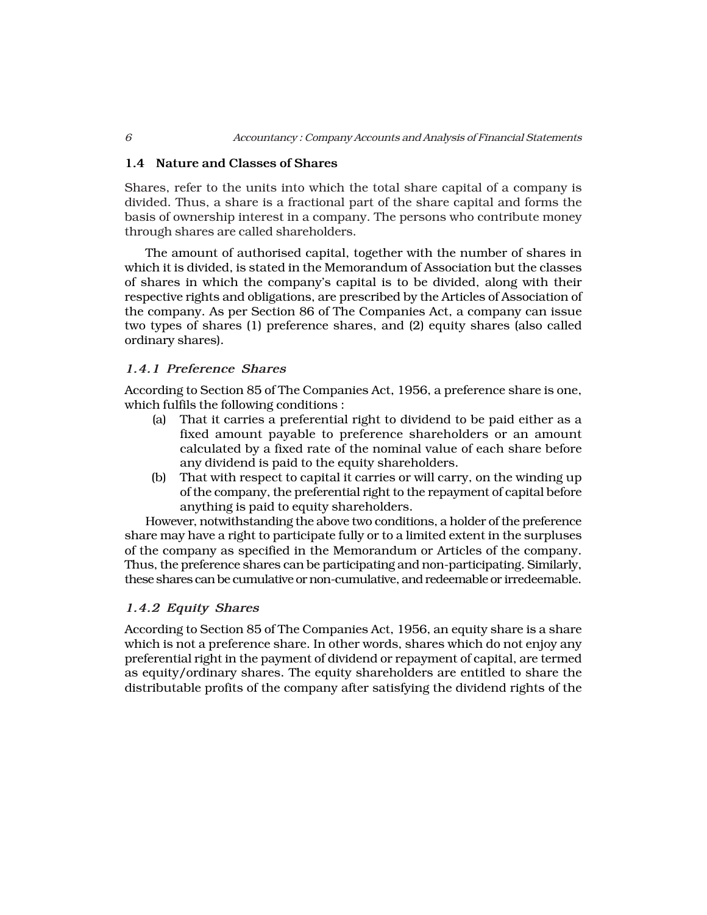## 1.4 Nature and Classes of Shares

Shares, refer to the units into which the total share capital of a company is divided. Thus, a share is a fractional part of the share capital and forms the basis of ownership interest in a company. The persons who contribute money through shares are called shareholders.

The amount of authorised capital, together with the number of shares in which it is divided, is stated in the Memorandum of Association but the classes of shares in which the company's capital is to be divided, along with their respective rights and obligations, are prescribed by the Articles of Association of the company. As per Section 86 of The Companies Act, a company can issue two types of shares (1) preference shares, and (2) equity shares (also called ordinary shares).

### *1.4.1 Preference Shares*

According to Section 85 of The Companies Act, 1956, a preference share is one, which fulfils the following conditions :

(a) That it carries a preferential right to dividend to be paid either as a fixed amount payable to preference shareholders or an amount calculated by a fixed rate of the nominal value of each share before any dividend is paid to the equity shareholders.

(b) That with respect to capital it carries or will carry, on the winding up of the company, the preferential right to the repayment of capital before anything is paid to equity shareholders.

However, notwithstanding the above two conditions, a holder of the preference share may have a right to participate fully or to a limited extent in the surpluses of the company as specified in the Memorandum or Articles of the company. Thus, the preference shares can be participating and non-participating. Similarly, these shares can be cumulative or non-cumulative, and redeemable or irredeemable.

### *1.4.2 Equity Shares*

According to Section 85 of The Companies Act, 1956, an equity share is a share which is not a preference share. In other words, shares which do not enjoy any preferential right in the payment of dividend or repayment of capital, are termed as equity/ordinary shares. The equity shareholders are entitled to share the distributable profits of the company after satisfying the dividend rights of the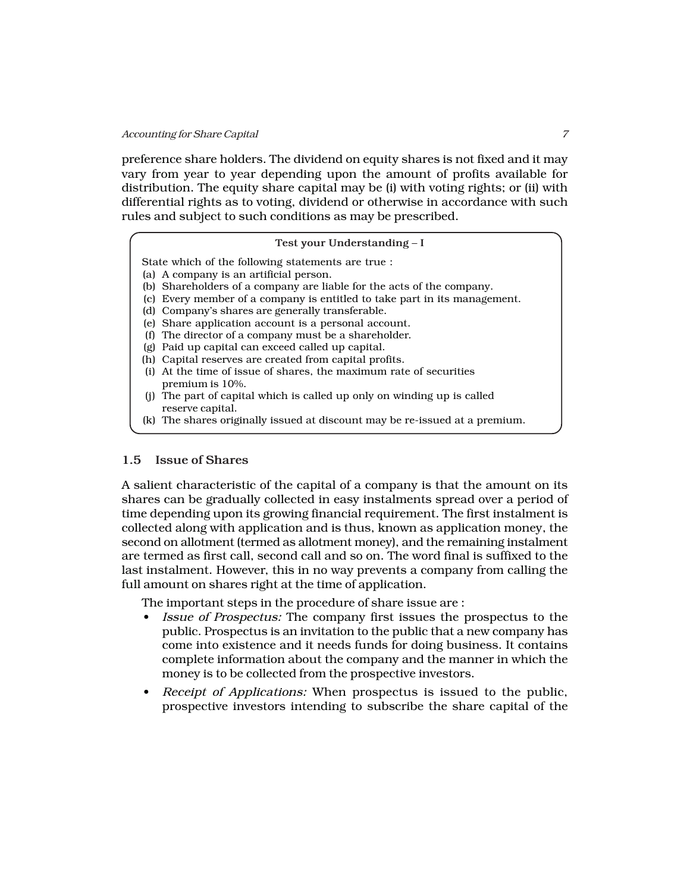preference share holders. The dividend on equity shares is not fixed and it may vary from year to year depending upon the amount of profits available for distribution. The equity share capital may be (i) with voting rights; or (ii) with differential rights as to voting, dividend or otherwise in accordance with such rules and subject to such conditions as may be prescribed.

**Test your Understanding – I**

State which of the following statements are true :

(a) A company is an artificial person.
(b) Shareholders of a company are liable for the acts of the company.
(c) Every member of a company is entitled to take part in its management.
(d) Company's shares are generally transferable.
(e) Share application account is a personal account.
(f) The director of a company must be a shareholder.
(g) Paid up capital can exceed called up capital.
(h) Capital reserves are created from capital profits.
(i) At the time of issue of shares, the maximum rate of securities premium is 10%.
(j) The part of capital which is called up only on winding up is called reserve capital.
(k) The shares originally issued at discount may be re-issued at a premium.

## 1.5 Issue of Shares

A salient characteristic of the capital of a company is that the amount on its shares can be gradually collected in easy instalments spread over a period of time depending upon its growing financial requirement. The first instalment is collected along with application and is thus, known as application money, the second on allotment (termed as allotment money), and the remaining instalment are termed as first call, second call and so on. The word final is suffixed to the last instalment. However, this in no way prevents a company from calling the full amount on shares right at the time of application.

The important steps in the procedure of share issue are :

- *Issue of Prospectus:* The company first issues the prospectus to the public. Prospectus is an invitation to the public that a new company has come into existence and it needs funds for doing business. It contains complete information about the company and the manner in which the money is to be collected from the prospective investors.
- *Receipt of Applications:* When prospectus is issued to the public, prospective investors intending to subscribe the share capital of the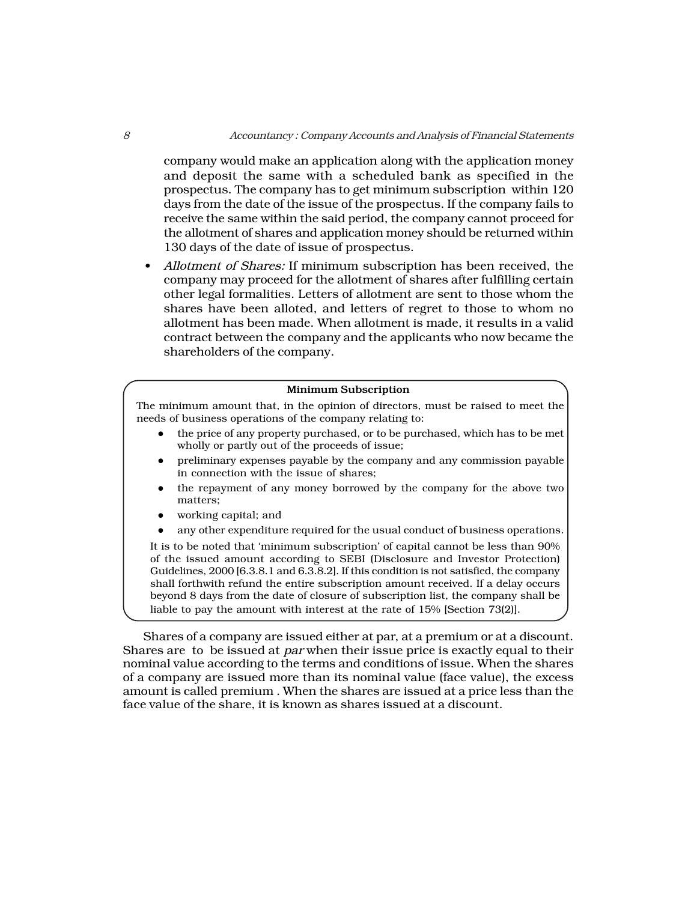company would make an application along with the application money and deposit the same with a scheduled bank as specified in the prospectus. The company has to get minimum subscription within 120 days from the date of the issue of the prospectus. If the company fails to receive the same within the said period, the company cannot proceed for the allotment of shares and application money should be returned within 130 days of the date of issue of prospectus.

- *Allotment of Shares:* If minimum subscription has been received, the company may proceed for the allotment of shares after fulfilling certain other legal formalities. Letters of allotment are sent to those whom the shares have been alloted, and letters of regret to those to whom no allotment has been made. When allotment is made, it results in a valid contract between the company and the applicants who now became the shareholders of the company.

**Minimum Subscription**

The minimum amount that, in the opinion of directors, must be raised to meet the needs of business operations of the company relating to:

- the price of any property purchased, or to be purchased, which has to be met wholly or partly out of the proceeds of issue;
- preliminary expenses payable by the company and any commission payable in connection with the issue of shares;
- the repayment of any money borrowed by the company for the above two matters;
- working capital; and
- any other expenditure required for the usual conduct of business operations.

It is to be noted that 'minimum subscription' of capital cannot be less than 90% of the issued amount according to SEBI (Disclosure and Investor Protection) Guidelines, 2000 [6.3.8.1 and 6.3.8.2]. If this condition is not satisfied, the company shall forthwith refund the entire subscription amount received. If a delay occurs beyond 8 days from the date of closure of subscription list, the company shall be liable to pay the amount with interest at the rate of 15% [Section 73(2)].

Shares of a company are issued either at par, at a premium or at a discount. Shares are to be issued at *par* when their issue price is exactly equal to their nominal value according to the terms and conditions of issue. When the shares of a company are issued more than its nominal value (face value), the excess amount is called premium . When the shares are issued at a price less than the face value of the share, it is known as shares issued at a discount.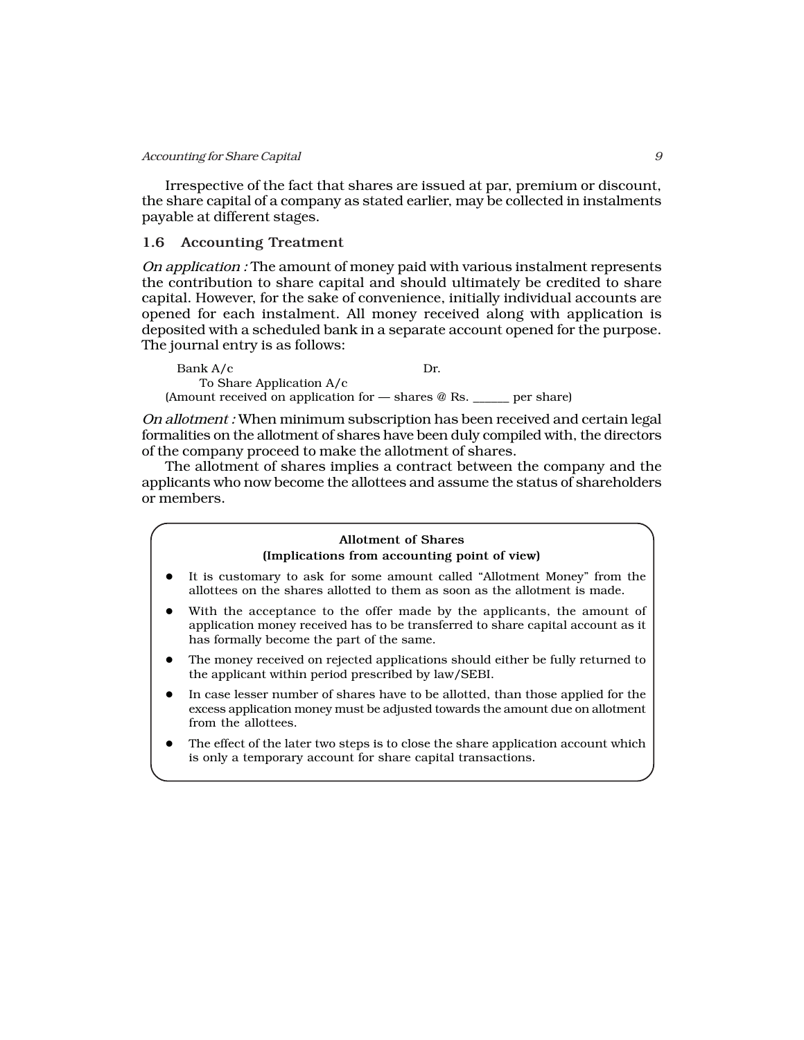Irrespective of the fact that shares are issued at par, premium or discount, the share capital of a company as stated earlier, may be collected in instalments payable at different stages.

## 1.6 Accounting Treatment

*On application :* The amount of money paid with various instalment represents the contribution to share capital and should ultimately be credited to share capital. However, for the sake of convenience, initially individual accounts are opened for each instalment. All money received along with application is deposited with a scheduled bank in a separate account opened for the purpose. The journal entry is as follows:

Bank A/c Dr.
    To Share Application A/c
(Amount received on application for — shares @ Rs. ______ per share)

*On allotment :* When minimum subscription has been received and certain legal formalities on the allotment of shares have been duly compiled with, the directors of the company proceed to make the allotment of shares.

The allotment of shares implies a contract between the company and the applicants who now become the allottees and assume the status of shareholders or members.

**Allotment of Shares**
**(Implications from accounting point of view)**

- It is customary to ask for some amount called "Allotment Money" from the allottees on the shares allotted to them as soon as the allotment is made.
- With the acceptance to the offer made by the applicants, the amount of application money received has to be transferred to share capital account as it has formally become the part of the same.
- The money received on rejected applications should either be fully returned to the applicant within period prescribed by law/SEBI.
- In case lesser number of shares have to be allotted, than those applied for the excess application money must be adjusted towards the amount due on allotment from the allottees.
- The effect of the later two steps is to close the share application account which is only a temporary account for share capital transactions.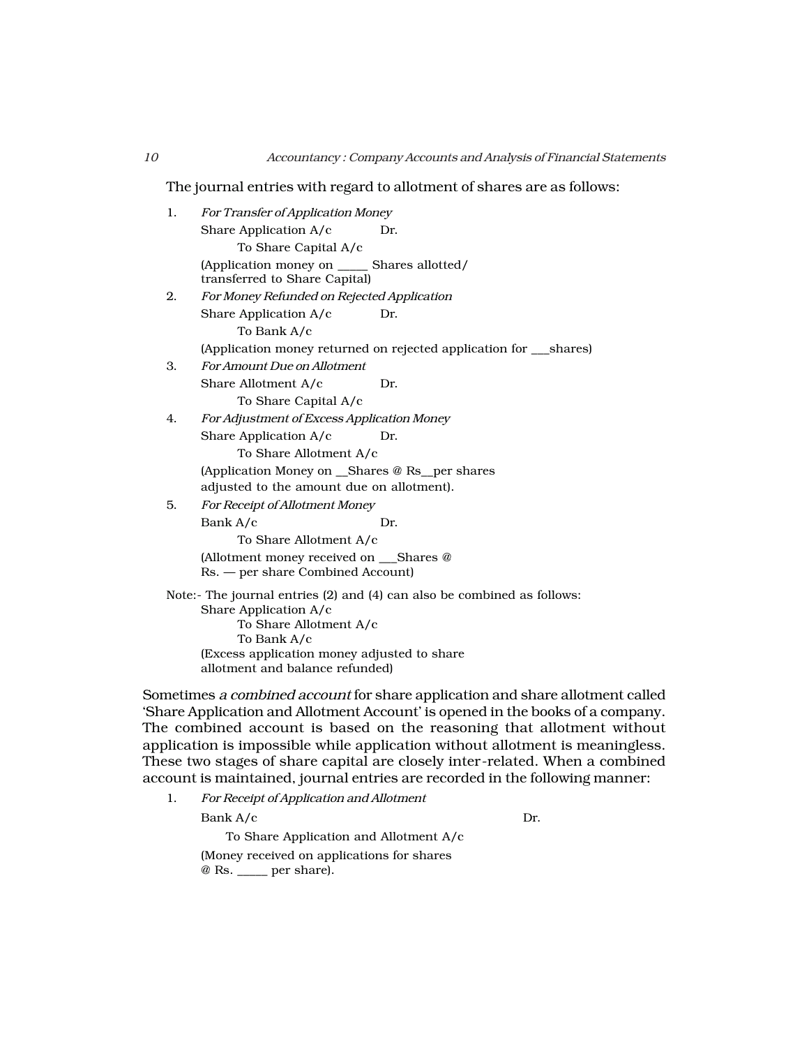The journal entries with regard to allotment of shares are as follows:

1. *For Transfer of Application Money*

   Share Application A/c            Dr.

           To Share Capital A/c

   (Application money on _____ Shares allotted/ transferred to Share Capital)

2. *For Money Refunded on Rejected Application*

   Share Application A/c            Dr.

           To Bank A/c

   (Application money returned on rejected application for ___shares)

3. *For Amount Due on Allotment*

   Share Allotment A/c            Dr.

           To Share Capital A/c

4. *For Adjustment of Excess Application Money*

   Share Application A/c            Dr.

           To Share Allotment A/c

   (Application Money on __Shares @ Rs__per shares adjusted to the amount due on allotment).

5. *For Receipt of Allotment Money*

   Bank A/c            Dr.

           To Share Allotment A/c

   (Allotment money received on ___Shares @ Rs. — per share Combined Account)

Note:- The journal entries (2) and (4) can also be combined as follows:

   Share Application A/c

           To Share Allotment A/c

           To Bank A/c

   (Excess application money adjusted to share allotment and balance refunded)

Sometimes *a combined account* for share application and share allotment called 'Share Application and Allotment Account' is opened in the books of a company. The combined account is based on the reasoning that allotment without application is impossible while application without allotment is meaningless. These two stages of share capital are closely inter-related. When a combined account is maintained, journal entries are recorded in the following manner:

1. *For Receipt of Application and Allotment*

   Bank A/c            Dr.

           To Share Application and Allotment A/c

   (Money received on applications for shares @ Rs. _____ per share).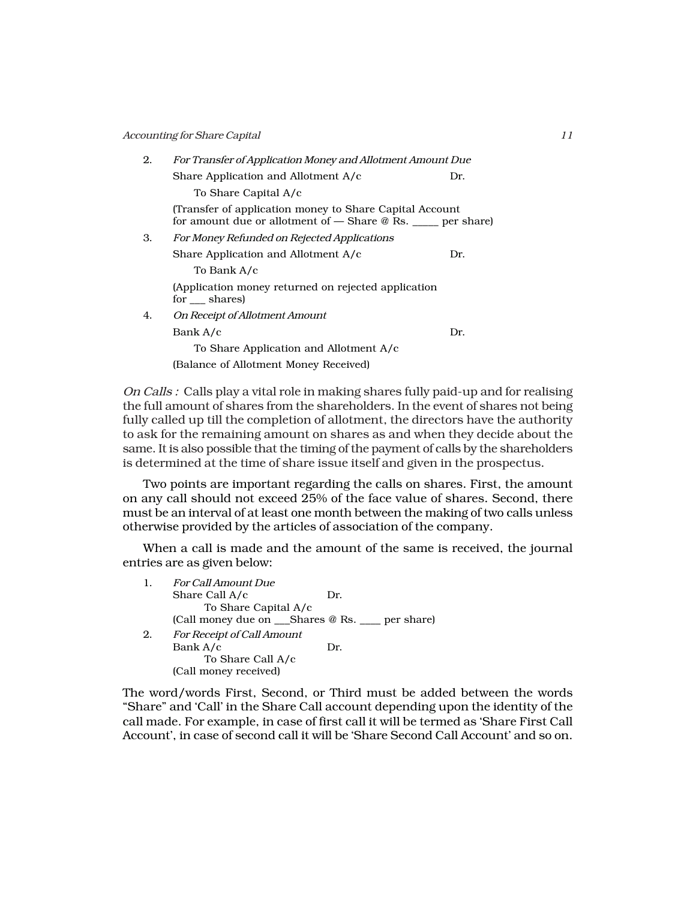2. *For Transfer of Application Money and Allotment Amount Due*

   Share Application and Allotment A/c　　　　Dr.

   　　To Share Capital A/c

   (Transfer of application money to Share Capital Account for amount due or allotment of — Share @ Rs. _____ per share)

3. *For Money Refunded on Rejected Applications*

   Share Application and Allotment A/c　　　　Dr.

   　　To Bank A/c

   (Application money returned on rejected application for ___ shares)

4. *On Receipt of Allotment Amount*

   Bank A/c　　　　Dr.

   　　To Share Application and Allotment A/c

   (Balance of Allotment Money Received)

*On Calls :* Calls play a vital role in making shares fully paid-up and for realising the full amount of shares from the shareholders. In the event of shares not being fully called up till the completion of allotment, the directors have the authority to ask for the remaining amount on shares as and when they decide about the same. It is also possible that the timing of the payment of calls by the shareholders is determined at the time of share issue itself and given in the prospectus.

Two points are important regarding the calls on shares. First, the amount on any call should not exceed 25% of the face value of shares. Second, there must be an interval of at least one month between the making of two calls unless otherwise provided by the articles of association of the company.

When a call is made and the amount of the same is received, the journal entries are as given below:

1. *For Call Amount Due*

   Share Call A/c　　　　Dr.

   　　To Share Capital A/c

   (Call money due on ___Shares @ Rs. ____ per share)

2. *For Receipt of Call Amount*

   Bank A/c　　　　Dr.

   　　To Share Call A/c

   (Call money received)

The word/words First, Second, or Third must be added between the words "Share" and 'Call' in the Share Call account depending upon the identity of the call made. For example, in case of first call it will be termed as 'Share First Call Account', in case of second call it will be 'Share Second Call Account' and so on.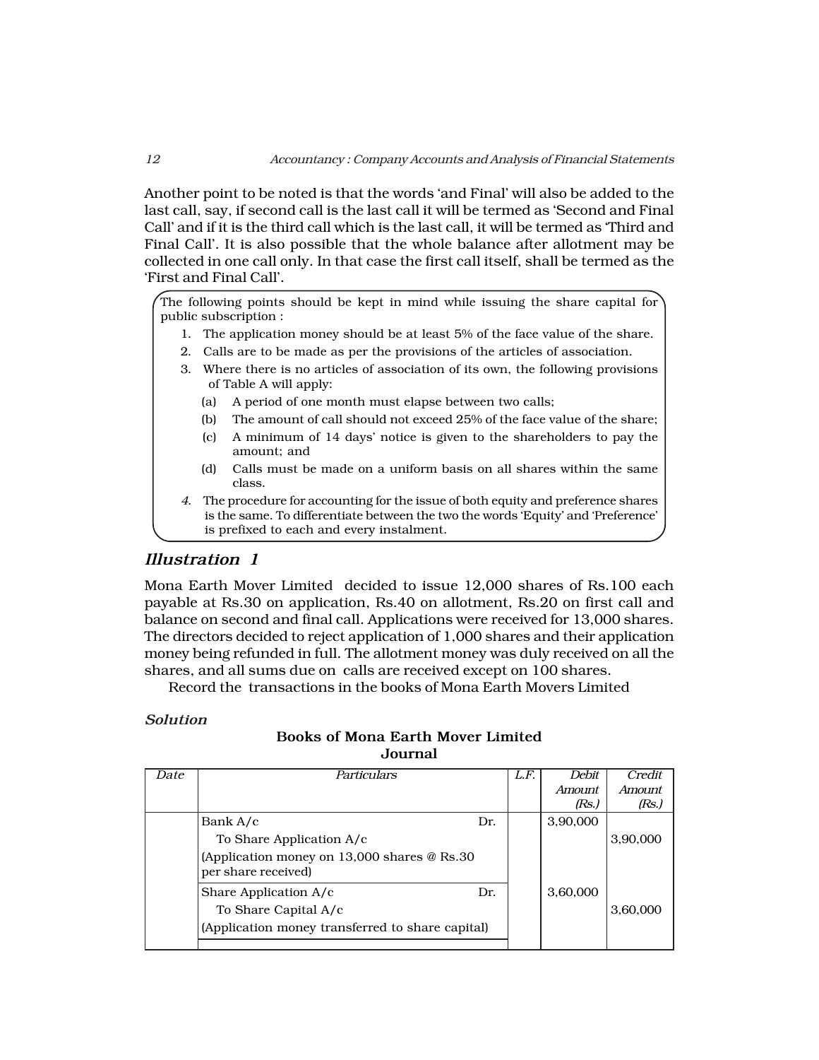Another point to be noted is that the words 'and Final' will also be added to the last call, say, if second call is the last call it will be termed as 'Second and Final Call' and if it is the third call which is the last call, it will be termed as 'Third and Final Call'. It is also possible that the whole balance after allotment may be collected in one call only. In that case the first call itself, shall be termed as the 'First and Final Call'.

> The following points should be kept in mind while issuing the share capital for public subscription :
>
> 1. The application money should be at least 5% of the face value of the share.
> 2. Calls are to be made as per the provisions of the articles of association.
> 3. Where there is no articles of association of its own, the following provisions of Table A will apply:
>    - (a) A period of one month must elapse between two calls;
>    - (b) The amount of call should not exceed 25% of the face value of the share;
>    - (c) A minimum of 14 days' notice is given to the shareholders to pay the amount; and
>    - (d) Calls must be made on a uniform basis on all shares within the same class.
> 4. The procedure for accounting for the issue of both equity and preference shares is the same. To differentiate between the two the words 'Equity' and 'Preference' is prefixed to each and every instalment.

## *Illustration 1*

Mona Earth Mover Limited decided to issue 12,000 shares of Rs.100 each payable at Rs.30 on application, Rs.40 on allotment, Rs.20 on first call and balance on second and final call. Applications were received for 13,000 shares. The directors decided to reject application of 1,000 shares and their application money being refunded in full. The allotment money was duly received on all the shares, and all sums due on calls are received except on 100 shares.

Record the transactions in the books of Mona Earth Movers Limited

***Solution***

**Books of Mona Earth Mover Limited**
**Journal**

| *Date* | *Particulars* | *L.F.* | *Debit Amount (Rs.)* | *Credit Amount (Rs.)* |
|---|---|---|---|---|
| | Bank A/c Dr. | | 3,90,000 | |
| | To Share Application A/c | | | 3,90,000 |
| | (Application money on 13,000 shares @ Rs.30 per share received) | | | |
| | Share Application A/c Dr. | | 3,60,000 | |
| | To Share Capital A/c | | | 3,60,000 |
| | (Application money transferred to share capital) | | | |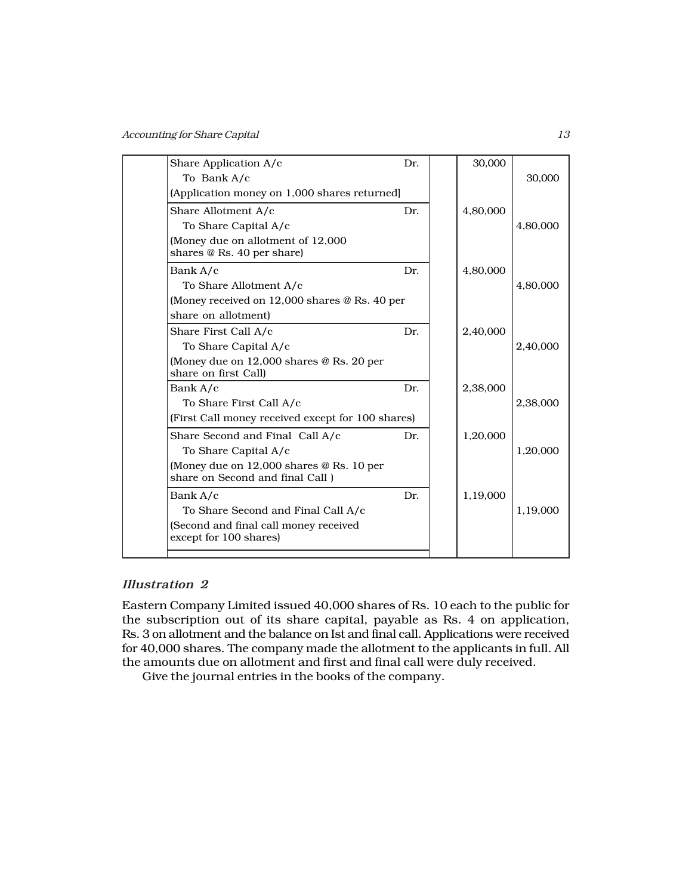| | Particulars | | L.F. | Debit Amount (Rs.) | Credit Amount (Rs.) |
|---|---|---|---|---|---|
| | Share Application A/c | Dr. | | 30,000 | |
| | To Bank A/c | | | | 30,000 |
| | (Application money on 1,000 shares returned] | | | | |
| | Share Allotment A/c | Dr. | | 4,80,000 | |
| | To Share Capital A/c | | | | 4,80,000 |
| | (Money due on allotment of 12,000 shares @ Rs. 40 per share) | | | | |
| | Bank A/c | Dr. | | 4,80,000 | |
| | To Share Allotment A/c | | | | 4,80,000 |
| | (Money received on 12,000 shares @ Rs. 40 per share on allotment) | | | | |
| | Share First Call A/c | Dr. | | 2,40,000 | |
| | To Share Capital A/c | | | | 2,40,000 |
| | (Money due on 12,000 shares @ Rs. 20 per share on first Call) | | | | |
| | Bank A/c | Dr. | | 2,38,000 | |
| | To Share First Call A/c | | | | 2,38,000 |
| | (First Call money received except for 100 shares) | | | | |
| | Share Second and Final Call A/c | Dr. | | 1,20,000 | |
| | To Share Capital A/c | | | | 1,20,000 |
| | (Money due on 12,000 shares @ Rs. 10 per share on Second and final Call ) | | | | |
| | Bank A/c | Dr. | | 1,19,000 | |
| | To Share Second and Final Call A/c | | | | 1,19,000 |
| | (Second and final call money received except for 100 shares) | | | | |

### *Illustration 2*

Eastern Company Limited issued 40,000 shares of Rs. 10 each to the public for the subscription out of its share capital, payable as Rs. 4 on application, Rs. 3 on allotment and the balance on Ist and final call. Applications were received for 40,000 shares. The company made the allotment to the applicants in full. All the amounts due on allotment and first and final call were duly received.

Give the journal entries in the books of the company.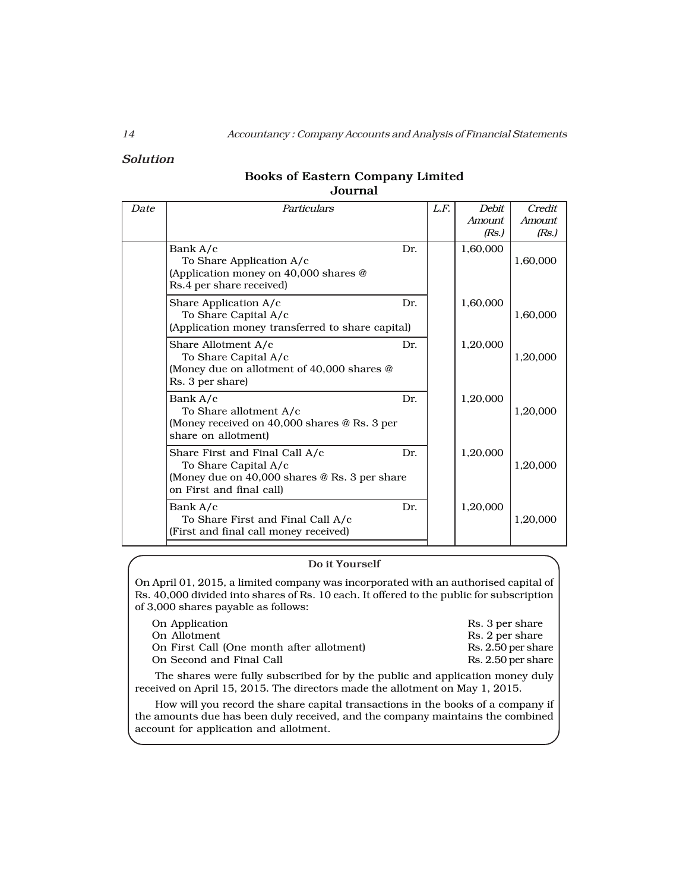*Solution*

**Books of Eastern Company Limited**
**Journal**

| Date | Particulars | | L.F. | Debit Amount (Rs.) | Credit Amount (Rs.) |
|---|---|---|---|---|---|
| | Bank A/c | Dr. | | 1,60,000 | |
| | To Share Application A/c | | | | 1,60,000 |
| | (Application money on 40,000 shares @ Rs.4 per share received) | | | | |
| | Share Application A/c | Dr. | | 1,60,000 | |
| | To Share Capital A/c | | | | 1,60,000 |
| | (Application money transferred to share capital) | | | | |
| | Share Allotment A/c | Dr. | | 1,20,000 | |
| | To Share Capital A/c | | | | 1,20,000 |
| | (Money due on allotment of 40,000 shares @ Rs. 3 per share) | | | | |
| | Bank A/c | Dr. | | 1,20,000 | |
| | To Share allotment A/c | | | | 1,20,000 |
| | (Money received on 40,000 shares @ Rs. 3 per share on allotment) | | | | |
| | Share First and Final Call A/c | Dr. | | 1,20,000 | |
| | To Share Capital A/c | | | | 1,20,000 |
| | (Money due on 40,000 shares @ Rs. 3 per share on First and final call) | | | | |
| | Bank A/c | Dr. | | 1,20,000 | |
| | To Share First and Final Call A/c | | | | 1,20,000 |
| | (First and final call money received) | | | | |

**Do it Yourself**

On April 01, 2015, a limited company was incorporated with an authorised capital of Rs. 40,000 divided into shares of Rs. 10 each. It offered to the public for subscription of 3,000 shares payable as follows:

| | |
|---|---|
| On Application | Rs. 3 per share |
| On Allotment | Rs. 2 per share |
| On First Call (One month after allotment) | Rs. 2.50 per share |
| On Second and Final Call | Rs. 2.50 per share |

The shares were fully subscribed for by the public and application money duly received on April 15, 2015. The directors made the allotment on May 1, 2015.

How will you record the share capital transactions in the books of a company if the amounts due has been duly received, and the company maintains the combined account for application and allotment.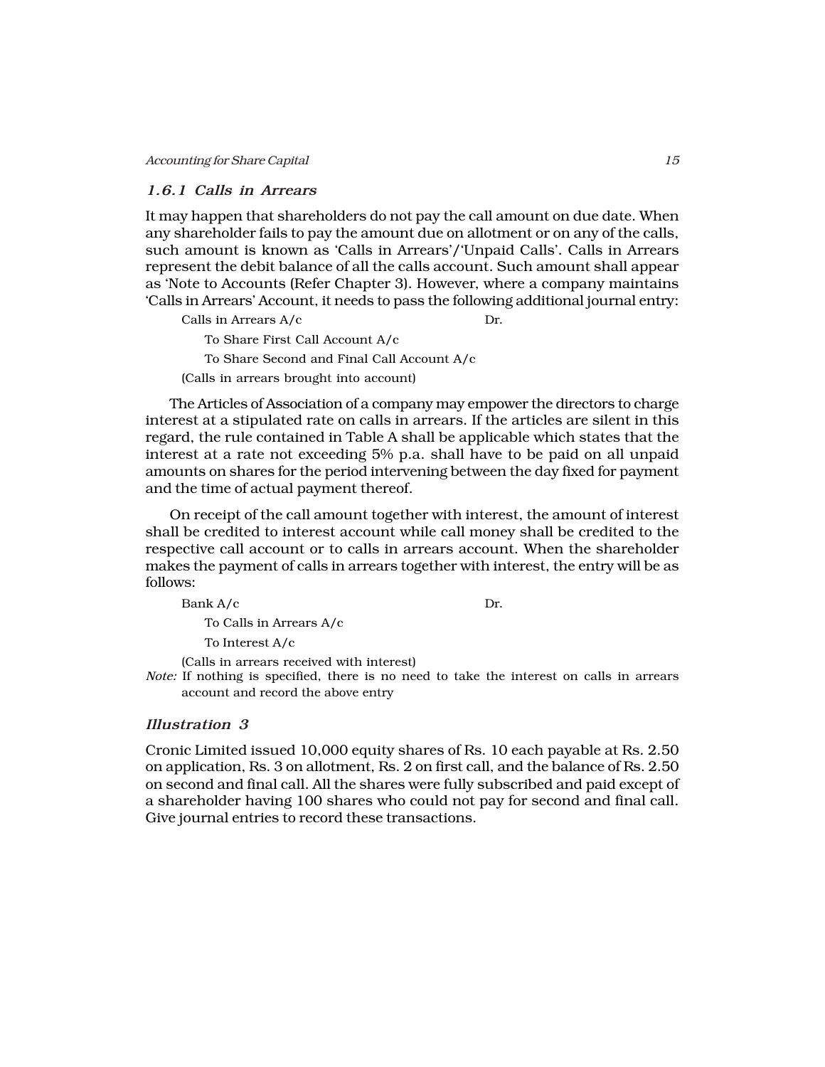### *1.6.1 Calls in Arrears*

It may happen that shareholders do not pay the call amount on due date. When any shareholder fails to pay the amount due on allotment or on any of the calls, such amount is known as 'Calls in Arrears'/'Unpaid Calls'. Calls in Arrears represent the debit balance of all the calls account. Such amount shall appear as 'Note to Accounts (Refer Chapter 3). However, where a company maintains 'Calls in Arrears' Account, it needs to pass the following additional journal entry:

Calls in Arrears A/c Dr.
  To Share First Call Account A/c
  To Share Second and Final Call Account A/c
(Calls in arrears brought into account)

The Articles of Association of a company may empower the directors to charge interest at a stipulated rate on calls in arrears. If the articles are silent in this regard, the rule contained in Table A shall be applicable which states that the interest at a rate not exceeding 5% p.a. shall have to be paid on all unpaid amounts on shares for the period intervening between the day fixed for payment and the time of actual payment thereof.

On receipt of the call amount together with interest, the amount of interest shall be credited to interest account while call money shall be credited to the respective call account or to calls in arrears account. When the shareholder makes the payment of calls in arrears together with interest, the entry will be as follows:

Bank A/c Dr.
  To Calls in Arrears A/c
  To Interest A/c
(Calls in arrears received with interest)

*Note:* If nothing is specified, there is no need to take the interest on calls in arrears account and record the above entry

### *Illustration 3*

Cronic Limited issued 10,000 equity shares of Rs. 10 each payable at Rs. 2.50 on application, Rs. 3 on allotment, Rs. 2 on first call, and the balance of Rs. 2.50 on second and final call. All the shares were fully subscribed and paid except of a shareholder having 100 shares who could not pay for second and final call. Give journal entries to record these transactions.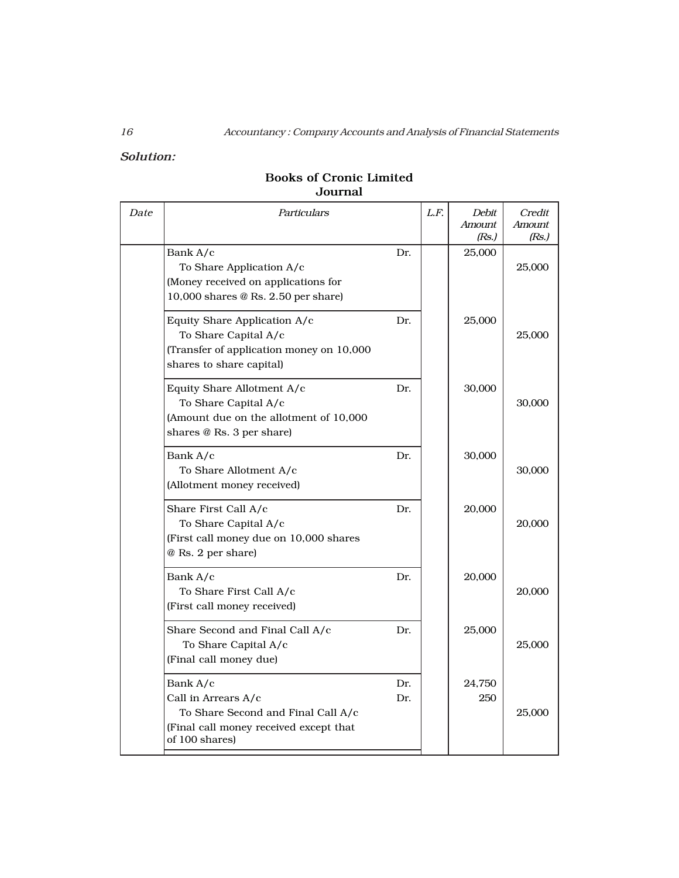*Solution:*

**Books of Cronic Limited**
**Journal**

| *Date* | *Particulars* | | *L.F.* | *Debit Amount (Rs.)* | *Credit Amount (Rs.)* |
|---|---|---|---|---|---|
| | Bank A/c | Dr. | | 25,000 | |
| | To Share Application A/c | | | | 25,000 |
| | (Money received on applications for 10,000 shares @ Rs. 2.50 per share) | | | | |
| | Equity Share Application A/c | Dr. | | 25,000 | |
| | To Share Capital A/c | | | | 25,000 |
| | (Transfer of application money on 10,000 shares to share capital) | | | | |
| | Equity Share Allotment A/c | Dr. | | 30,000 | |
| | To Share Capital A/c | | | | 30,000 |
| | (Amount due on the allotment of 10,000 shares @ Rs. 3 per share) | | | | |
| | Bank A/c | Dr. | | 30,000 | |
| | To Share Allotment A/c | | | | 30,000 |
| | (Allotment money received) | | | | |
| | Share First Call A/c | Dr. | | 20,000 | |
| | To Share Capital A/c | | | | 20,000 |
| | (First call money due on 10,000 shares @ Rs. 2 per share) | | | | |
| | Bank A/c | Dr. | | 20,000 | |
| | To Share First Call A/c | | | | 20,000 |
| | (First call money received) | | | | |
| | Share Second and Final Call A/c | Dr. | | 25,000 | |
| | To Share Capital A/c | | | | 25,000 |
| | (Final call money due) | | | | |
| | Bank A/c | Dr. | | 24,750 | |
| | Call in Arrears A/c | Dr. | | 250 | |
| | To Share Second and Final Call A/c | | | | 25,000 |
| | (Final call money received except that of 100 shares) | | | | |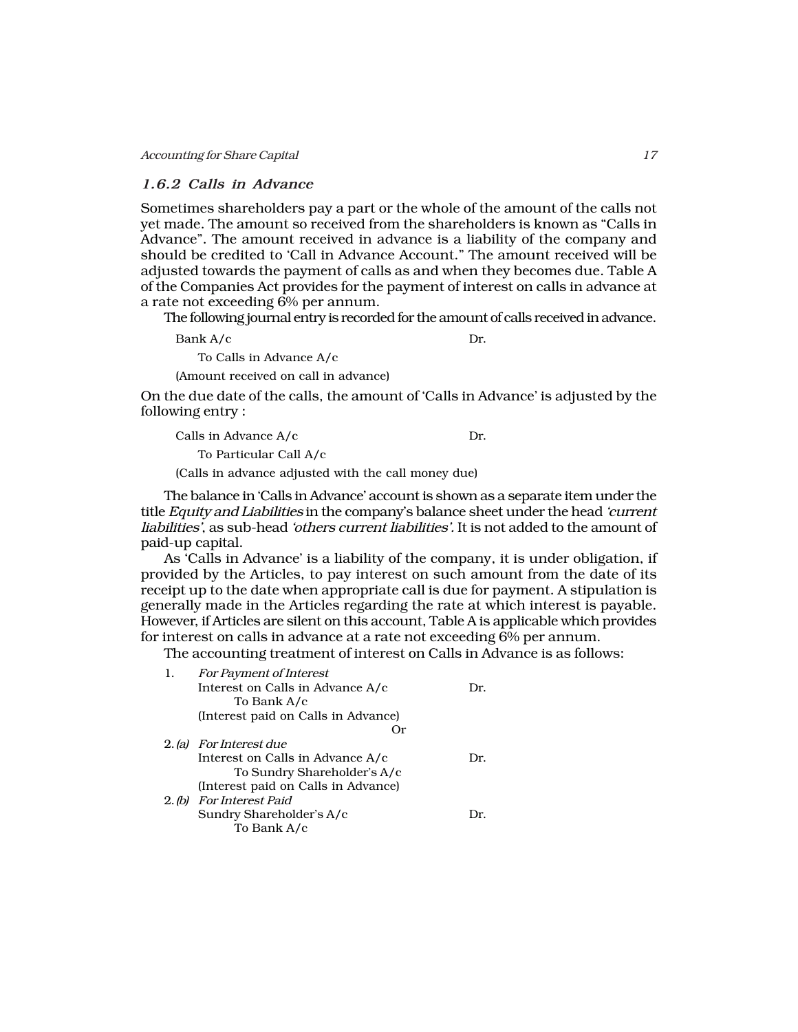### *1.6.2 Calls in Advance*

Sometimes shareholders pay a part or the whole of the amount of the calls not yet made. The amount so received from the shareholders is known as "Calls in Advance". The amount received in advance is a liability of the company and should be credited to 'Call in Advance Account." The amount received will be adjusted towards the payment of calls as and when they becomes due. Table A of the Companies Act provides for the payment of interest on calls in advance at a rate not exceeding 6% per annum.

The following journal entry is recorded for the amount of calls received in advance.

```
Bank A/c                                   Dr.
     To Calls in Advance A/c
(Amount received on call in advance)
```

On the due date of the calls, the amount of 'Calls in Advance' is adjusted by the following entry :

```
Calls in Advance A/c                       Dr.
     To Particular Call A/c
(Calls in advance adjusted with the call money due)
```

The balance in 'Calls in Advance' account is shown as a separate item under the title *Equity and Liabilities* in the company's balance sheet under the head *'current liabilities'*, as sub-head *'others current liabilities'.* It is not added to the amount of paid-up capital.

As 'Calls in Advance' is a liability of the company, it is under obligation, if provided by the Articles, to pay interest on such amount from the date of its receipt up to the date when appropriate call is due for payment. A stipulation is generally made in the Articles regarding the rate at which interest is payable. However, if Articles are silent on this account, Table A is applicable which provides for interest on calls in advance at a rate not exceeding 6% per annum.

The accounting treatment of interest on Calls in Advance is as follows:

```
1.     For Payment of Interest
       Interest on Calls in Advance A/c          Dr.
            To Bank A/c
       (Interest paid on Calls in Advance)
                                        Or
2.(a)  For Interest due
       Interest on Calls in Advance A/c          Dr.
            To Sundry Shareholder's A/c
       (Interest paid on Calls in Advance)
2.(b)  For Interest Paid
       Sundry Shareholder's A/c                  Dr.
            To Bank A/c
```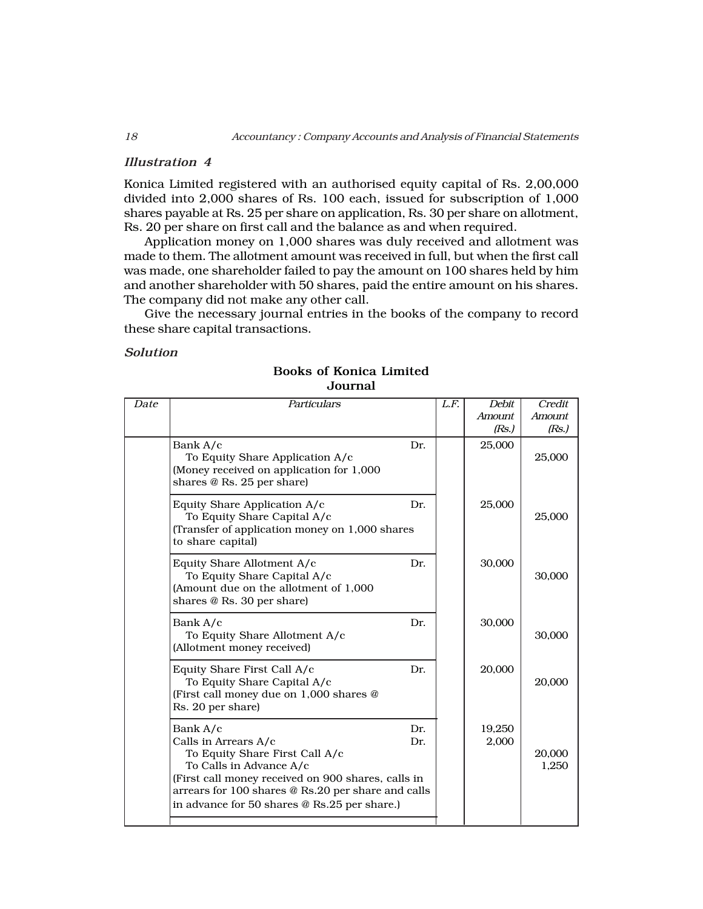### *Illustration 4*

Konica Limited registered with an authorised equity capital of Rs. 2,00,000 divided into 2,000 shares of Rs. 100 each, issued for subscription of 1,000 shares payable at Rs. 25 per share on application, Rs. 30 per share on allotment, Rs. 20 per share on first call and the balance as and when required.

Application money on 1,000 shares was duly received and allotment was made to them. The allotment amount was received in full, but when the first call was made, one shareholder failed to pay the amount on 100 shares held by him and another shareholder with 50 shares, paid the entire amount on his shares. The company did not make any other call.

Give the necessary journal entries in the books of the company to record these share capital transactions.

### *Solution*

**Books of Konica Limited**
**Journal**

| *Date* | *Particulars* | | *L.F.* | *Debit Amount (Rs.)* | *Credit Amount (Rs.)* |
|---|---|---|---|---|---|
| | Bank A/c | Dr. | | 25,000 | |
| | To Equity Share Application A/c | | | | 25,000 |
| | (Money received on application for 1,000 shares @ Rs. 25 per share) | | | | |
| | Equity Share Application A/c | Dr. | | 25,000 | |
| | To Equity Share Capital A/c | | | | 25,000 |
| | (Transfer of application money on 1,000 shares to share capital) | | | | |
| | Equity Share Allotment A/c | Dr. | | 30,000 | |
| | To Equity Share Capital A/c | | | | 30,000 |
| | (Amount due on the allotment of 1,000 shares @ Rs. 30 per share) | | | | |
| | Bank A/c | Dr. | | 30,000 | |
| | To Equity Share Allotment A/c | | | | 30,000 |
| | (Allotment money received) | | | | |
| | Equity Share First Call A/c | Dr. | | 20,000 | |
| | To Equity Share Capital A/c | | | | 20,000 |
| | (First call money due on 1,000 shares @ Rs. 20 per share) | | | | |
| | Bank A/c | Dr. | | 19,250 | |
| | Calls in Arrears A/c | Dr. | | 2,000 | |
| | To Equity Share First Call A/c | | | | 20,000 |
| | To Calls in Advance A/c | | | | 1,250 |
| | (First call money received on 900 shares, calls in arrears for 100 shares @ Rs.20 per share and calls in advance for 50 shares @ Rs.25 per share.) | | | | |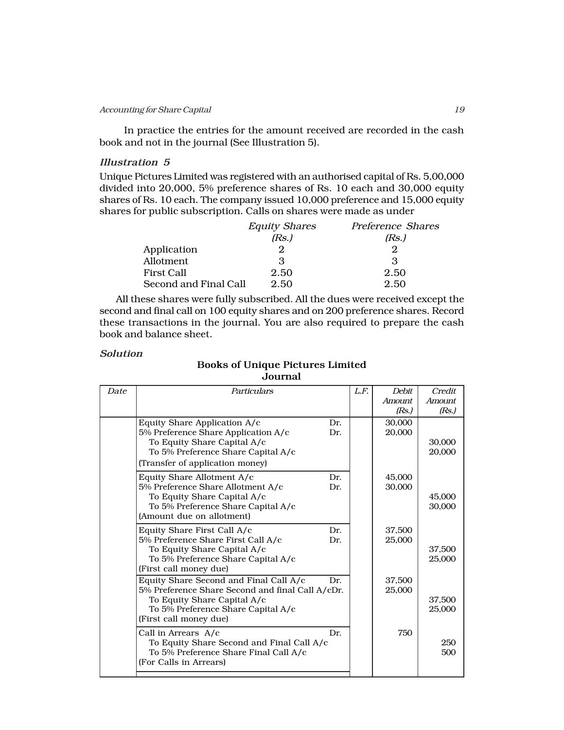In practice the entries for the amount received are recorded in the cash book and not in the journal (See Illustration 5).

### *Illustration 5*

Unique Pictures Limited was registered with an authorised capital of Rs. 5,00,000 divided into 20,000, 5% preference shares of Rs. 10 each and 30,000 equity shares of Rs. 10 each. The company issued 10,000 preference and 15,000 equity shares for public subscription. Calls on shares were made as under

| | *Equity Shares* *(Rs.)* | *Preference Shares* *(Rs.)* |
|---|---|---|
| Application | 2 | 2 |
| Allotment | 3 | 3 |
| First Call | 2.50 | 2.50 |
| Second and Final Call | 2.50 | 2.50 |

All these shares were fully subscribed. All the dues were received except the second and final call on 100 equity shares and on 200 preference shares. Record these transactions in the journal. You are also required to prepare the cash book and balance sheet.

### *Solution*

**Books of Unique Pictures Limited**
**Journal**

| *Date* | *Particulars* | *L.F.* | *Debit Amount (Rs.)* | *Credit Amount (Rs.)* |
|---|---|---|---|---|
| | Equity Share Application A/c Dr.<br>5% Preference Share Application A/c Dr.<br>To Equity Share Capital A/c<br>To 5% Preference Share Capital A/c<br>(Transfer of application money) | | 30,000<br>20,000 | <br><br>30,000<br>20,000 |
| | Equity Share Allotment A/c Dr.<br>5% Preference Share Allotment A/c Dr.<br>To Equity Share Capital A/c<br>To 5% Preference Share Capital A/c<br>(Amount due on allotment) | | 45,000<br>30,000 | <br><br>45,000<br>30,000 |
| | Equity Share First Call A/c Dr.<br>5% Preference Share First Call A/c Dr.<br>To Equity Share Capital A/c<br>To 5% Preference Share Capital A/c<br>(First call money due) | | 37,500<br>25,000 | <br><br>37,500<br>25,000 |
| | Equity Share Second and Final Call A/c Dr.<br>5% Preference Share Second and final Call A/cDr.<br>To Equity Share Capital A/c<br>To 5% Preference Share Capital A/c<br>(First call money due) | | 37,500<br>25,000 | <br><br>37,500<br>25,000 |
| | Call in Arrears A/c Dr.<br>To Equity Share Second and Final Call A/c<br>To 5% Preference Share Final Call A/c<br>(For Calls in Arrears) | | 750 | <br>250<br>500 |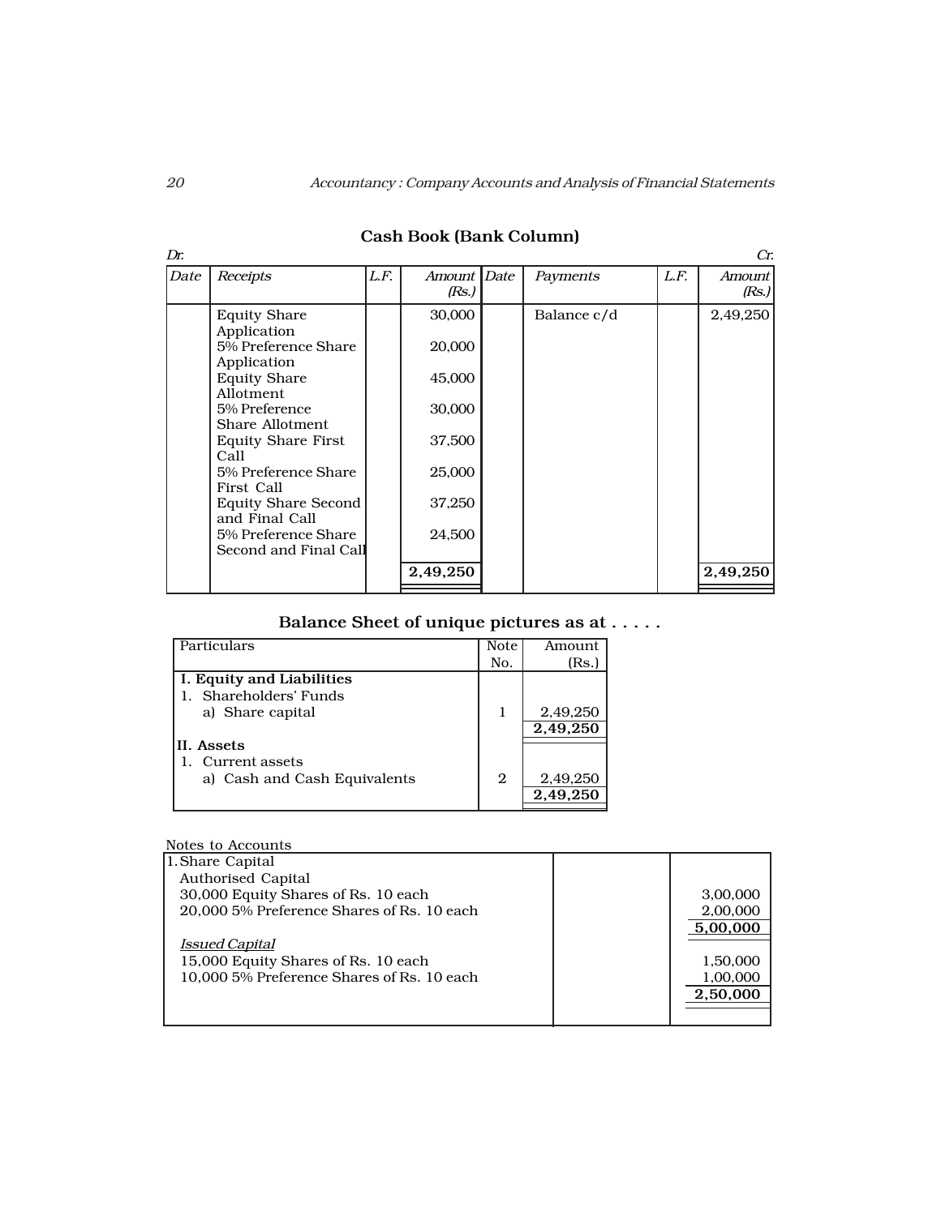## Cash Book (Bank Column)

Dr. | | | | | | | Cr.

| Date | Receipts | L.F. | Amount (Rs.) | Date | Payments | L.F. | Amount (Rs.) |
|---|---|---|---|---|---|---|---|
| | Equity Share Application | | 30,000 | | Balance c/d | | 2,49,250 |
| | 5% Preference Share Application | | 20,000 | | | | |
| | Equity Share Allotment | | 45,000 | | | | |
| | 5% Preference Share Allotment | | 30,000 | | | | |
| | Equity Share First Call | | 37,500 | | | | |
| | 5% Preference Share First Call | | 25,000 | | | | |
| | Equity Share Second and Final Call | | 37,250 | | | | |
| | 5% Preference Share Second and Final Call | | 24,500 | | | | |
| | | | **2,49,250** | | | | **2,49,250** |

## Balance Sheet of unique pictures as at . . . . .

| Particulars | Note No. | Amount (Rs.) |
|---|---|---|
| **I. Equity and Liabilities** | | |
| 1. Shareholders' Funds | | |
| a) Share capital | 1 | 2,49,250 |
| | | **2,49,250** |
| **II. Assets** | | |
| 1. Current assets | | |
| a) Cash and Cash Equivalents | 2 | 2,49,250 |
| | | **2,49,250** |

Notes to Accounts

| | | |
|---|---|---|
| 1. Share Capital | | |
| Authorised Capital | | |
| 30,000 Equity Shares of Rs. 10 each | | 3,00,000 |
| 20,000 5% Preference Shares of Rs. 10 each | | 2,00,000 |
| | | **5,00,000** |
| *Issued Capital* | | |
| 15,000 Equity Shares of Rs. 10 each | | 1,50,000 |
| 10,000 5% Preference Shares of Rs. 10 each | | 1,00,000 |
| | | **2,50,000** |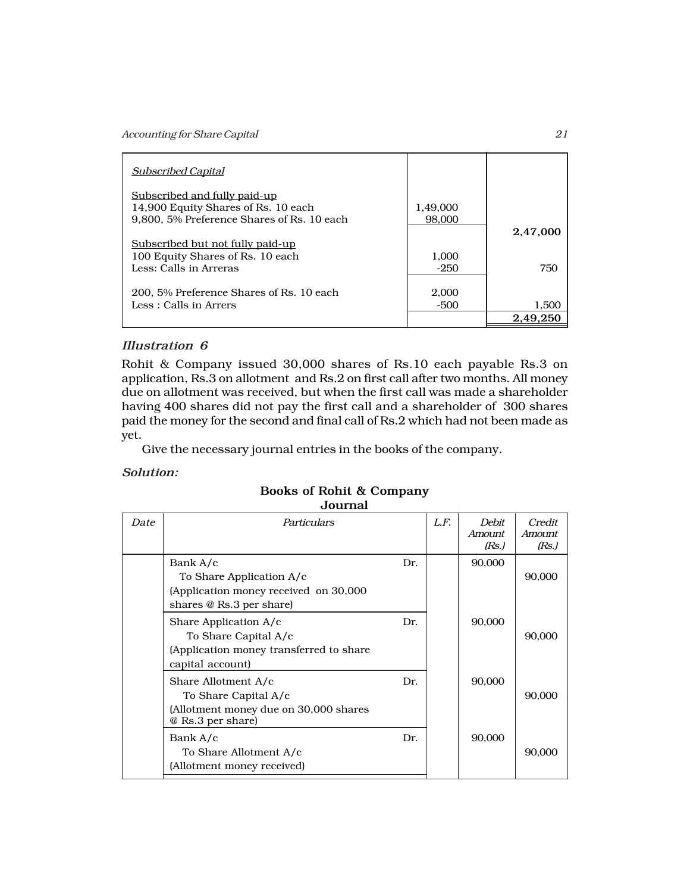| | | |
|---|---|---|
| <u>Subscribed Capital</u> | | |
| <u>Subscribed and fully paid-up</u> | | |
| 14,900 Equity Shares of Rs. 10 each | 1,49,000 | |
| 9,800, 5% Preference Shares of Rs. 10 each | 98,000 | |
| | | **2,47,000** |
| <u>Subscribed but not fully paid-up</u> | | |
| 100 Equity Shares of Rs. 10 each | 1,000 | |
| Less: Calls in Arreras | -250 | 750 |
| 200, 5% Preference Shares of Rs. 10 each | 2,000 | |
| Less : Calls in Arrers | -500 | 1,500 |
| | | **2,49,250** |

### *Illustration 6*

Rohit & Company issued 30,000 shares of Rs.10 each payable Rs.3 on application, Rs.3 on allotment and Rs.2 on first call after two months. All money due on allotment was received, but when the first call was made a shareholder having 400 shares did not pay the first call and a shareholder of 300 shares paid the money for the second and final call of Rs.2 which had not been made as yet.

Give the necessary journal entries in the books of the company.

***Solution:***

**Books of Rohit & Company**
**Journal**

| *Date* | *Particulars* | | *L.F.* | *Debit Amount (Rs.)* | *Credit Amount (Rs.)* |
|---|---|---|---|---|---|
| | Bank A/c | Dr. | | 90,000 | |
| | To Share Application A/c | | | | 90,000 |
| | (Application money received on 30,000 shares @ Rs.3 per share) | | | | |
| | Share Application A/c | Dr. | | 90,000 | |
| | To Share Capital A/c | | | | 90,000 |
| | (Application money transferred to share capital account) | | | | |
| | Share Allotment A/c | Dr. | | 90,000 | |
| | To Share Capital A/c | | | | 90,000 |
| | (Allotment money due on 30,000 shares @ Rs.3 per share) | | | | |
| | Bank A/c | Dr. | | 90,000 | |
| | To Share Allotment A/c | | | | 90,000 |
| | (Allotment money received) | | | | |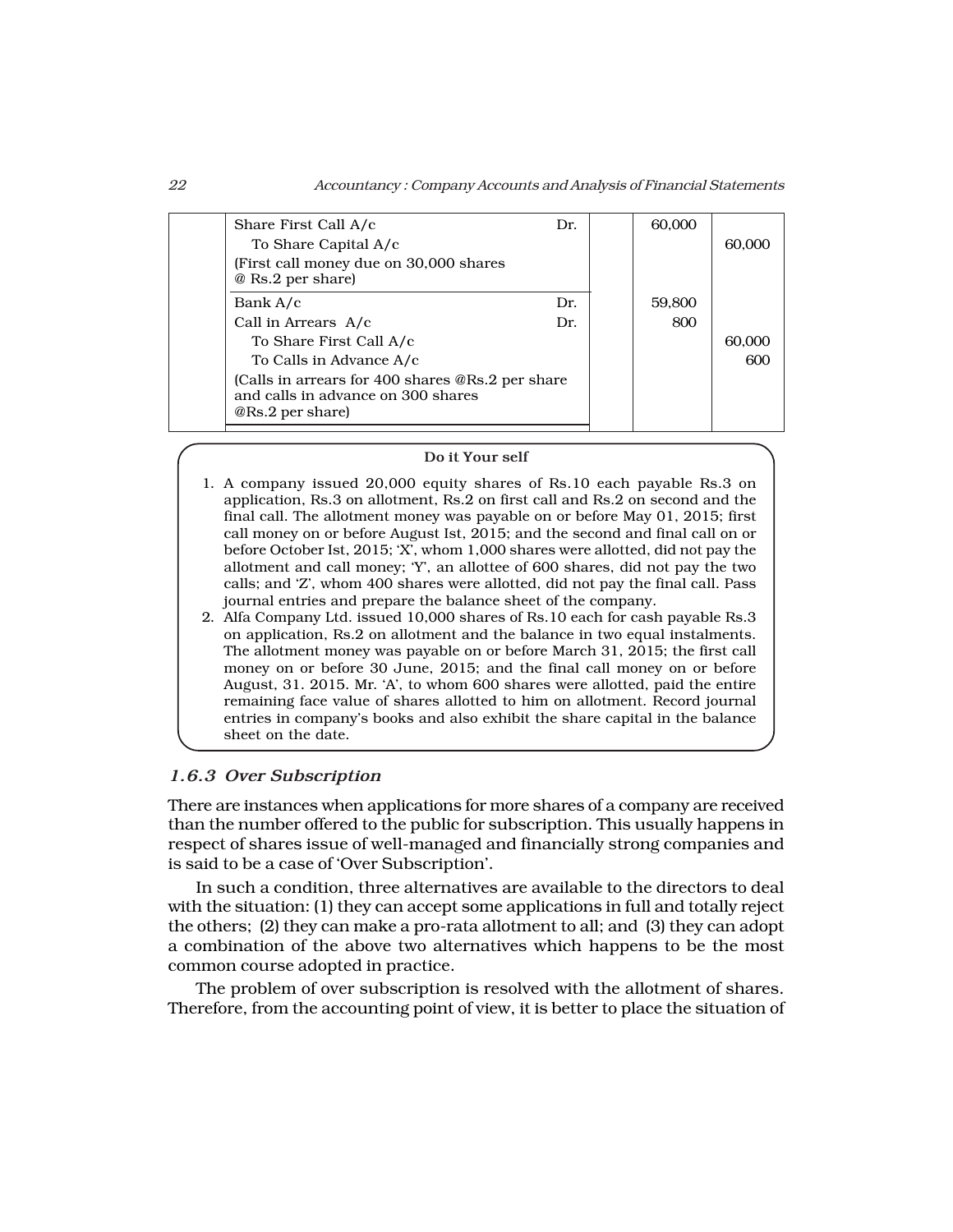| | | | | |
|---|---|---|---|---|
| | Share First Call A/c Dr. | | 60,000 | |
| | To Share Capital A/c | | | 60,000 |
| | (First call money due on 30,000 shares @ Rs.2 per share) | | | |
| | Bank A/c Dr. | | 59,800 | |
| | Call in Arrears A/c Dr. | | 800 | |
| | To Share First Call A/c | | | 60,000 |
| | To Calls in Advance A/c | | | 600 |
| | (Calls in arrears for 400 shares @Rs.2 per share and calls in advance on 300 shares @Rs.2 per share) | | | |

**Do it Your self**

1. A company issued 20,000 equity shares of Rs.10 each payable Rs.3 on application, Rs.3 on allotment, Rs.2 on first call and Rs.2 on second and the final call. The allotment money was payable on or before May 01, 2015; first call money on or before August Ist, 2015; and the second and final call on or before October Ist, 2015; 'X', whom 1,000 shares were allotted, did not pay the allotment and call money; 'Y', an allottee of 600 shares, did not pay the two calls; and 'Z', whom 400 shares were allotted, did not pay the final call. Pass journal entries and prepare the balance sheet of the company.
2. Alfa Company Ltd. issued 10,000 shares of Rs.10 each for cash payable Rs.3 on application, Rs.2 on allotment and the balance in two equal instalments. The allotment money was payable on or before March 31, 2015; the first call money on or before 30 June, 2015; and the final call money on or before August, 31. 2015. Mr. 'A', to whom 600 shares were allotted, paid the entire remaining face value of shares allotted to him on allotment. Record journal entries in company's books and also exhibit the share capital in the balance sheet on the date.

### *1.6.3 Over Subscription*

There are instances when applications for more shares of a company are received than the number offered to the public for subscription. This usually happens in respect of shares issue of well-managed and financially strong companies and is said to be a case of 'Over Subscription'.

In such a condition, three alternatives are available to the directors to deal with the situation: (1) they can accept some applications in full and totally reject the others; (2) they can make a pro-rata allotment to all; and (3) they can adopt a combination of the above two alternatives which happens to be the most common course adopted in practice.

The problem of over subscription is resolved with the allotment of shares. Therefore, from the accounting point of view, it is better to place the situation of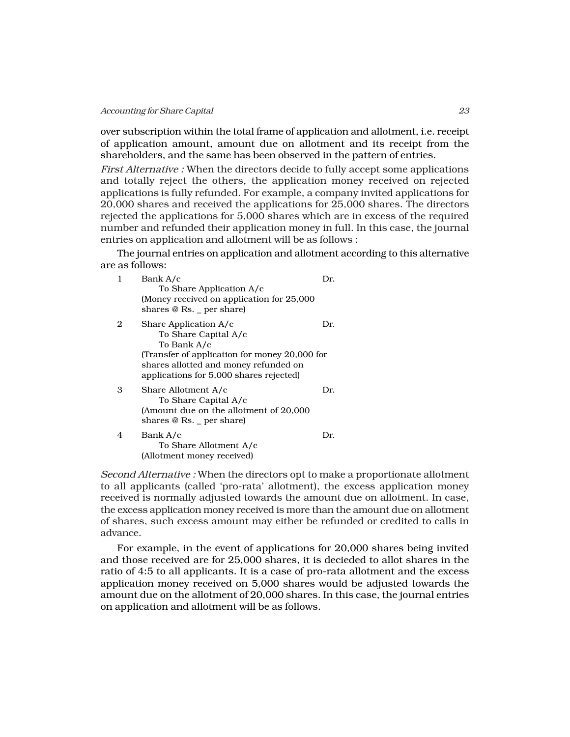over subscription within the total frame of application and allotment, i.e. receipt of application amount, amount due on allotment and its receipt from the shareholders, and the same has been observed in the pattern of entries.

*First Alternative :* When the directors decide to fully accept some applications and totally reject the others, the application money received on rejected applications is fully refunded. For example, a company invited applications for 20,000 shares and received the applications for 25,000 shares. The directors rejected the applications for 5,000 shares which are in excess of the required number and refunded their application money in full. In this case, the journal entries on application and allotment will be as follows :

The journal entries on application and allotment according to this alternative are as follows:

| | | |
|---|---|---|
| 1 | Bank A/c<br>To Share Application A/c<br>(Money received on application for 25,000 shares @ Rs. _ per share) | Dr. |
| 2 | Share Application A/c<br>To Share Capital A/c<br>To Bank A/c<br>(Transfer of application for money 20,000 for shares allotted and money refunded on applications for 5,000 shares rejected) | Dr. |
| 3 | Share Allotment A/c<br>To Share Capital A/c<br>(Amount due on the allotment of 20,000 shares @ Rs. _ per share) | Dr. |
| 4 | Bank A/c<br>To Share Allotment A/c<br>(Allotment money received) | Dr. |

*Second Alternative :* When the directors opt to make a proportionate allotment to all applicants (called 'pro-rata' allotment), the excess application money received is normally adjusted towards the amount due on allotment. In case, the excess application money received is more than the amount due on allotment of shares, such excess amount may either be refunded or credited to calls in advance.

For example, in the event of applications for 20,000 shares being invited and those received are for 25,000 shares, it is decieded to allot shares in the ratio of 4:5 to all applicants. It is a case of pro-rata allotment and the excess application money received on 5,000 shares would be adjusted towards the amount due on the allotment of 20,000 shares. In this case, the journal entries on application and allotment will be as follows.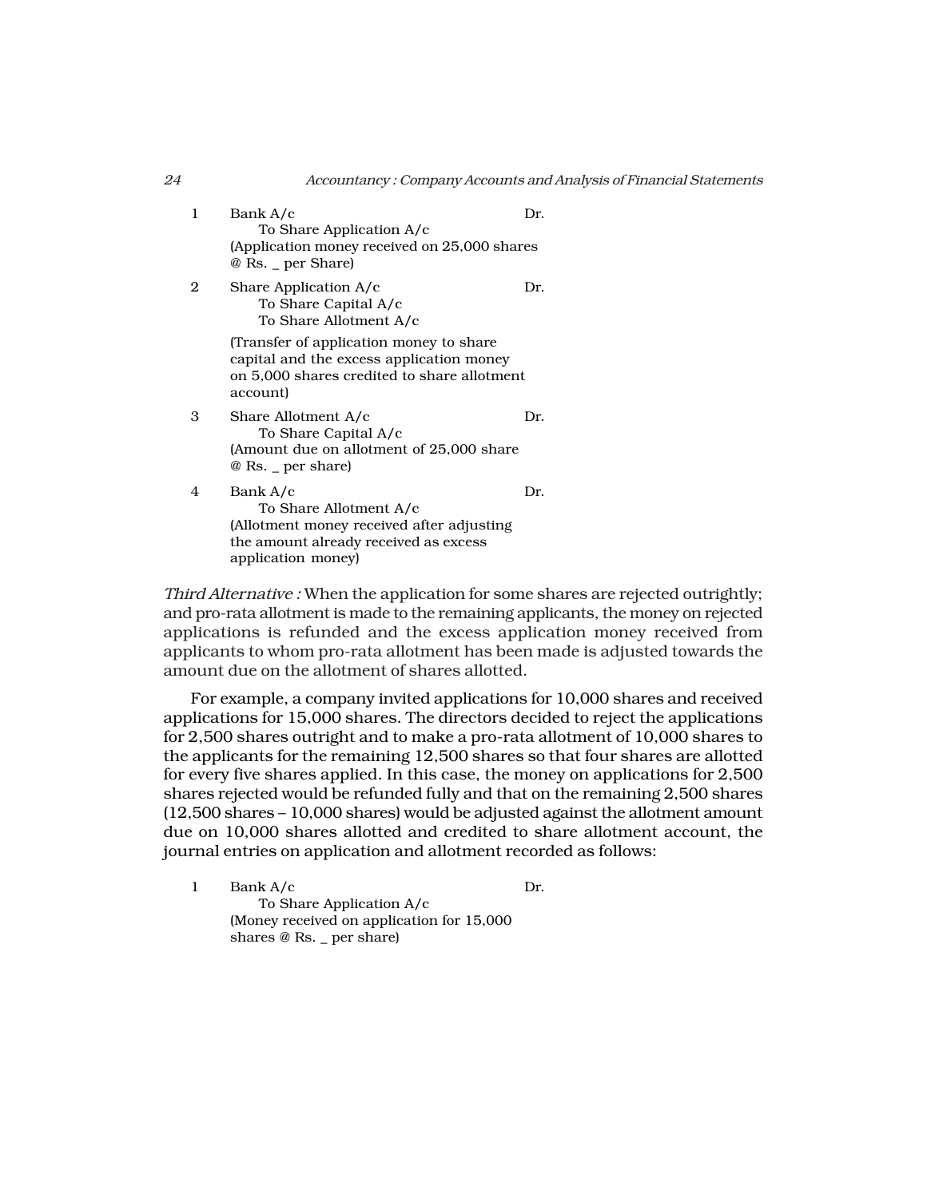| | | |
|---|---|---|
| 1 | Bank A/c<br>&nbsp;&nbsp;&nbsp;&nbsp;To Share Application A/c<br>(Application money received on 25,000 shares @ Rs. _ per Share) | Dr. |
| 2 | Share Application A/c<br>&nbsp;&nbsp;&nbsp;&nbsp;To Share Capital A/c<br>&nbsp;&nbsp;&nbsp;&nbsp;To Share Allotment A/c<br>(Transfer of application money to share capital and the excess application money on 5,000 shares credited to share allotment account) | Dr. |
| 3 | Share Allotment A/c<br>&nbsp;&nbsp;&nbsp;&nbsp;To Share Capital A/c<br>(Amount due on allotment of 25,000 share @ Rs. _ per share) | Dr. |
| 4 | Bank A/c<br>&nbsp;&nbsp;&nbsp;&nbsp;To Share Allotment A/c<br>(Allotment money received after adjusting the amount already received as excess application money) | Dr. |

*Third Alternative :* When the application for some shares are rejected outrightly; and pro-rata allotment is made to the remaining applicants, the money on rejected applications is refunded and the excess application money received from applicants to whom pro-rata allotment has been made is adjusted towards the amount due on the allotment of shares allotted.

For example, a company invited applications for 10,000 shares and received applications for 15,000 shares. The directors decided to reject the applications for 2,500 shares outright and to make a pro-rata allotment of 10,000 shares to the applicants for the remaining 12,500 shares so that four shares are allotted for every five shares applied. In this case, the money on applications for 2,500 shares rejected would be refunded fully and that on the remaining 2,500 shares (12,500 shares – 10,000 shares) would be adjusted against the allotment amount due on 10,000 shares allotted and credited to share allotment account, the journal entries on application and allotment recorded as follows:

| | | |
|---|---|---|
| 1 | Bank A/c<br>&nbsp;&nbsp;&nbsp;&nbsp;To Share Application A/c<br>(Money received on application for 15,000 shares @ Rs. _ per share) | Dr. |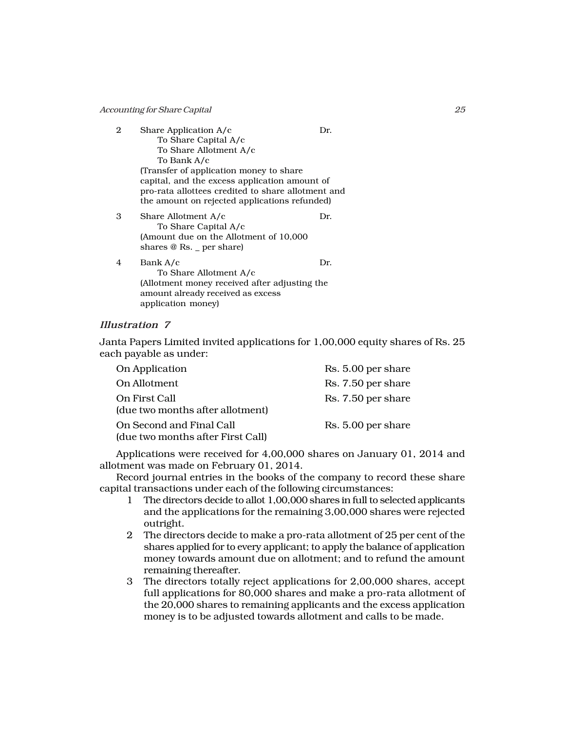| | | |
|---|---|---|
| 2 | Share Application A/c<br>To Share Capital A/c<br>To Share Allotment A/c<br>To Bank A/c<br>(Transfer of application money to share capital, and the excess application amount of pro-rata allottees credited to share allotment and the amount on rejected applications refunded) | Dr. |
| 3 | Share Allotment A/c<br>To Share Capital A/c<br>(Amount due on the Allotment of 10,000 shares @ Rs. _ per share) | Dr. |
| 4 | Bank A/c<br>To Share Allotment A/c<br>(Allotment money received after adjusting the amount already received as excess application money) | Dr. |

### *Illustration 7*

Janta Papers Limited invited applications for 1,00,000 equity shares of Rs. 25 each payable as under:

| | |
|---|---|
| On Application | Rs. 5.00 per share |
| On Allotment | Rs. 7.50 per share |
| On First Call<br>(due two months after allotment) | Rs. 7.50 per share |
| On Second and Final Call<br>(due two months after First Call) | Rs. 5.00 per share |

Applications were received for 4,00,000 shares on January 01, 2014 and allotment was made on February 01, 2014.

Record journal entries in the books of the company to record these share capital transactions under each of the following circumstances:

1. The directors decide to allot 1,00,000 shares in full to selected applicants and the applications for the remaining 3,00,000 shares were rejected outright.
2. The directors decide to make a pro-rata allotment of 25 per cent of the shares applied for to every applicant; to apply the balance of application money towards amount due on allotment; and to refund the amount remaining thereafter.
3. The directors totally reject applications for 2,00,000 shares, accept full applications for 80,000 shares and make a pro-rata allotment of the 20,000 shares to remaining applicants and the excess application money is to be adjusted towards allotment and calls to be made.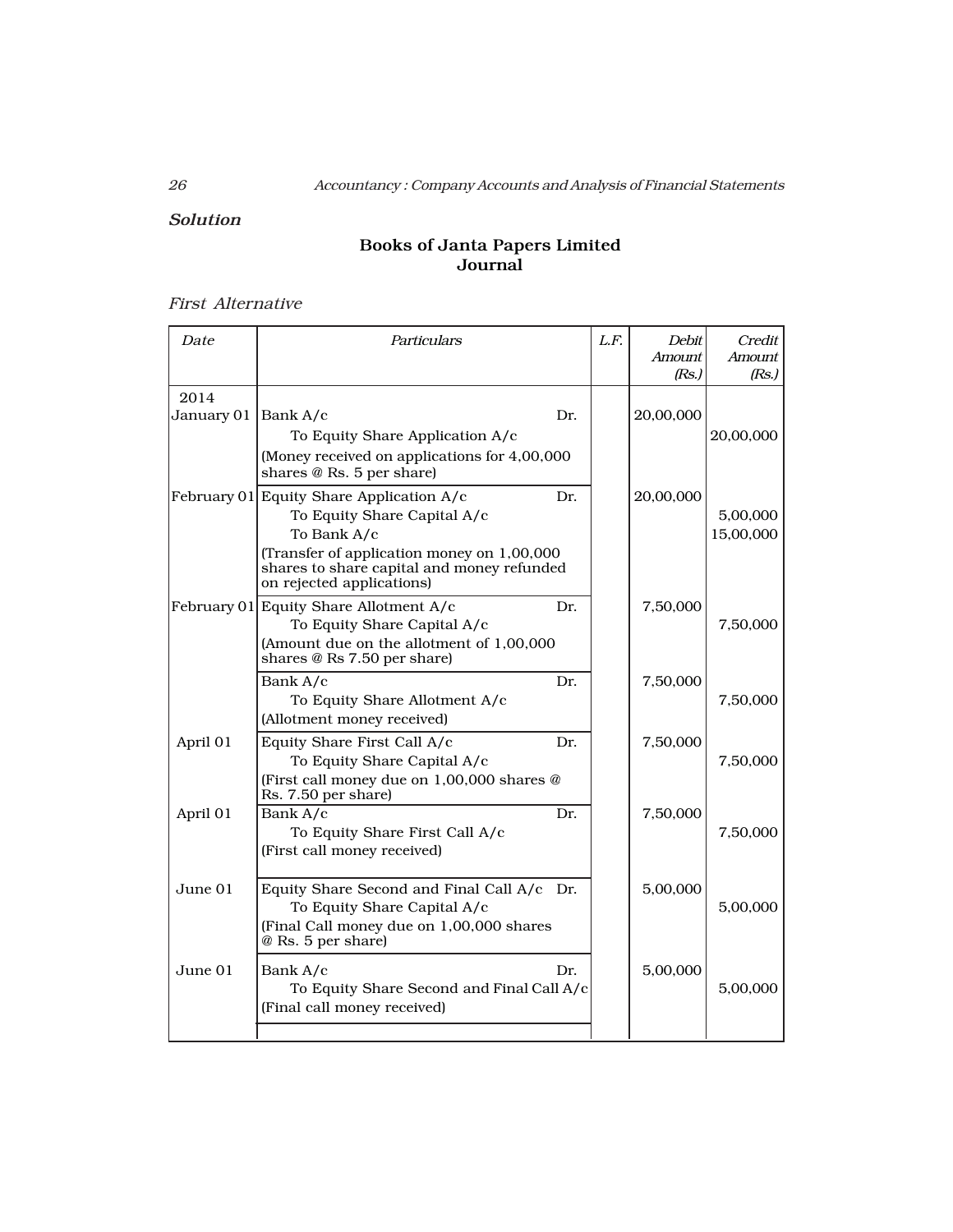*Solution*

**Books of Janta Papers Limited**
**Journal**

*First Alternative*

| Date | Particulars | | L.F. | Debit Amount (Rs.) | Credit Amount (Rs.) |
|---|---|---|---|---|---|
| 2014 | | | | | |
| January 01 | Bank A/c | Dr. | | 20,00,000 | |
| | To Equity Share Application A/c | | | | 20,00,000 |
| | (Money received on applications for 4,00,000 shares @ Rs. 5 per share) | | | | |
| February 01 | Equity Share Application A/c | Dr. | | 20,00,000 | |
| | To Equity Share Capital A/c | | | | 5,00,000 |
| | To Bank A/c | | | | 15,00,000 |
| | (Transfer of application money on 1,00,000 shares to share capital and money refunded on rejected applications) | | | | |
| February 01 | Equity Share Allotment A/c | Dr. | | 7,50,000 | |
| | To Equity Share Capital A/c | | | | 7,50,000 |
| | (Amount due on the allotment of 1,00,000 shares @ Rs 7.50 per share) | | | | |
| | Bank A/c | Dr. | | 7,50,000 | |
| | To Equity Share Allotment A/c | | | | 7,50,000 |
| | (Allotment money received) | | | | |
| April 01 | Equity Share First Call A/c | Dr. | | 7,50,000 | |
| | To Equity Share Capital A/c | | | | 7,50,000 |
| | (First call money due on 1,00,000 shares @ Rs. 7.50 per share) | | | | |
| April 01 | Bank A/c | Dr. | | 7,50,000 | |
| | To Equity Share First Call A/c | | | | 7,50,000 |
| | (First call money received) | | | | |
| June 01 | Equity Share Second and Final Call A/c | Dr. | | 5,00,000 | |
| | To Equity Share Capital A/c | | | | 5,00,000 |
| | (Final Call money due on 1,00,000 shares @ Rs. 5 per share) | | | | |
| June 01 | Bank A/c | Dr. | | 5,00,000 | |
| | To Equity Share Second and Final Call A/c | | | | 5,00,000 |
| | (Final call money received) | | | | |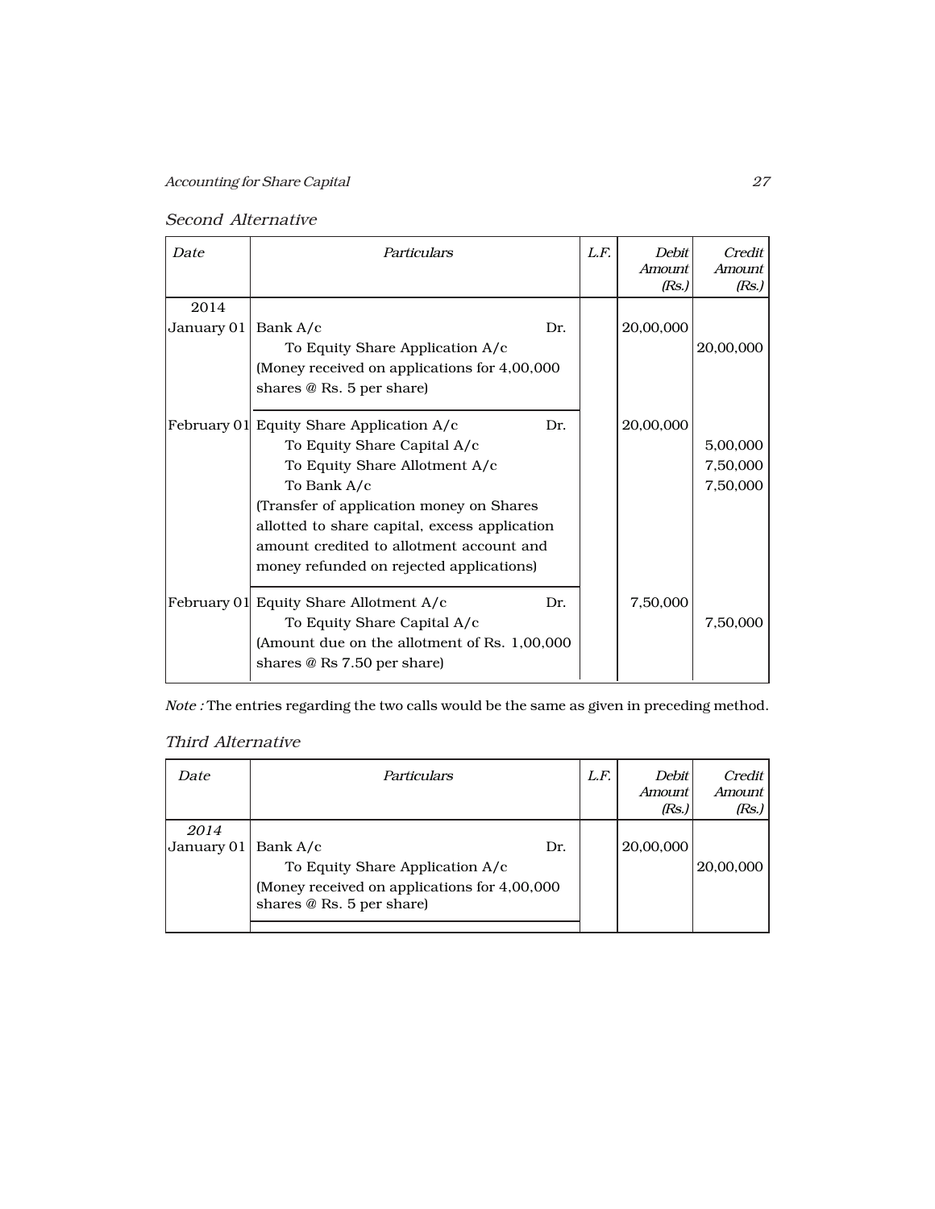*Second Alternative*

| *Date* | *Particulars* | | *L.F.* | *Debit Amount (Rs.)* | *Credit Amount (Rs.)* |
|---|---|---|---|---|---|
| 2014 | | | | | |
| January 01 | Bank A/c | Dr. | | 20,00,000 | |
| | To Equity Share Application A/c | | | | 20,00,000 |
| | (Money received on applications for 4,00,000 shares @ Rs. 5 per share) | | | | |
| February 01 | Equity Share Application A/c | Dr. | | 20,00,000 | |
| | To Equity Share Capital A/c | | | | 5,00,000 |
| | To Equity Share Allotment A/c | | | | 7,50,000 |
| | To Bank A/c | | | | 7,50,000 |
| | (Transfer of application money on Shares allotted to share capital, excess application amount credited to allotment account and money refunded on rejected applications) | | | | |
| February 01 | Equity Share Allotment A/c | Dr. | | 7,50,000 | |
| | To Equity Share Capital A/c | | | | 7,50,000 |
| | (Amount due on the allotment of Rs. 1,00,000 shares @ Rs 7.50 per share) | | | | |

*Note :* The entries regarding the two calls would be the same as given in preceding method.

*Third Alternative*

| *Date* | *Particulars* | | *L.F.* | *Debit Amount (Rs.)* | *Credit Amount (Rs.)* |
|---|---|---|---|---|---|
| *2014* | | | | | |
| January 01 | Bank A/c | Dr. | | 20,00,000 | |
| | To Equity Share Application A/c | | | | 20,00,000 |
| | (Money received on applications for 4,00,000 shares @ Rs. 5 per share) | | | | |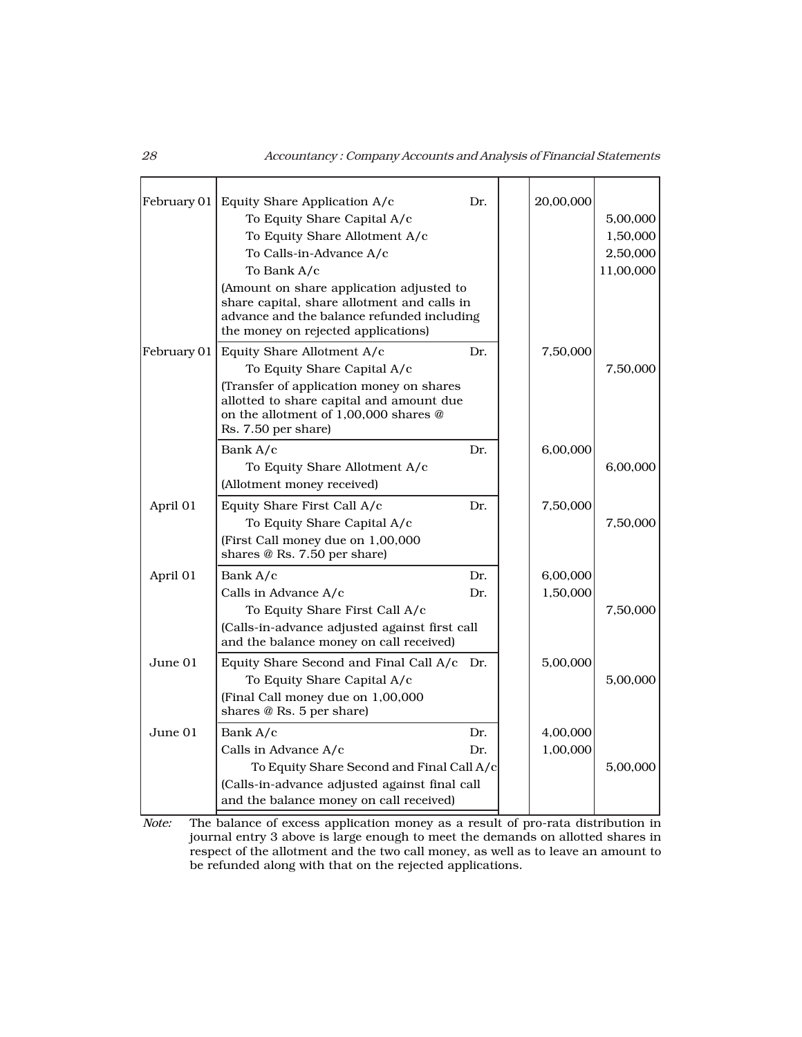| Date | Particulars | | L.F. | Debit Amount (Rs.) | Credit Amount (Rs.) |
|---|---|---|---|---|---|
| February 01 | Equity Share Application A/c | Dr. | | 20,00,000 | |
| | To Equity Share Capital A/c | | | | 5,00,000 |
| | To Equity Share Allotment A/c | | | | 1,50,000 |
| | To Calls-in-Advance A/c | | | | 2,50,000 |
| | To Bank A/c | | | | 11,00,000 |
| | (Amount on share application adjusted to share capital, share allotment and calls in advance and the balance refunded including the money on rejected applications) | | | | |
| February 01 | Equity Share Allotment A/c | Dr. | | 7,50,000 | |
| | To Equity Share Capital A/c | | | | 7,50,000 |
| | (Transfer of application money on shares allotted to share capital and amount due on the allotment of 1,00,000 shares @ Rs. 7.50 per share) | | | | |
| | Bank A/c | Dr. | | 6,00,000 | |
| | To Equity Share Allotment A/c | | | | 6,00,000 |
| | (Allotment money received) | | | | |
| April 01 | Equity Share First Call A/c | Dr. | | 7,50,000 | |
| | To Equity Share Capital A/c | | | | 7,50,000 |
| | (First Call money due on 1,00,000 shares @ Rs. 7.50 per share) | | | | |
| April 01 | Bank A/c | Dr. | | 6,00,000 | |
| | Calls in Advance A/c | Dr. | | 1,50,000 | |
| | To Equity Share First Call A/c | | | | 7,50,000 |
| | (Calls-in-advance adjusted against first call and the balance money on call received) | | | | |
| June 01 | Equity Share Second and Final Call A/c | Dr. | | 5,00,000 | |
| | To Equity Share Capital A/c | | | | 5,00,000 |
| | (Final Call money due on 1,00,000 shares @ Rs. 5 per share) | | | | |
| June 01 | Bank A/c | Dr. | | 4,00,000 | |
| | Calls in Advance A/c | Dr. | | 1,00,000 | |
| | To Equity Share Second and Final Call A/c | | | | 5,00,000 |
| | (Calls-in-advance adjusted against final call and the balance money on call received) | | | | |

*Note:* The balance of excess application money as a result of pro-rata distribution in journal entry 3 above is large enough to meet the demands on allotted shares in respect of the allotment and the two call money, as well as to leave an amount to be refunded along with that on the rejected applications.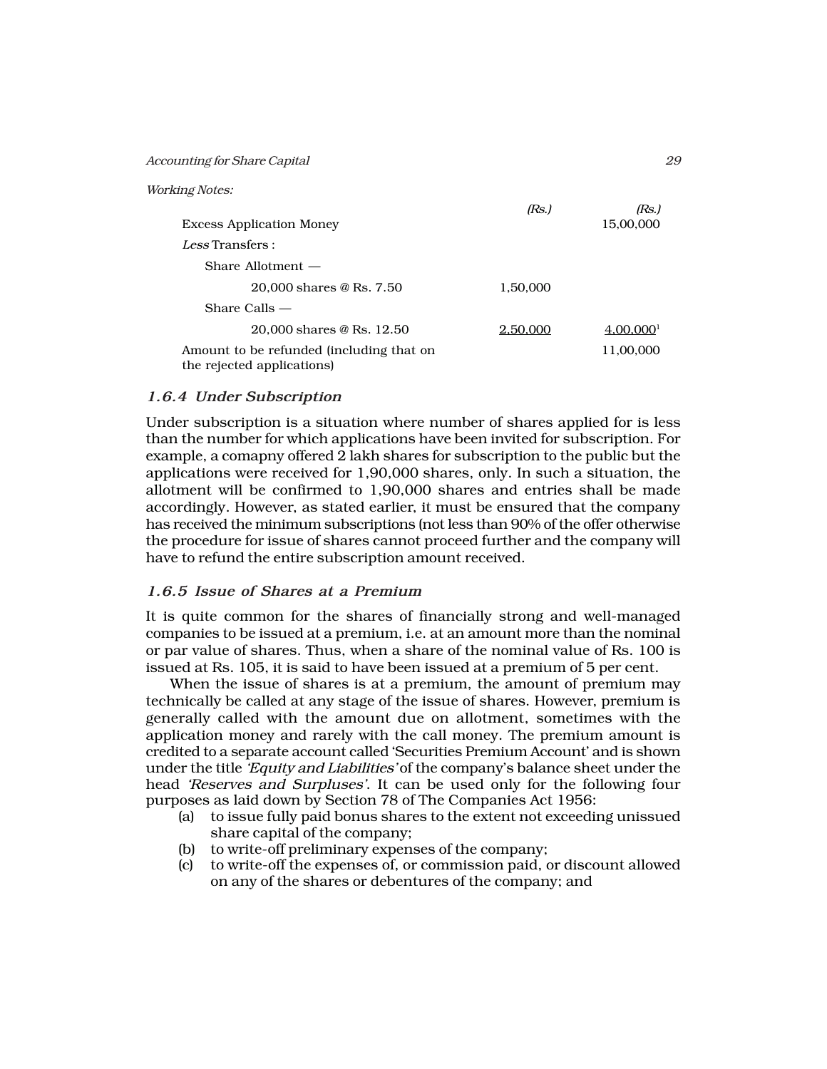*Working Notes:*

| | (Rs.) | (Rs.) |
|---|---|---|
| Excess Application Money | | 15,00,000 |
| *Less* Transfers : | | |
| Share Allotment — | | |
| 20,000 shares @ Rs. 7.50 | 1,50,000 | |
| Share Calls — | | |
| 20,000 shares @ Rs. 12.50 | 2,50,000 | 4,00,000[1] |
| Amount to be refunded (including that on the rejected applications) | | 11,00,000 |

### *1.6.4 Under Subscription*

Under subscription is a situation where number of shares applied for is less than the number for which applications have been invited for subscription. For example, a comapny offered 2 lakh shares for subscription to the public but the applications were received for 1,90,000 shares, only. In such a situation, the allotment will be confirmed to 1,90,000 shares and entries shall be made accordingly. However, as stated earlier, it must be ensured that the company has received the minimum subscriptions (not less than 90% of the offer otherwise the procedure for issue of shares cannot proceed further and the company will have to refund the entire subscription amount received.

### *1.6.5 Issue of Shares at a Premium*

It is quite common for the shares of financially strong and well-managed companies to be issued at a premium, i.e. at an amount more than the nominal or par value of shares. Thus, when a share of the nominal value of Rs. 100 is issued at Rs. 105, it is said to have been issued at a premium of 5 per cent.

When the issue of shares is at a premium, the amount of premium may technically be called at any stage of the issue of shares. However, premium is generally called with the amount due on allotment, sometimes with the application money and rarely with the call money. The premium amount is credited to a separate account called 'Securities Premium Account' and is shown under the title *'Equity and Liabilities'* of the company's balance sheet under the head *'Reserves and Surpluses'*. It can be used only for the following four purposes as laid down by Section 78 of The Companies Act 1956:

(a) to issue fully paid bonus shares to the extent not exceeding unissued share capital of the company;

(b) to write-off preliminary expenses of the company;

(c) to write-off the expenses of, or commission paid, or discount allowed on any of the shares or debentures of the company; and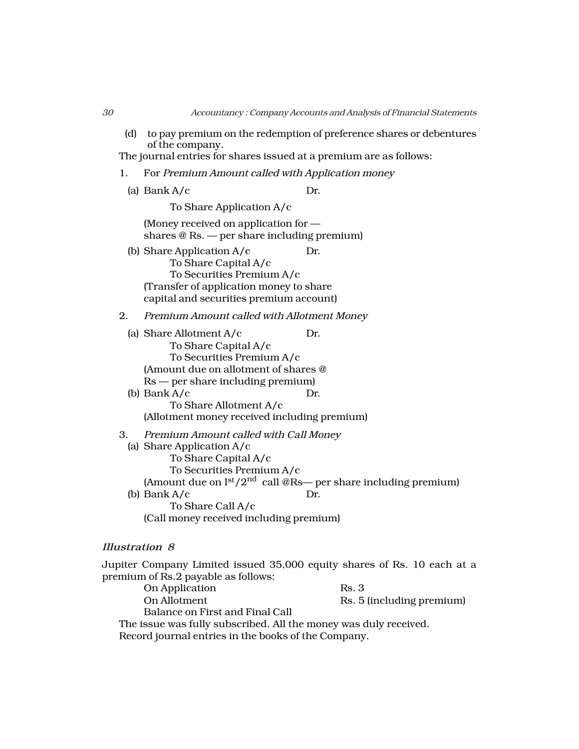(d) to pay premium on the redemption of preference shares or debentures of the company.

The journal entries for shares issued at a premium are as follows:

1. For *Premium Amount called with Application money*

   (a) Bank A/c Dr.

   To Share Application A/c

   (Money received on application for — shares @ Rs. — per share including premium)

   (b) Share Application A/c Dr.

   To Share Capital A/c

   To Securities Premium A/c

   (Transfer of application money to share capital and securities premium account)

2. *Premium Amount called with Allotment Money*

   (a) Share Allotment A/c Dr.

   To Share Capital A/c

   To Securities Premium A/c

   (Amount due on allotment of shares @ Rs — per share including premium)

   (b) Bank A/c Dr.

   To Share Allotment A/c

   (Allotment money received including premium)

3. *Premium Amount called with Call Money*

   (a) Share Application A/c

   To Share Capital A/c

   To Securities Premium A/c

   (Amount due on I$^{st}$/2$^{nd}$ call @Rs— per share including premium)

   (b) Bank A/c Dr.

   To Share Call A/c

   (Call money received including premium)

### *Illustration 8*

Jupiter Company Limited issued 35,000 equity shares of Rs. 10 each at a premium of Rs.2 payable as follows:

| | |
|---|---|
| On Application | Rs. 3 |
| On Allotment | Rs. 5 (including premium) |
| Balance on First and Final Call | |

The issue was fully subscribed. All the money was duly received.

Record journal entries in the books of the Company.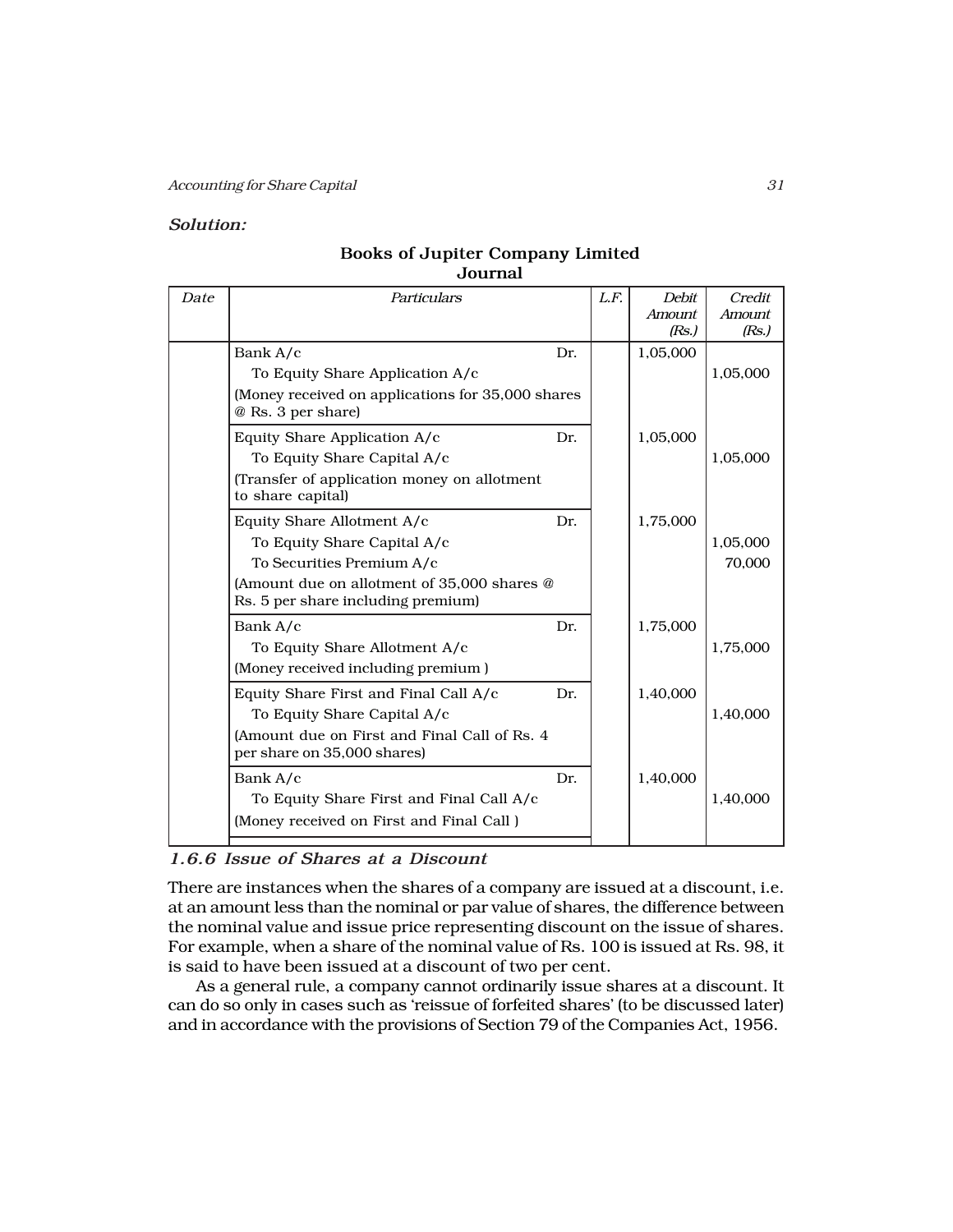*Solution:*

**Books of Jupiter Company Limited**
**Journal**

| Date | Particulars | | L.F. | Debit Amount (Rs.) | Credit Amount (Rs.) |
|---|---|---|---|---|---|
| | Bank A/c | Dr. | | 1,05,000 | |
| | To Equity Share Application A/c | | | | 1,05,000 |
| | (Money received on applications for 35,000 shares @ Rs. 3 per share) | | | | |
| | Equity Share Application A/c | Dr. | | 1,05,000 | |
| | To Equity Share Capital A/c | | | | 1,05,000 |
| | (Transfer of application money on allotment to share capital) | | | | |
| | Equity Share Allotment A/c | Dr. | | 1,75,000 | |
| | To Equity Share Capital A/c | | | | 1,05,000 |
| | To Securities Premium A/c | | | | 70,000 |
| | (Amount due on allotment of 35,000 shares @ Rs. 5 per share including premium) | | | | |
| | Bank A/c | Dr. | | 1,75,000 | |
| | To Equity Share Allotment A/c | | | | 1,75,000 |
| | (Money received including premium ) | | | | |
| | Equity Share First and Final Call A/c | Dr. | | 1,40,000 | |
| | To Equity Share Capital A/c | | | | 1,40,000 |
| | (Amount due on First and Final Call of Rs. 4 per share on 35,000 shares) | | | | |
| | Bank A/c | Dr. | | 1,40,000 | |
| | To Equity Share First and Final Call A/c | | | | 1,40,000 |
| | (Money received on First and Final Call ) | | | | |

### *1.6.6 Issue of Shares at a Discount*

There are instances when the shares of a company are issued at a discount, i.e. at an amount less than the nominal or par value of shares, the difference between the nominal value and issue price representing discount on the issue of shares. For example, when a share of the nominal value of Rs. 100 is issued at Rs. 98, it is said to have been issued at a discount of two per cent.

As a general rule, a company cannot ordinarily issue shares at a discount. It can do so only in cases such as 'reissue of forfeited shares' (to be discussed later) and in accordance with the provisions of Section 79 of the Companies Act, 1956.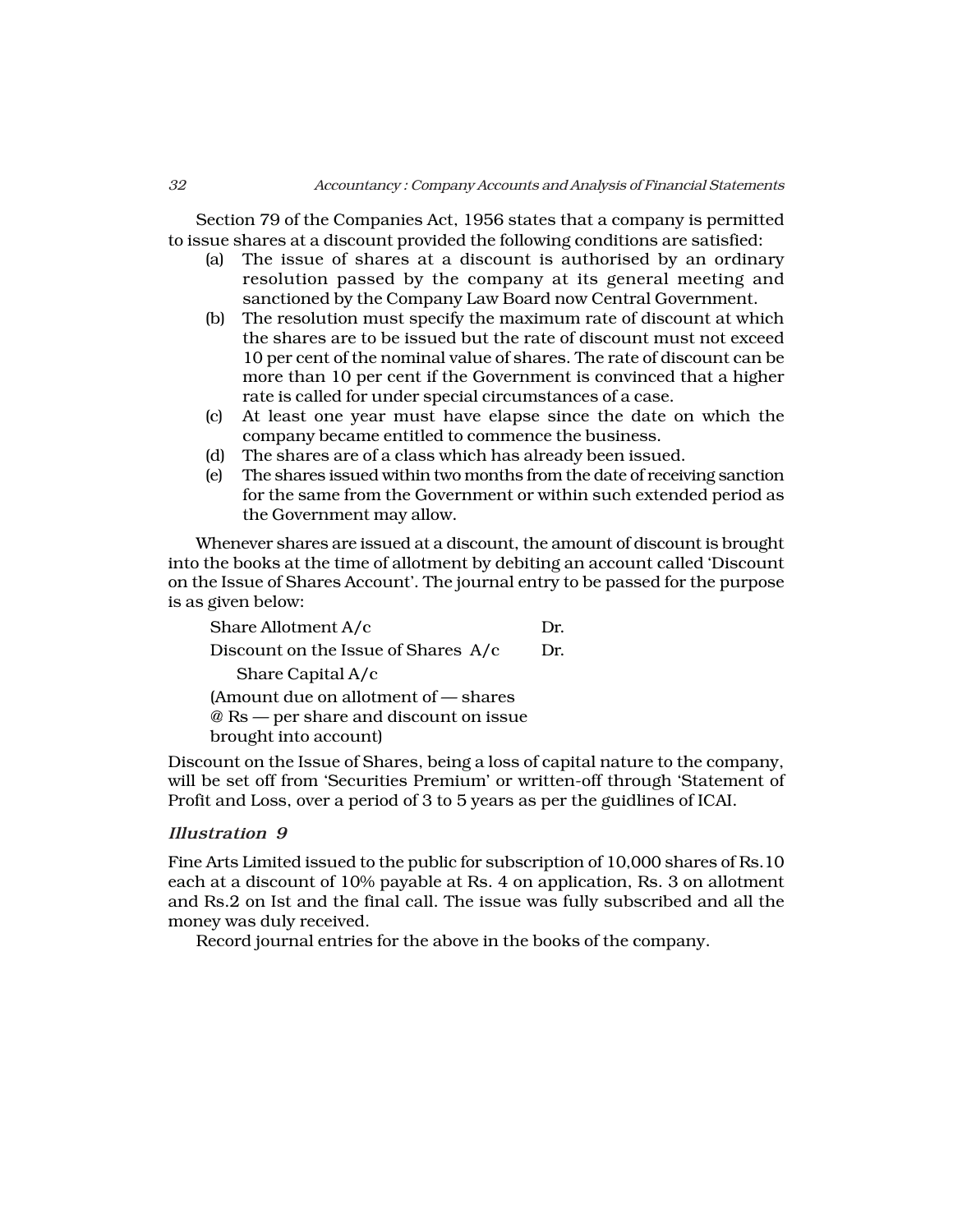Section 79 of the Companies Act, 1956 states that a company is permitted to issue shares at a discount provided the following conditions are satisfied:

(a) The issue of shares at a discount is authorised by an ordinary resolution passed by the company at its general meeting and sanctioned by the Company Law Board now Central Government.

(b) The resolution must specify the maximum rate of discount at which the shares are to be issued but the rate of discount must not exceed 10 per cent of the nominal value of shares. The rate of discount can be more than 10 per cent if the Government is convinced that a higher rate is called for under special circumstances of a case.

(c) At least one year must have elapse since the date on which the company became entitled to commence the business.

(d) The shares are of a class which has already been issued.

(e) The shares issued within two months from the date of receiving sanction for the same from the Government or within such extended period as the Government may allow.

Whenever shares are issued at a discount, the amount of discount is brought into the books at the time of allotment by debiting an account called 'Discount on the Issue of Shares Account'. The journal entry to be passed for the purpose is as given below:

| | |
|---|---|
| Share Allotment A/c | Dr. |
| Discount on the Issue of Shares A/c | Dr. |
| Share Capital A/c | |
| (Amount due on allotment of — shares @ Rs — per share and discount on issue brought into account) | |

Discount on the Issue of Shares, being a loss of capital nature to the company, will be set off from 'Securities Premium' or written-off through 'Statement of Profit and Loss, over a period of 3 to 5 years as per the guidlines of ICAI.

### *Illustration 9*

Fine Arts Limited issued to the public for subscription of 10,000 shares of Rs.10 each at a discount of 10% payable at Rs. 4 on application, Rs. 3 on allotment and Rs.2 on Ist and the final call. The issue was fully subscribed and all the money was duly received.

Record journal entries for the above in the books of the company.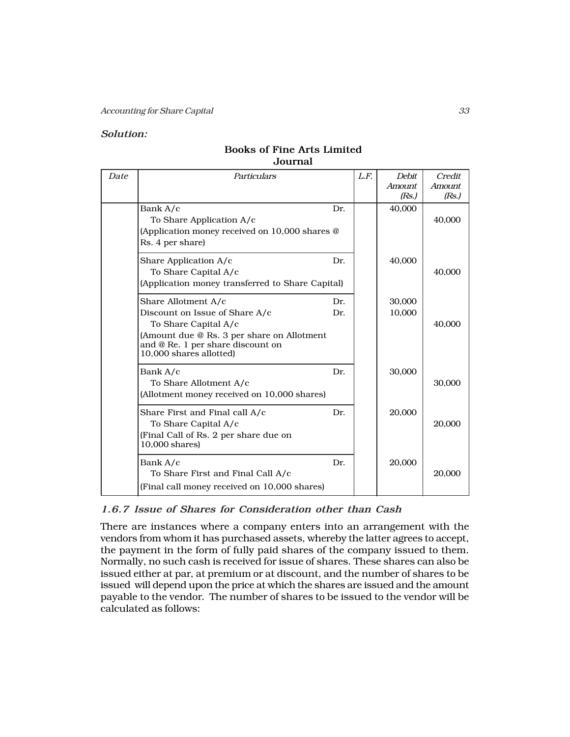***Solution:***

**Books of Fine Arts Limited**
**Journal**

| *Date* | *Particulars* | | *L.F.* | *Debit Amount (Rs.)* | *Credit Amount (Rs.)* |
|---|---|---|---|---|---|
| | Bank A/c | Dr. | | 40,000 | |
| | To Share Application A/c | | | | 40,000 |
| | (Application money received on 10,000 shares @ Rs. 4 per share) | | | | |
| | Share Application A/c | Dr. | | 40,000 | |
| | To Share Capital A/c | | | | 40,000 |
| | (Application money transferred to Share Capital) | | | | |
| | Share Allotment A/c | Dr. | | 30,000 | |
| | Discount on Issue of Share A/c | Dr. | | 10,000 | |
| | To Share Capital A/c | | | | 40,000 |
| | (Amount due @ Rs. 3 per share on Allotment and @ Re. 1 per share discount on 10,000 shares allotted) | | | | |
| | Bank A/c | Dr. | | 30,000 | |
| | To Share Allotment A/c | | | | 30,000 |
| | (Allotment money received on 10,000 shares) | | | | |
| | Share First and Final call A/c | Dr. | | 20,000 | |
| | To Share Capital A/c | | | | 20,000 |
| | (Final Call of Rs. 2 per share due on 10,000 shares) | | | | |
| | Bank A/c | Dr. | | 20,000 | |
| | To Share First and Final Call A/c | | | | 20,000 |
| | (Final call money received on 10,000 shares) | | | | |

### *1.6.7 Issue of Shares for Consideration other than Cash*

There are instances where a company enters into an arrangement with the vendors from whom it has purchased assets, whereby the latter agrees to accept, the payment in the form of fully paid shares of the company issued to them. Normally, no such cash is received for issue of shares. These shares can also be issued either at par, at premium or at discount, and the number of shares to be issued will depend upon the price at which the shares are issued and the amount payable to the vendor. The number of shares to be issued to the vendor will be calculated as follows: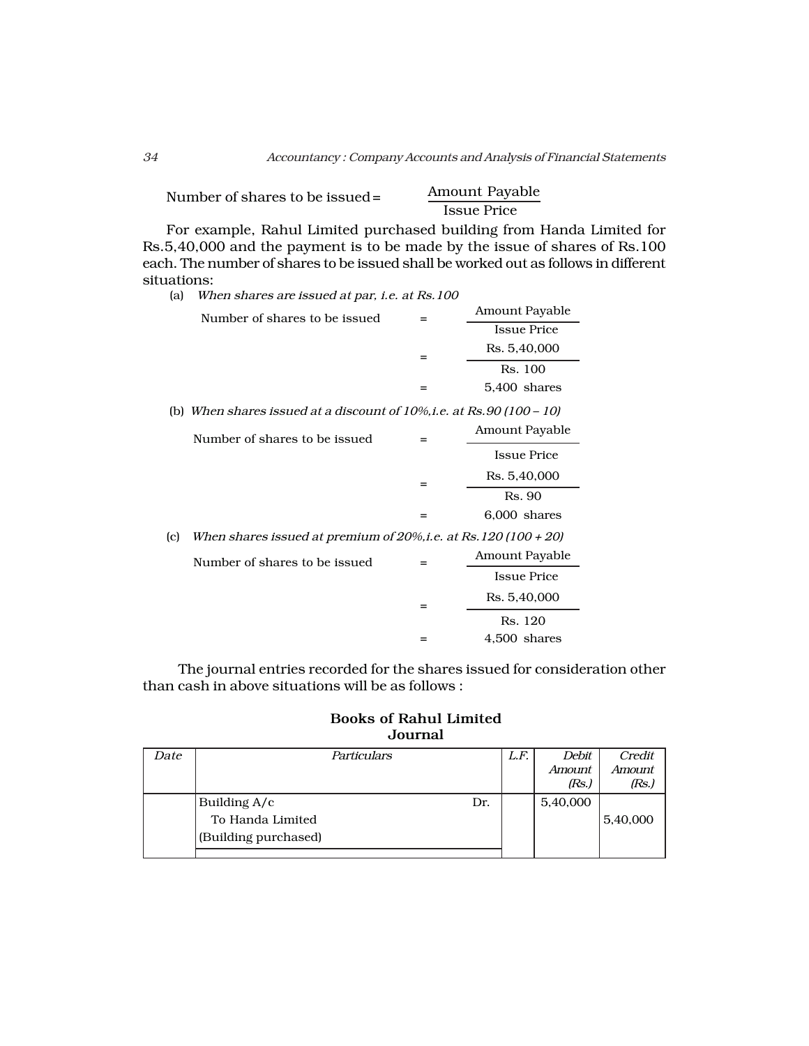$$\text{Number of shares to be issued} = \frac{\text{Amount Payable}}{\text{Issue Price}}$$

For example, Rahul Limited purchased building from Handa Limited for Rs.5,40,000 and the payment is to be made by the issue of shares of Rs.100 each. The number of shares to be issued shall be worked out as follows in different situations:

(a) *When shares are issued at par, i.e. at Rs.100*

$$\text{Number of shares to be issued} = \frac{\text{Amount Payable}}{\text{Issue Price}} = \frac{\text{Rs. } 5{,}40{,}000}{\text{Rs. } 100} = 5{,}400 \text{ shares}$$

(b) *When shares issued at a discount of 10%,i.e. at Rs.90 (100 – 10)*

$$\text{Number of shares to be issued} = \frac{\text{Amount Payable}}{\text{Issue Price}} = \frac{\text{Rs. } 5{,}40{,}000}{\text{Rs. } 90} = 6{,}000 \text{ shares}$$

(c) *When shares issued at premium of 20%,i.e. at Rs.120 (100 + 20)*

$$\text{Number of shares to be issued} = \frac{\text{Amount Payable}}{\text{Issue Price}} = \frac{\text{Rs. } 5{,}40{,}000}{\text{Rs. } 120} = 4{,}500 \text{ shares}$$

The journal entries recorded for the shares issued for consideration other than cash in above situations will be as follows :

**Books of Rahul Limited**
**Journal**

| *Date* | *Particulars* | | *L.F.* | *Debit Amount (Rs.)* | *Credit Amount (Rs.)* |
|---|---|---|---|---|---|
| | Building A/c | Dr. | | 5,40,000 | |
| | To Handa Limited | | | | 5,40,000 |
| | (Building purchased) | | | | |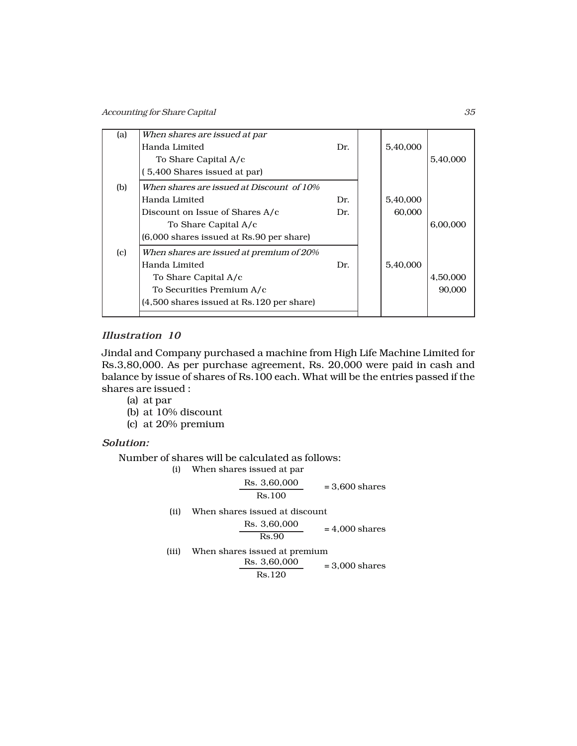| | | | | | |
|---|---|---|---|---|---|
| (a) | *When shares are issued at par* | | | | |
| | Handa Limited | Dr. | | 5,40,000 | |
| | To Share Capital A/c | | | | 5,40,000 |
| | ( 5,400 Shares issued at par) | | | | |
| (b) | *When shares are issued at Discount of 10%* | | | | |
| | Handa Limited | Dr. | | 5,40,000 | |
| | Discount on Issue of Shares A/c | Dr. | | 60,000 | |
| | To Share Capital A/c | | | | 6,00,000 |
| | (6,000 shares issued at Rs.90 per share) | | | | |
| (c) | *When shares are issued at premium of 20%* | | | | |
| | Handa Limited | Dr. | | 5,40,000 | |
| | To Share Capital A/c | | | | 4,50,000 |
| | To Securities Premium A/c | | | | 90,000 |
| | (4,500 shares issued at Rs.120 per share) | | | | |

### *Illustration 10*

Jindal and Company purchased a machine from High Life Machine Limited for Rs.3,80,000. As per purchase agreement, Rs. 20,000 were paid in cash and balance by issue of shares of Rs.100 each. What will be the entries passed if the shares are issued :

(a) at par
(b) at 10% discount
(c) at 20% premium

### *Solution:*

Number of shares will be calculated as follows:

(i) When shares issued at par

$$\frac{\text{Rs. } 3{,}60{,}000}{\text{Rs.}100} = 3{,}600 \text{ shares}$$

(ii) When shares issued at discount

$$\frac{\text{Rs. } 3{,}60{,}000}{\text{Rs.}90} = 4{,}000 \text{ shares}$$

(iii) When shares issued at premium

$$\frac{\text{Rs. } 3{,}60{,}000}{\text{Rs.}120} = 3{,}000 \text{ shares}$$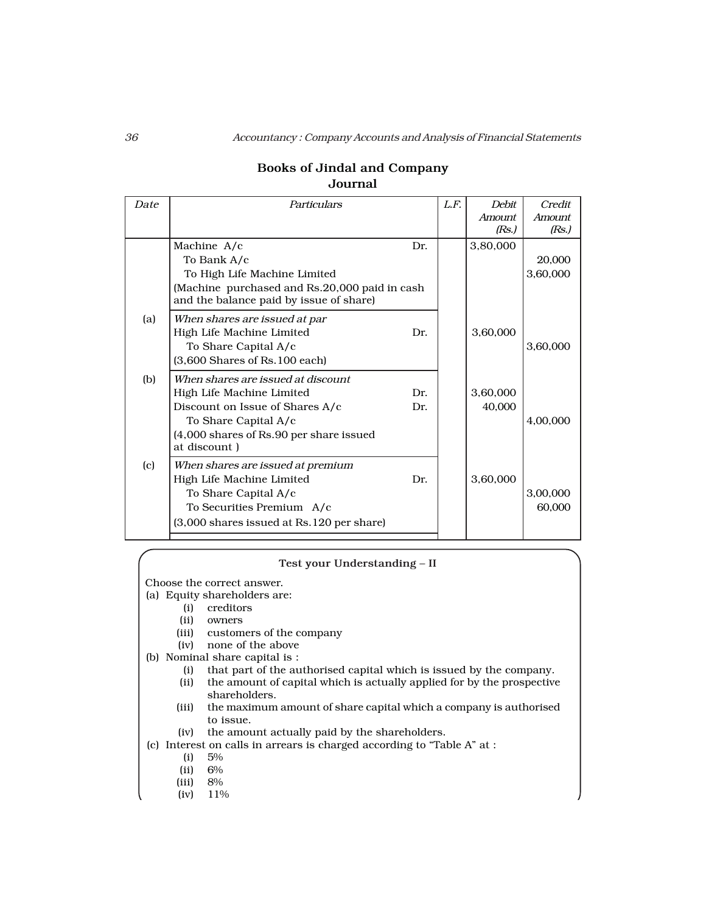## Books of Jindal and Company
### Journal

| Date | Particulars | | L.F. | Debit Amount (Rs.) | Credit Amount (Rs.) |
|---|---|---|---|---|---|
| | Machine A/c | Dr. | | 3,80,000 | |
| | To Bank A/c | | | | 20,000 |
| | To High Life Machine Limited | | | | 3,60,000 |
| | (Machine purchased and Rs.20,000 paid in cash and the balance paid by issue of share) | | | | |
| (a) | *When shares are issued at par* | | | | |
| | High Life Machine Limited | Dr. | | 3,60,000 | |
| | To Share Capital A/c | | | | 3,60,000 |
| | (3,600 Shares of Rs.100 each) | | | | |
| (b) | *When shares are issued at discount* | | | | |
| | High Life Machine Limited | Dr. | | 3,60,000 | |
| | Discount on Issue of Shares A/c | Dr. | | 40,000 | |
| | To Share Capital A/c | | | | 4,00,000 |
| | (4,000 shares of Rs.90 per share issued at discount ) | | | | |
| (c) | *When shares are issued at premium* | | | | |
| | High Life Machine Limited | Dr. | | 3,60,000 | |
| | To Share Capital A/c | | | | 3,00,000 |
| | To Securities Premium A/c | | | | 60,000 |
| | (3,000 shares issued at Rs.120 per share) | | | | |

**Test your Understanding – II**

Choose the correct answer.

(a) Equity shareholders are:
- (i) creditors
- (ii) owners
- (iii) customers of the company
- (iv) none of the above

(b) Nominal share capital is :
- (i) that part of the authorised capital which is issued by the company.
- (ii) the amount of capital which is actually applied for by the prospective shareholders.
- (iii) the maximum amount of share capital which a company is authorised to issue.
- (iv) the amount actually paid by the shareholders.

(c) Interest on calls in arrears is charged according to "Table A" at :
- (i) 5%
- (ii) 6%
- (iii) 8%
- (iv) 11%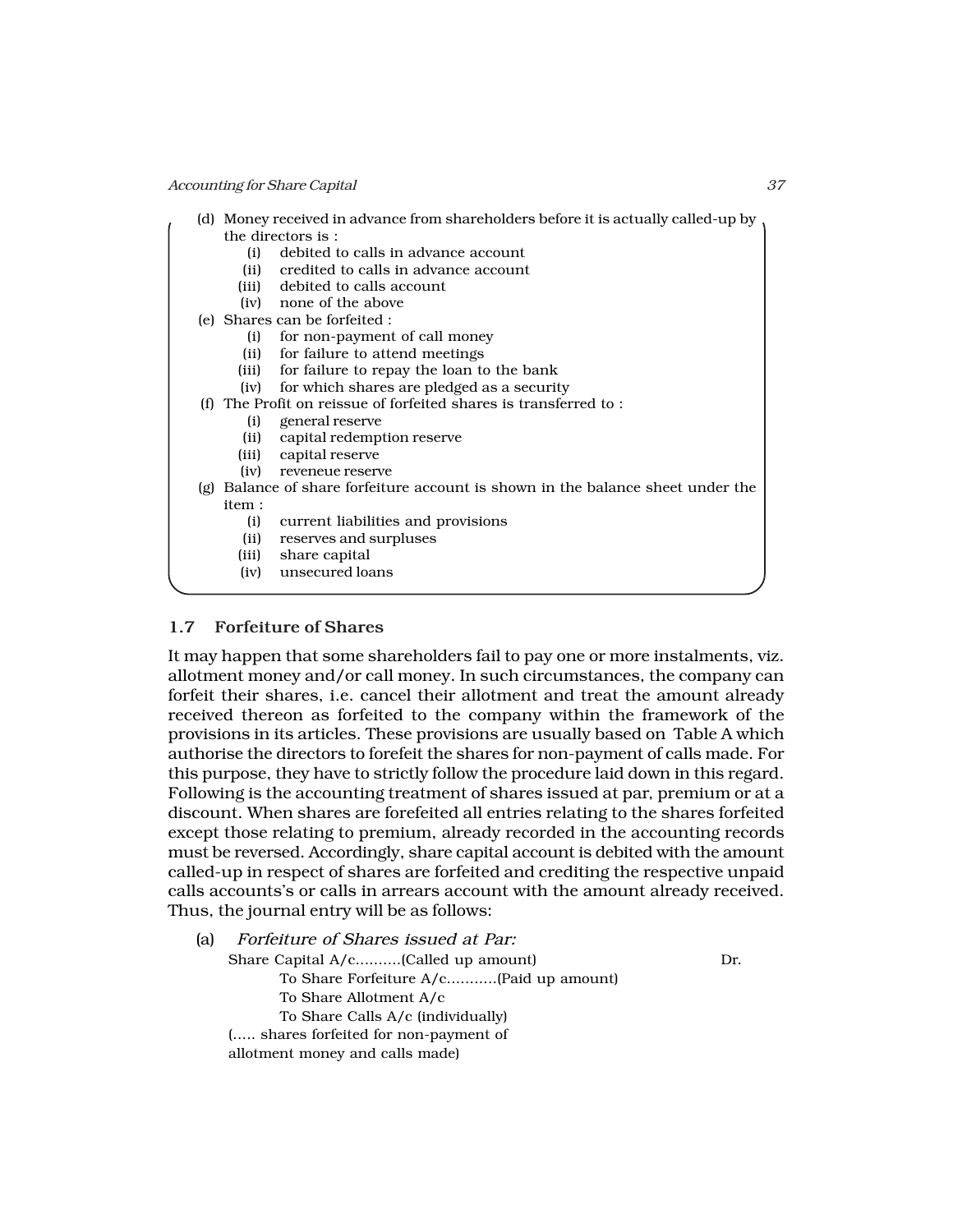(d) Money received in advance from shareholders before it is actually called-up by the directors is :
  (i) debited to calls in advance account
  (ii) credited to calls in advance account
  (iii) debited to calls account
  (iv) none of the above

(e) Shares can be forfeited :
  (i) for non-payment of call money
  (ii) for failure to attend meetings
  (iii) for failure to repay the loan to the bank
  (iv) for which shares are pledged as a security

(f) The Profit on reissue of forfeited shares is transferred to :
  (i) general reserve
  (ii) capital redemption reserve
  (iii) capital reserve
  (iv) reveneue reserve

(g) Balance of share forfeiture account is shown in the balance sheet under the item :
  (i) current liabilities and provisions
  (ii) reserves and surpluses
  (iii) share capital
  (iv) unsecured loans

## 1.7 Forfeiture of Shares

It may happen that some shareholders fail to pay one or more instalments, viz. allotment money and/or call money. In such circumstances, the company can forfeit their shares, i.e. cancel their allotment and treat the amount already received thereon as forfeited to the company within the framework of the provisions in its articles. These provisions are usually based on Table A which authorise the directors to forefeit the shares for non-payment of calls made. For this purpose, they have to strictly follow the procedure laid down in this regard. Following is the accounting treatment of shares issued at par, premium or at a discount. When shares are forefeited all entries relating to the shares forfeited except those relating to premium, already recorded in the accounting records must be reversed. Accordingly, share capital account is debited with the amount called-up in respect of shares are forfeited and crediting the respective unpaid calls accounts's or calls in arrears account with the amount already received. Thus, the journal entry will be as follows:

(a) *Forfeiture of Shares issued at Par:*

Share Capital A/c..........(Called up amount) Dr.
  To Share Forfeiture A/c...........(Paid up amount)
  To Share Allotment A/c
  To Share Calls A/c (individually)
(..... shares forfeited for non-payment of allotment money and calls made)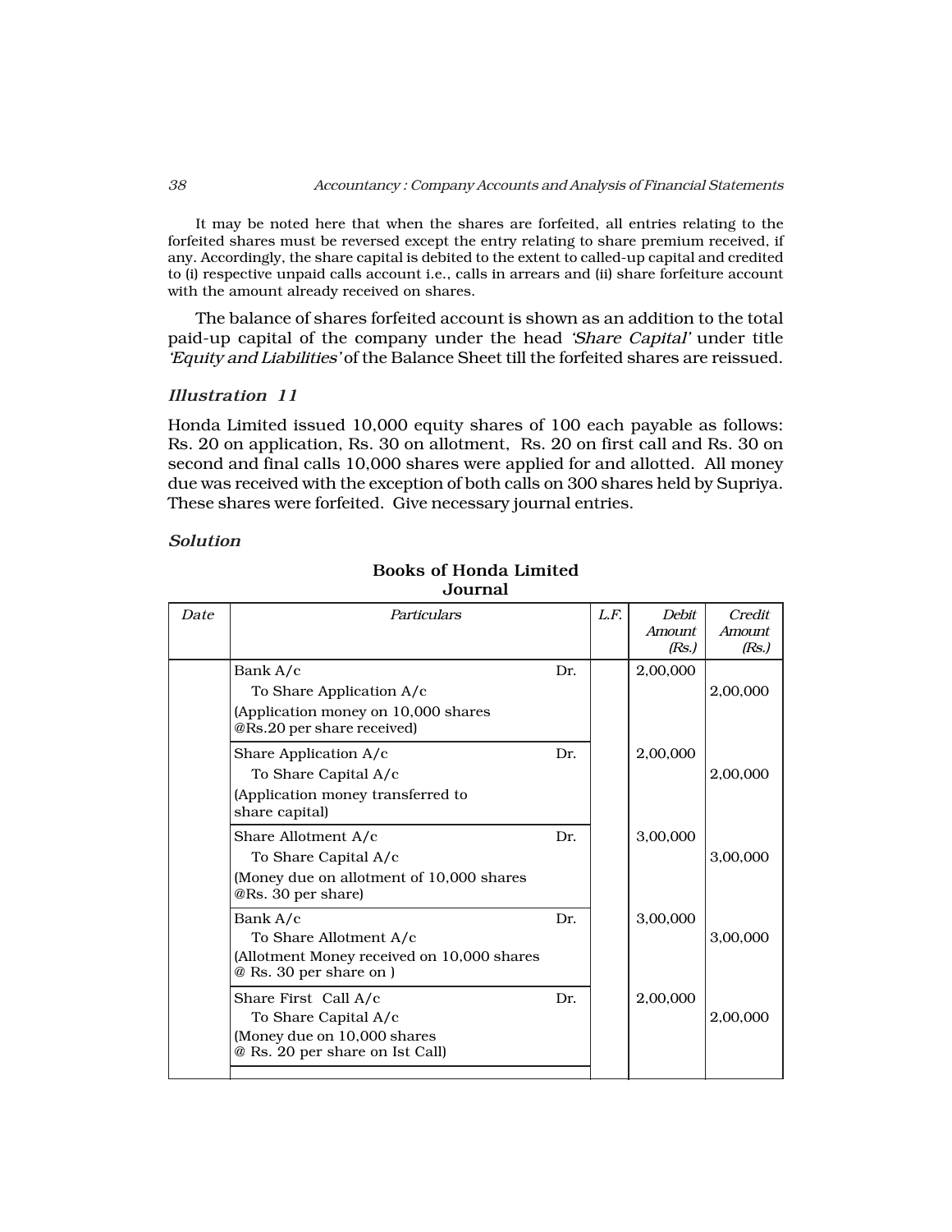It may be noted here that when the shares are forfeited, all entries relating to the forfeited shares must be reversed except the entry relating to share premium received, if any. Accordingly, the share capital is debited to the extent to called-up capital and credited to (i) respective unpaid calls account i.e., calls in arrears and (ii) share forfeiture account with the amount already received on shares.

The balance of shares forfeited account is shown as an addition to the total paid-up capital of the company under the head *'Share Capital'* under title *'Equity and Liabilities'* of the Balance Sheet till the forfeited shares are reissued.

### *Illustration 11*

Honda Limited issued 10,000 equity shares of 100 each payable as follows: Rs. 20 on application, Rs. 30 on allotment, Rs. 20 on first call and Rs. 30 on second and final calls 10,000 shares were applied for and allotted. All money due was received with the exception of both calls on 300 shares held by Supriya. These shares were forfeited. Give necessary journal entries.

### *Solution*

**Books of Honda Limited**
**Journal**

| *Date* | *Particulars* | | *L.F.* | *Debit Amount (Rs.)* | *Credit Amount (Rs.)* |
|---|---|---|---|---|---|
| | Bank A/c | Dr. | | 2,00,000 | |
| | To Share Application A/c | | | | 2,00,000 |
| | (Application money on 10,000 shares @Rs.20 per share received) | | | | |
| | Share Application A/c | Dr. | | 2,00,000 | |
| | To Share Capital A/c | | | | 2,00,000 |
| | (Application money transferred to share capital) | | | | |
| | Share Allotment A/c | Dr. | | 3,00,000 | |
| | To Share Capital A/c | | | | 3,00,000 |
| | (Money due on allotment of 10,000 shares @Rs. 30 per share) | | | | |
| | Bank A/c | Dr. | | 3,00,000 | |
| | To Share Allotment A/c | | | | 3,00,000 |
| | (Allotment Money received on 10,000 shares @ Rs. 30 per share on ) | | | | |
| | Share First Call A/c | Dr. | | 2,00,000 | |
| | To Share Capital A/c | | | | 2,00,000 |
| | (Money due on 10,000 shares @ Rs. 20 per share on Ist Call) | | | | |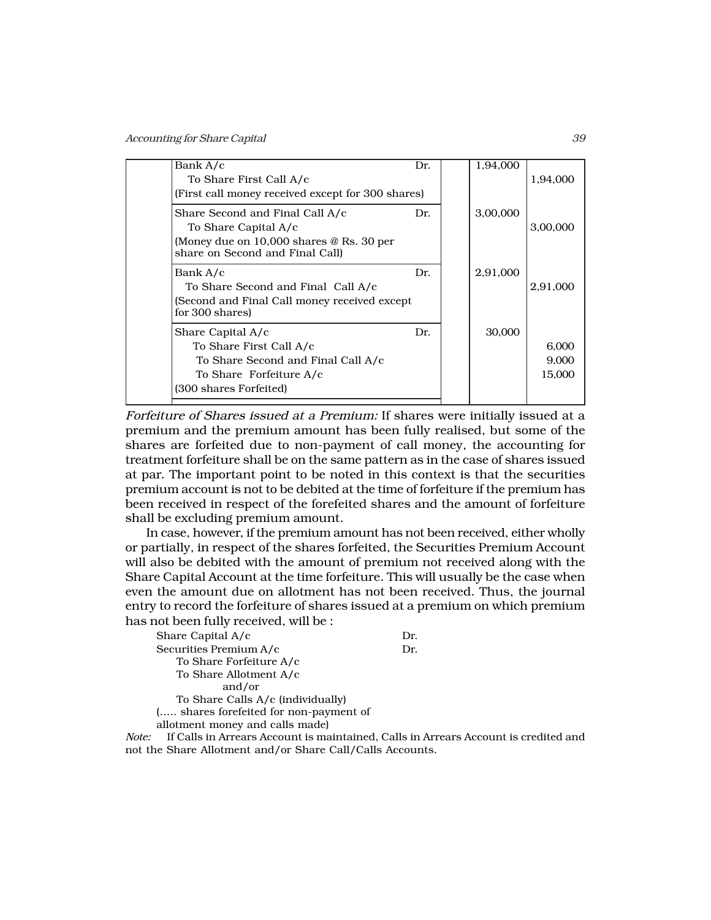| | | | | |
|---|---|---|---|---|
| | Bank A/c Dr.<br>To Share First Call A/c<br>(First call money received except for 300 shares) | | 1,94,000 | <br>1,94,000 |
| | Share Second and Final Call A/c Dr.<br>To Share Capital A/c<br>(Money due on 10,000 shares @ Rs. 30 per share on Second and Final Call) | | 3,00,000 | <br>3,00,000 |
| | Bank A/c Dr.<br>To Share Second and Final Call A/c<br>(Second and Final Call money received except for 300 shares) | | 2,91,000 | <br>2,91,000 |
| | Share Capital A/c Dr.<br>To Share First Call A/c<br>To Share Second and Final Call A/c<br>To Share Forfeiture A/c<br>(300 shares Forfeited) | | 30,000 | <br>6,000<br>9,000<br>15,000 |

*Forfeiture of Shares issued at a Premium:* If shares were initially issued at a premium and the premium amount has been fully realised, but some of the shares are forfeited due to non-payment of call money, the accounting for treatment forfeiture shall be on the same pattern as in the case of shares issued at par. The important point to be noted in this context is that the securities premium account is not to be debited at the time of forfeiture if the premium has been received in respect of the forefeited shares and the amount of forfeiture shall be excluding premium amount.

In case, however, if the premium amount has not been received, either wholly or partially, in respect of the shares forfeited, the Securities Premium Account will also be debited with the amount of premium not received along with the Share Capital Account at the time forfeiture. This will usually be the case when even the amount due on allotment has not been received. Thus, the journal entry to record the forfeiture of shares issued at a premium on which premium has not been fully received, will be :

Share Capital A/c Dr.
Securities Premium A/c Dr.
  To Share Forfeiture A/c
  To Share Allotment A/c
    and/or
  To Share Calls A/c (individually)
(..... shares forefeited for non-payment of allotment money and calls made)

*Note:* If Calls in Arrears Account is maintained, Calls in Arrears Account is credited and not the Share Allotment and/or Share Call/Calls Accounts.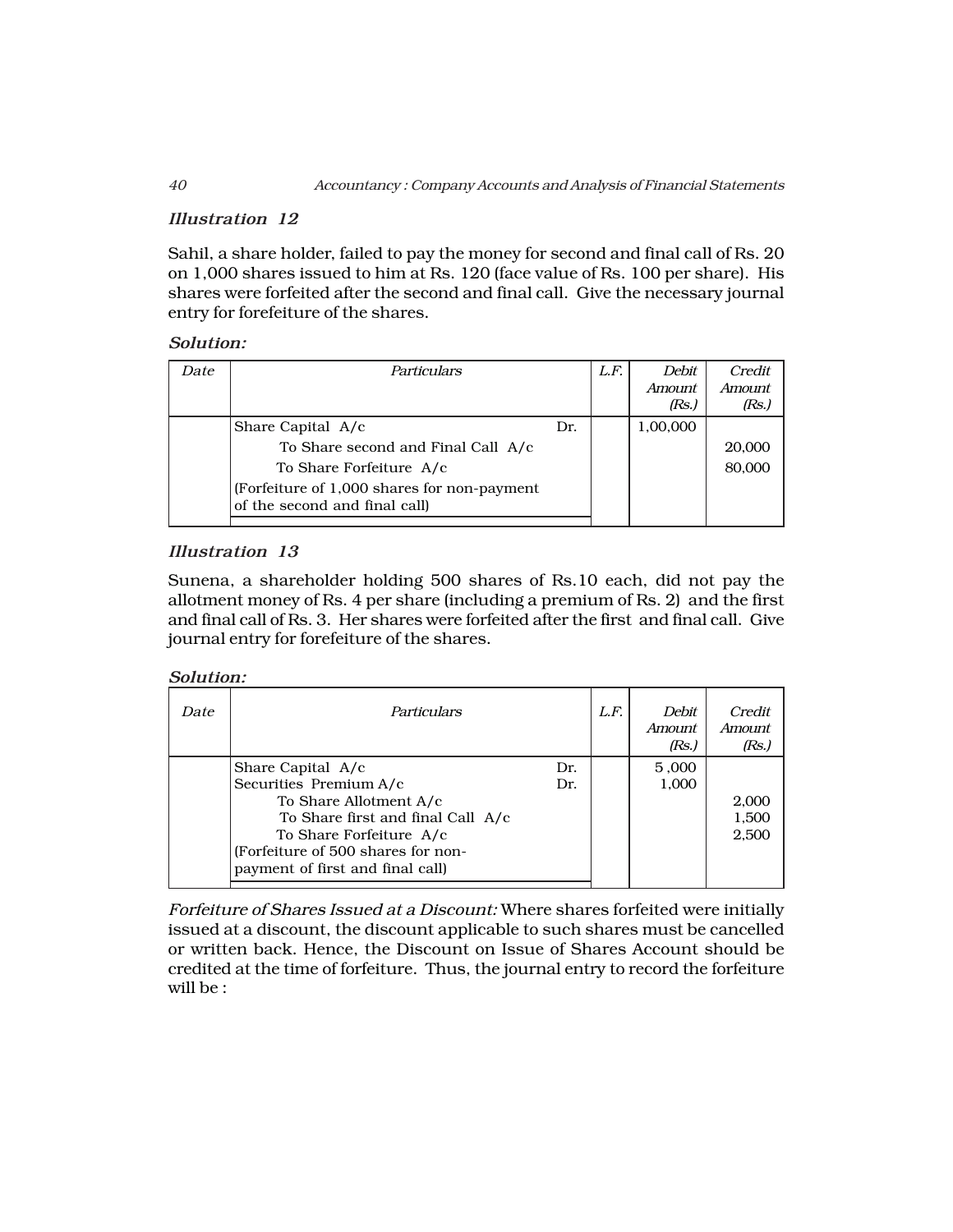### *Illustration 12*

Sahil, a share holder, failed to pay the money for second and final call of Rs. 20 on 1,000 shares issued to him at Rs. 120 (face value of Rs. 100 per share). His shares were forfeited after the second and final call. Give the necessary journal entry for forefeiture of the shares.

***Solution:***

| *Date* | *Particulars* | | *L.F.* | *Debit Amount (Rs.)* | *Credit Amount (Rs.)* |
|---|---|---|---|---|---|
| | Share Capital A/c | Dr. | | 1,00,000 | |
| | To Share second and Final Call A/c | | | | 20,000 |
| | To Share Forfeiture A/c | | | | 80,000 |
| | (Forfeiture of 1,000 shares for non-payment of the second and final call) | | | | |

### *Illustration 13*

Sunena, a shareholder holding 500 shares of Rs.10 each, did not pay the allotment money of Rs. 4 per share (including a premium of Rs. 2) and the first and final call of Rs. 3. Her shares were forfeited after the first and final call. Give journal entry for forefeiture of the shares.

***Solution:***

| *Date* | *Particulars* | | *L.F.* | *Debit Amount (Rs.)* | *Credit Amount (Rs.)* |
|---|---|---|---|---|---|
| | Share Capital A/c | Dr. | | 5 ,000 | |
| | Securities Premium A/c | Dr. | | 1,000 | |
| | To Share Allotment A/c | | | | 2,000 |
| | To Share first and final Call A/c | | | | 1,500 |
| | To Share Forfeiture A/c | | | | 2,500 |
| | (Forfeiture of 500 shares for non-payment of first and final call) | | | | |

*Forfeiture of Shares Issued at a Discount:* Where shares forfeited were initially issued at a discount, the discount applicable to such shares must be cancelled or written back. Hence, the Discount on Issue of Shares Account should be credited at the time of forfeiture. Thus, the journal entry to record the forfeiture will be :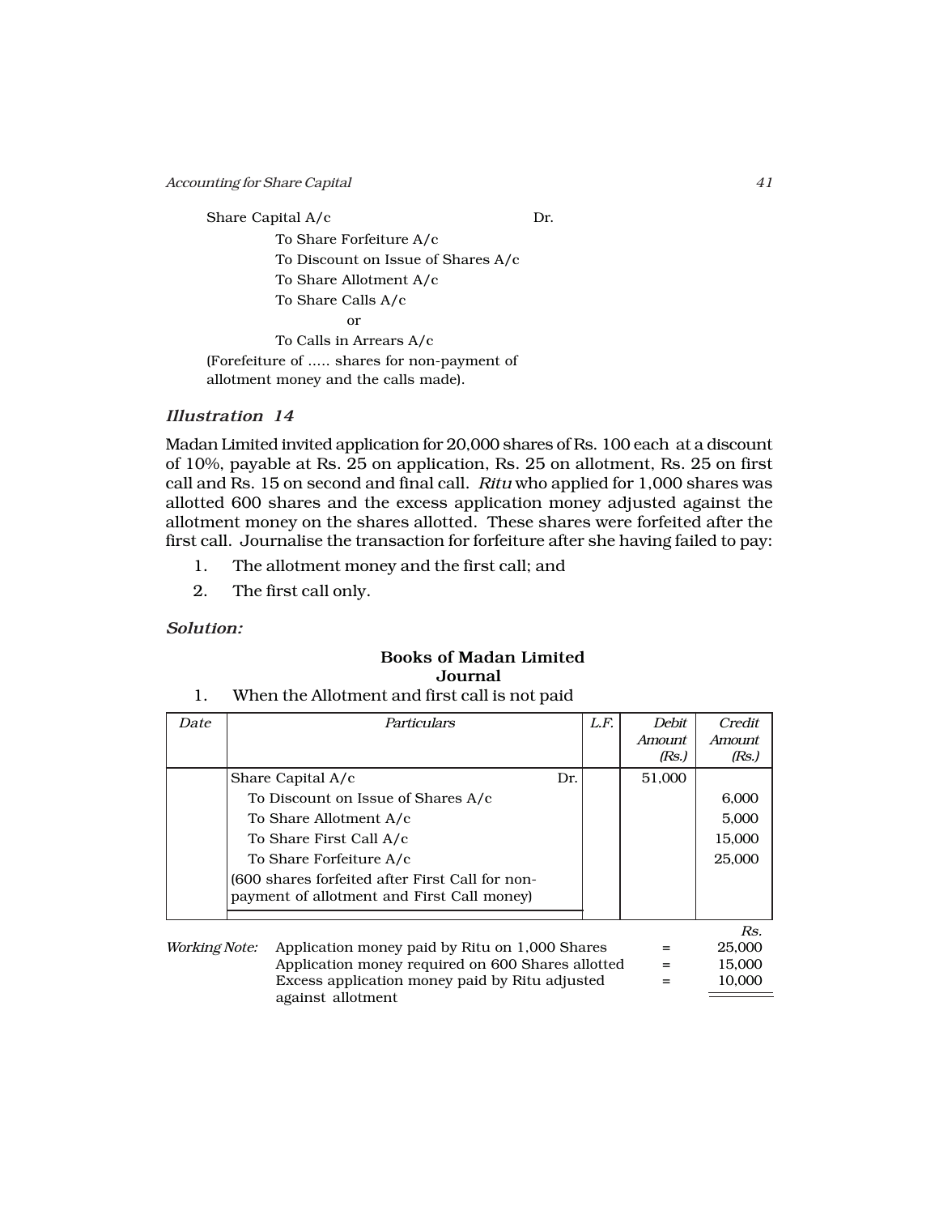Share Capital A/c Dr.

To Share Forfeiture A/c

To Discount on Issue of Shares A/c

To Share Allotment A/c

To Share Calls A/c

or

To Calls in Arrears A/c

(Forefeiture of ..... shares for non-payment of allotment money and the calls made).

### *Illustration 14*

Madan Limited invited application for 20,000 shares of Rs. 100 each at a discount of 10%, payable at Rs. 25 on application, Rs. 25 on allotment, Rs. 25 on first call and Rs. 15 on second and final call. *Ritu* who applied for 1,000 shares was allotted 600 shares and the excess application money adjusted against the allotment money on the shares allotted. These shares were forfeited after the first call. Journalise the transaction for forfeiture after she having failed to pay:

1. The allotment money and the first call; and
2. The first call only.

### *Solution:*

**Books of Madan Limited**
**Journal**

1. When the Allotment and first call is not paid

| *Date* | *Particulars* | *L.F.* | *Debit Amount (Rs.)* | *Credit Amount (Rs.)* |
|---|---|---|---|---|
| | Share Capital A/c Dr. | | 51,000 | |
| | To Discount on Issue of Shares A/c | | | 6,000 |
| | To Share Allotment A/c | | | 5,000 |
| | To Share First Call A/c | | | 15,000 |
| | To Share Forfeiture A/c | | | 25,000 |
| | (600 shares forfeited after First Call for non-payment of allotment and First Call money) | | | |

| *Working Note:* | | | *Rs.* |
|---|---|---|---|
| | Application money paid by Ritu on 1,000 Shares | = | 25,000 |
| | Application money required on 600 Shares allotted | = | 15,000 |
| | Excess application money paid by Ritu adjusted against allotment | = | 10,000 |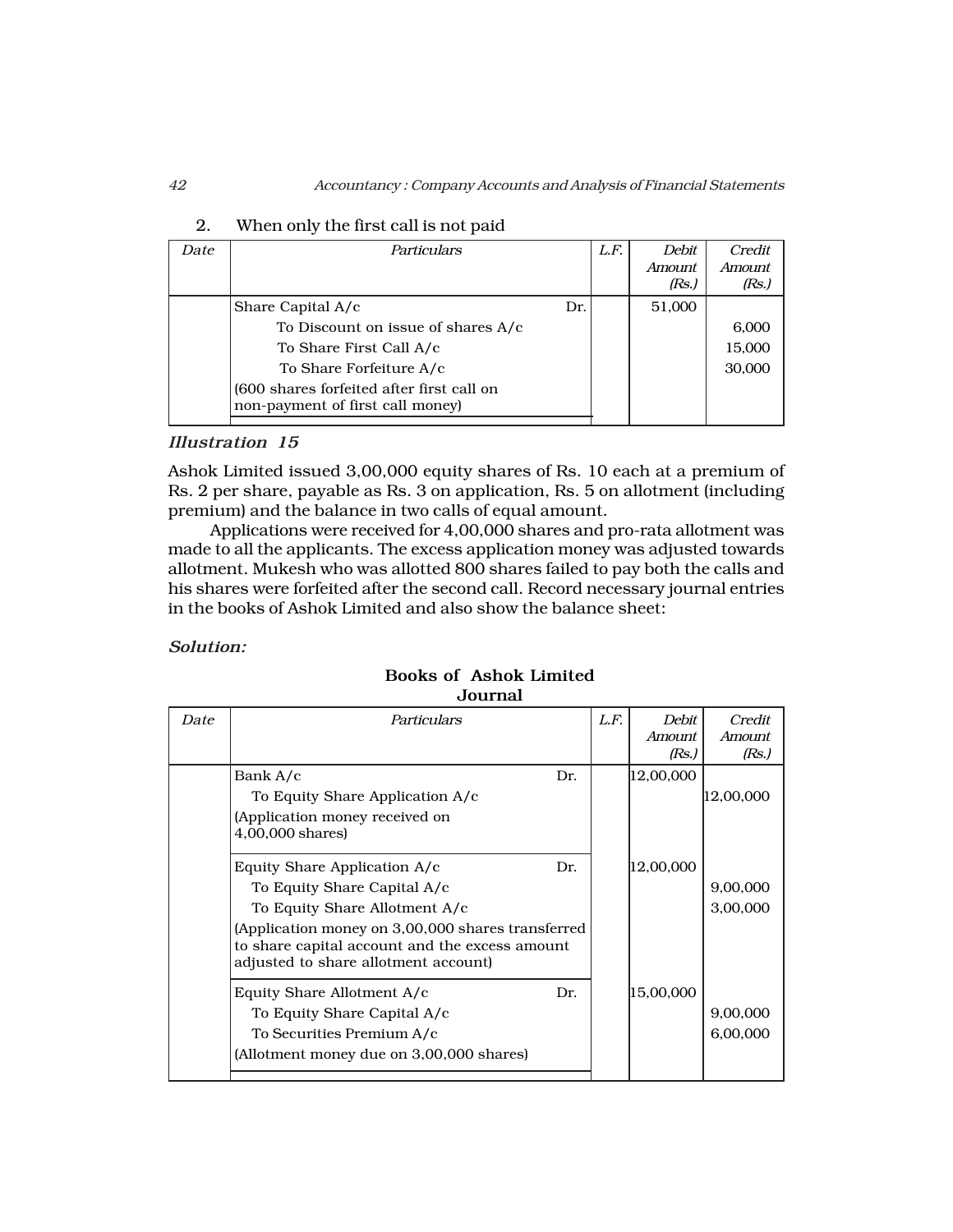2. When only the first call is not paid

| Date | Particulars | L.F. | Debit Amount (Rs.) | Credit Amount (Rs.) |
|---|---|---|---|---|
| | Share Capital A/c Dr. | | 51,000 | |
| | To Discount on issue of shares A/c | | | 6,000 |
| | To Share First Call A/c | | | 15,000 |
| | To Share Forfeiture A/c | | | 30,000 |
| | (600 shares forfeited after first call on non-payment of first call money) | | | |

### *Illustration 15*

Ashok Limited issued 3,00,000 equity shares of Rs. 10 each at a premium of Rs. 2 per share, payable as Rs. 3 on application, Rs. 5 on allotment (including premium) and the balance in two calls of equal amount.

Applications were received for 4,00,000 shares and pro-rata allotment was made to all the applicants. The excess application money was adjusted towards allotment. Mukesh who was allotted 800 shares failed to pay both the calls and his shares were forfeited after the second call. Record necessary journal entries in the books of Ashok Limited and also show the balance sheet:

***Solution:***

**Books of Ashok Limited**
**Journal**

| Date | Particulars | L.F. | Debit Amount (Rs.) | Credit Amount (Rs.) |
|---|---|---|---|---|
| | Bank A/c Dr. | | 12,00,000 | |
| | To Equity Share Application A/c | | | 12,00,000 |
| | (Application money received on 4,00,000 shares) | | | |
| | Equity Share Application A/c Dr. | | 12,00,000 | |
| | To Equity Share Capital A/c | | | 9,00,000 |
| | To Equity Share Allotment A/c | | | 3,00,000 |
| | (Application money on 3,00,000 shares transferred to share capital account and the excess amount adjusted to share allotment account) | | | |
| | Equity Share Allotment A/c Dr. | | 15,00,000 | |
| | To Equity Share Capital A/c | | | 9,00,000 |
| | To Securities Premium A/c | | | 6,00,000 |
| | (Allotment money due on 3,00,000 shares) | | | |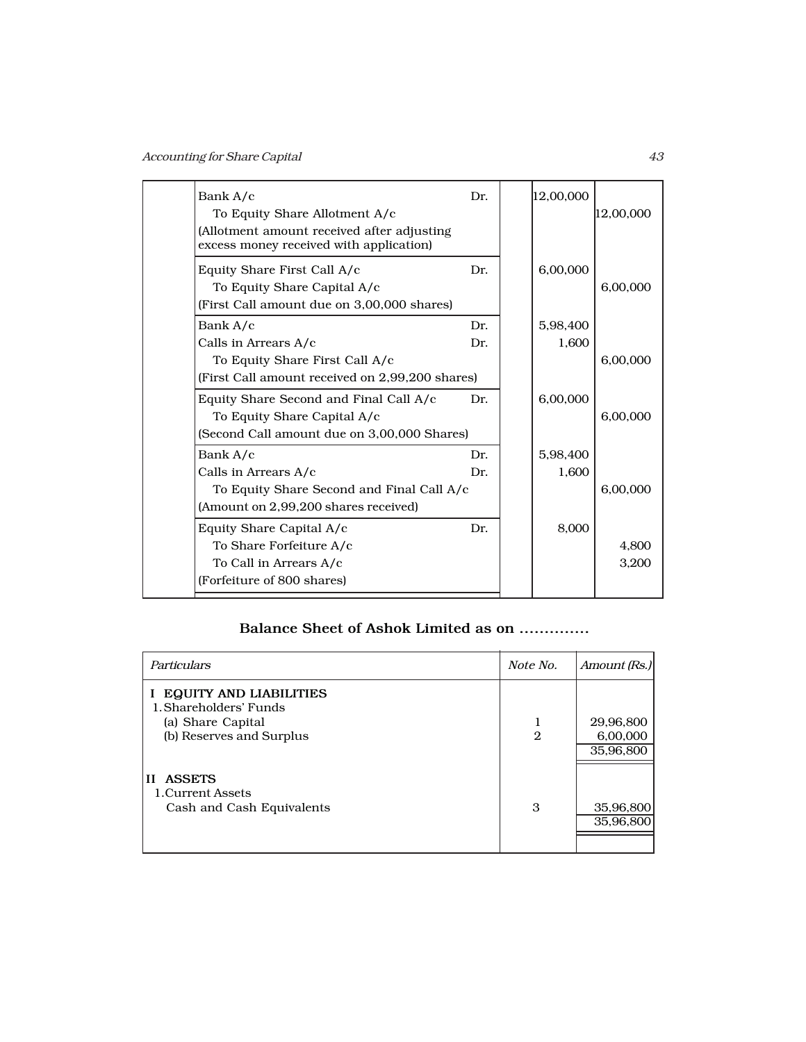| | Particulars | | Dr. Amount | Cr. Amount |
|---|---|---|---|---|
| | Bank A/c Dr.<br>To Equity Share Allotment A/c<br>(Allotment amount received after adjusting excess money received with application) | | 12,00,000 | 12,00,000 |
| | Equity Share First Call A/c Dr.<br>To Equity Share Capital A/c<br>(First Call amount due on 3,00,000 shares) | | 6,00,000 | 6,00,000 |
| | Bank A/c Dr.<br>Calls in Arrears A/c Dr.<br>To Equity Share First Call A/c<br>(First Call amount received on 2,99,200 shares) | | 5,98,400<br>1,600 | 6,00,000 |
| | Equity Share Second and Final Call A/c Dr.<br>To Equity Share Capital A/c<br>(Second Call amount due on 3,00,000 Shares) | | 6,00,000 | 6,00,000 |
| | Bank A/c Dr.<br>Calls in Arrears A/c Dr.<br>To Equity Share Second and Final Call A/c<br>(Amount on 2,99,200 shares received) | | 5,98,400<br>1,600 | 6,00,000 |
| | Equity Share Capital A/c Dr.<br>To Share Forfeiture A/c<br>To Call in Arrears A/c<br>(Forfeiture of 800 shares) | | 8,000 | 4,800<br>3,200 |

### Balance Sheet of Ashok Limited as on ..............

| *Particulars* | *Note No.* | *Amount (Rs.)* |
|---|---|---|
| **I EQUITY AND LIABILITIES** | | |
| 1. Shareholders' Funds | | |
| (a) Share Capital | 1 | 29,96,800 |
| (b) Reserves and Surplus | 2 | 6,00,000 |
| | | 35,96,800 |
| **II ASSETS** | | |
| 1. Current Assets | | |
| Cash and Cash Equivalents | 3 | 35,96,800 |
| | | 35,96,800 |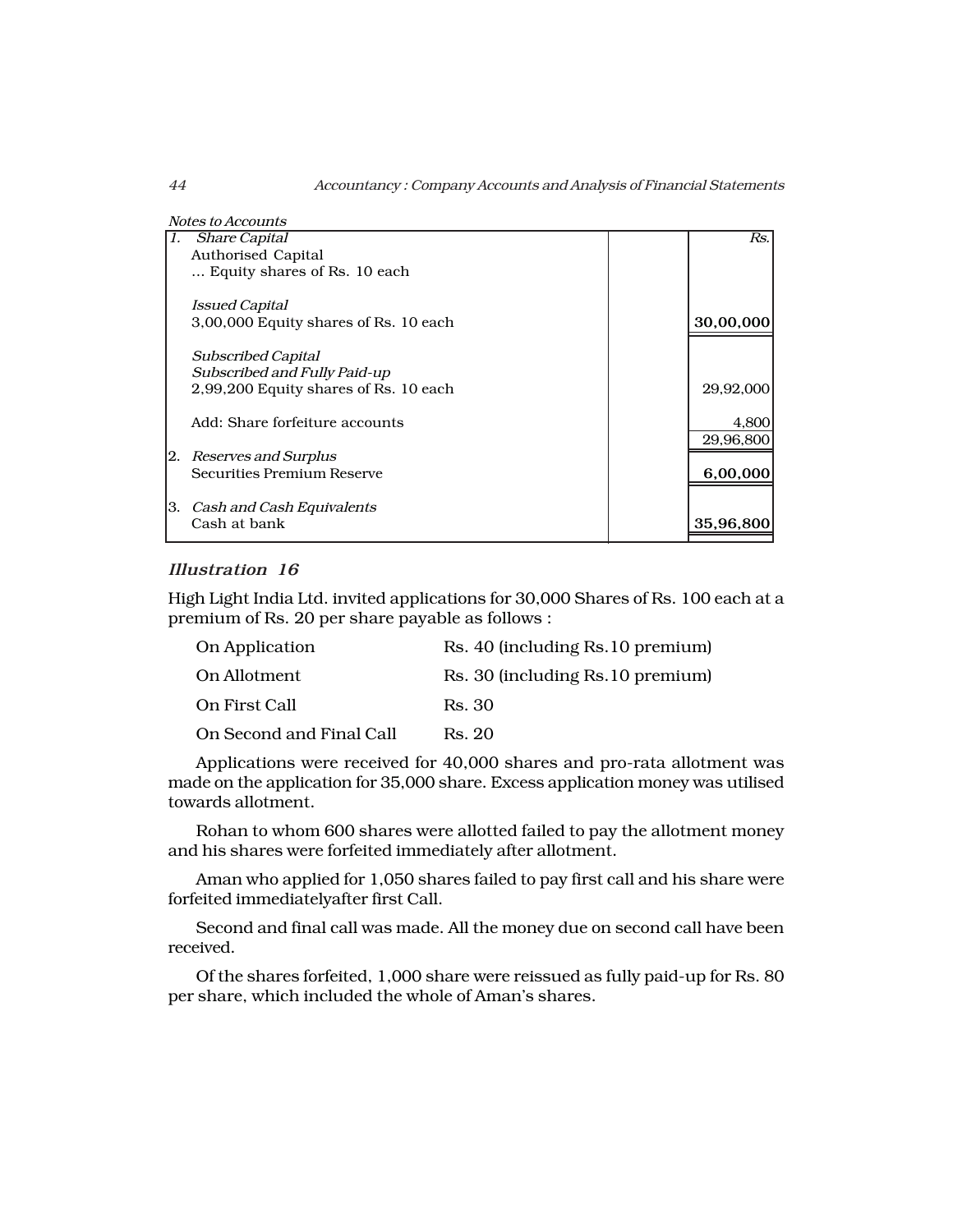*Notes to Accounts*

| | | Rs. |
|---|---|---|
| 1. *Share Capital* | | |
| Authorised Capital | | |
| ... Equity shares of Rs. 10 each | | |
| *Issued Capital* | | |
| 3,00,000 Equity shares of Rs. 10 each | | **30,00,000** |
| *Subscribed Capital* | | |
| *Subscribed and Fully Paid-up* | | |
| 2,99,200 Equity shares of Rs. 10 each | | 29,92,000 |
| Add: Share forfeiture accounts | | 4,800 |
| | | 29,96,800 |
| 2. *Reserves and Surplus* | | |
| Securities Premium Reserve | | **6,00,000** |
| 3. *Cash and Cash Equivalents* | | |
| Cash at bank | | **35,96,800** |

### *Illustration 16*

High Light India Ltd. invited applications for 30,000 Shares of Rs. 100 each at a premium of Rs. 20 per share payable as follows :

| | |
|---|---|
| On Application | Rs. 40 (including Rs.10 premium) |
| On Allotment | Rs. 30 (including Rs.10 premium) |
| On First Call | Rs. 30 |
| On Second and Final Call | Rs. 20 |

Applications were received for 40,000 shares and pro-rata allotment was made on the application for 35,000 share. Excess application money was utilised towards allotment.

Rohan to whom 600 shares were allotted failed to pay the allotment money and his shares were forfeited immediately after allotment.

Aman who applied for 1,050 shares failed to pay first call and his share were forfeited immediatelyafter first Call.

Second and final call was made. All the money due on second call have been received.

Of the shares forfeited, 1,000 share were reissued as fully paid-up for Rs. 80 per share, which included the whole of Aman's shares.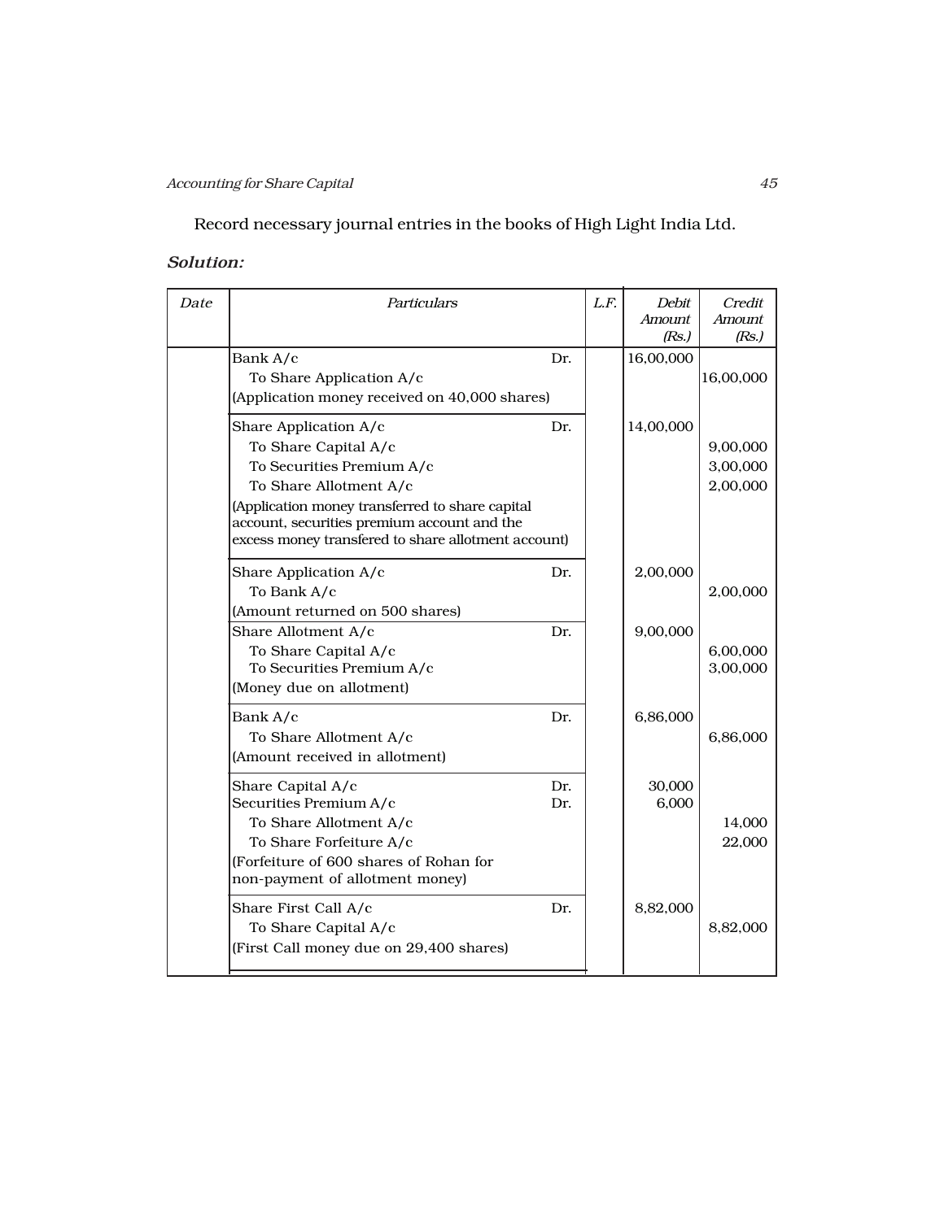Record necessary journal entries in the books of High Light India Ltd.

***Solution:***

| Date | Particulars | | L.F. | Debit Amount (Rs.) | Credit Amount (Rs.) |
|---|---|---|---|---|---|
| | Bank A/c | Dr. | | 16,00,000 | |
| | To Share Application A/c | | | | 16,00,000 |
| | (Application money received on 40,000 shares) | | | | |
| | Share Application A/c | Dr. | | 14,00,000 | |
| | To Share Capital A/c | | | | 9,00,000 |
| | To Securities Premium A/c | | | | 3,00,000 |
| | To Share Allotment A/c | | | | 2,00,000 |
| | (Application money transferred to share capital account, securities premium account and the excess money transfered to share allotment account) | | | | |
| | Share Application A/c | Dr. | | 2,00,000 | |
| | To Bank A/c | | | | 2,00,000 |
| | (Amount returned on 500 shares) | | | | |
| | Share Allotment A/c | Dr. | | 9,00,000 | |
| | To Share Capital A/c | | | | 6,00,000 |
| | To Securities Premium A/c | | | | 3,00,000 |
| | (Money due on allotment) | | | | |
| | Bank A/c | Dr. | | 6,86,000 | |
| | To Share Allotment A/c | | | | 6,86,000 |
| | (Amount received in allotment) | | | | |
| | Share Capital A/c | Dr. | | 30,000 | |
| | Securities Premium A/c | Dr. | | 6,000 | |
| | To Share Allotment A/c | | | | 14,000 |
| | To Share Forfeiture A/c | | | | 22,000 |
| | (Forfeiture of 600 shares of Rohan for non-payment of allotment money) | | | | |
| | Share First Call A/c | Dr. | | 8,82,000 | |
| | To Share Capital A/c | | | | 8,82,000 |
| | (First Call money due on 29,400 shares) | | | | |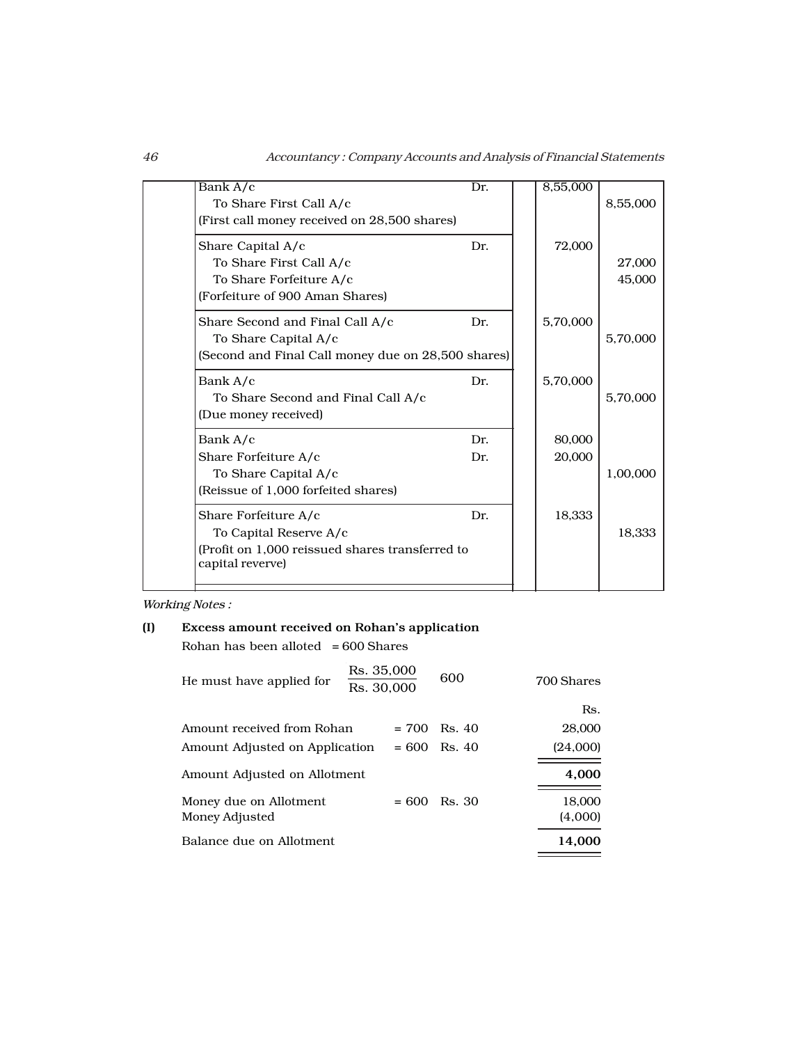| Date | Particulars | | L.F. | Debit Amount (Rs.) | Credit Amount (Rs.) |
|---|---|---|---|---|---|
| | Bank A/c | Dr. | | 8,55,000 | |
| | To Share First Call A/c | | | | 8,55,000 |
| | (First call money received on 28,500 shares) | | | | |
| | Share Capital A/c | Dr. | | 72,000 | |
| | To Share First Call A/c | | | | 27,000 |
| | To Share Forfeiture A/c | | | | 45,000 |
| | (Forfeiture of 900 Aman Shares) | | | | |
| | Share Second and Final Call A/c | Dr. | | 5,70,000 | |
| | To Share Capital A/c | | | | 5,70,000 |
| | (Second and Final Call money due on 28,500 shares) | | | | |
| | Bank A/c | Dr. | | 5,70,000 | |
| | To Share Second and Final Call A/c | | | | 5,70,000 |
| | (Due money received) | | | | |
| | Bank A/c | Dr. | | 80,000 | |
| | Share Forfeiture A/c | Dr. | | 20,000 | |
| | To Share Capital A/c | | | | 1,00,000 |
| | (Reissue of 1,000 forfeited shares) | | | | |
| | Share Forfeiture A/c | Dr. | | 18,333 | |
| | To Capital Reserve A/c | | | | 18,333 |
| | (Profit on 1,000 reissued shares transferred to capital reverve) | | | | |

*Working Notes :*

**(I) Excess amount received on Rohan's application**

Rohan has been alloted = 600 Shares

He must have applied for $\frac{\text{Rs. } 35,000}{\text{Rs. } 30,000}$ 600 700 Shares

| | | | Rs. |
|---|---|---|---|
| Amount received from Rohan | = 700 | Rs. 40 | 28,000 |
| Amount Adjusted on Application | = 600 | Rs. 40 | (24,000) |
| Amount Adjusted on Allotment | | | **4,000** |
| Money due on Allotment | = 600 | Rs. 30 | 18,000 |
| Money Adjusted | | | (4,000) |
| Balance due on Allotment | | | **14,000** |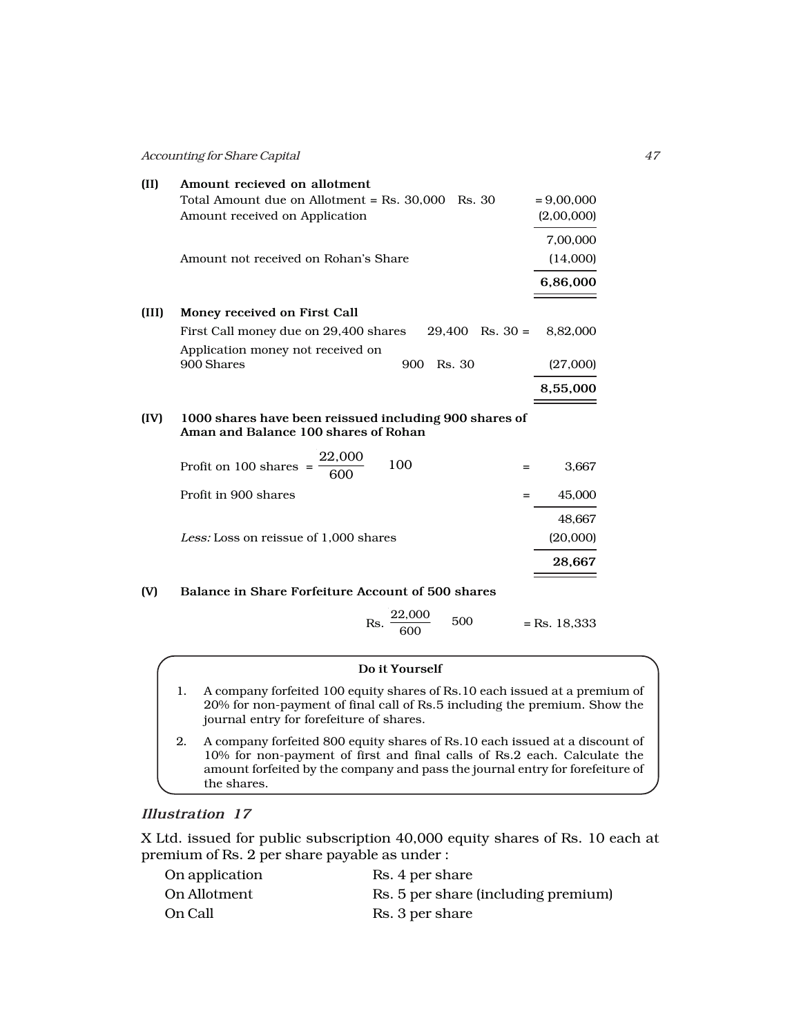**(II) Amount recieved on allotment**

| | |
|---|---|
| Total Amount due on Allotment = Rs. 30,000 Rs. 30 | = 9,00,000 |
| Amount received on Application | (2,00,000) |
| | 7,00,000 |
| Amount not received on Rohan's Share | (14,000) |
| | **6,86,000** |

**(III) Money received on First Call**

| | |
|---|---|
| First Call money due on 29,400 shares 29,400 Rs. 30 = | 8,82,000 |
| Application money not received on 900 Shares 900 Rs. 30 | (27,000) |
| | **8,55,000** |

**(IV) 1000 shares have been reissued including 900 shares of Aman and Balance 100 shares of Rohan**

| | |
|---|---|
| Profit on 100 shares = $\frac{22,000}{600}$ 100 = | 3,667 |
| Profit in 900 shares = | 45,000 |
| | 48,667 |
| *Less:* Loss on reissue of 1,000 shares | (20,000) |
| | **28,667** |

**(V) Balance in Share Forfeiture Account of 500 shares**

Rs. $\frac{22,000}{600}$ 500 = Rs. 18,333

> **Do it Yourself**
>
> 1. A company forfeited 100 equity shares of Rs.10 each issued at a premium of 20% for non-payment of final call of Rs.5 including the premium. Show the journal entry for forefeiture of shares.
> 2. A company forfeited 800 equity shares of Rs.10 each issued at a discount of 10% for non-payment of first and final calls of Rs.2 each. Calculate the amount forfeited by the company and pass the journal entry for forefeiture of the shares.

### *Illustration 17*

X Ltd. issued for public subscription 40,000 equity shares of Rs. 10 each at premium of Rs. 2 per share payable as under :

| | |
|---|---|
| On application | Rs. 4 per share |
| On Allotment | Rs. 5 per share (including premium) |
| On Call | Rs. 3 per share |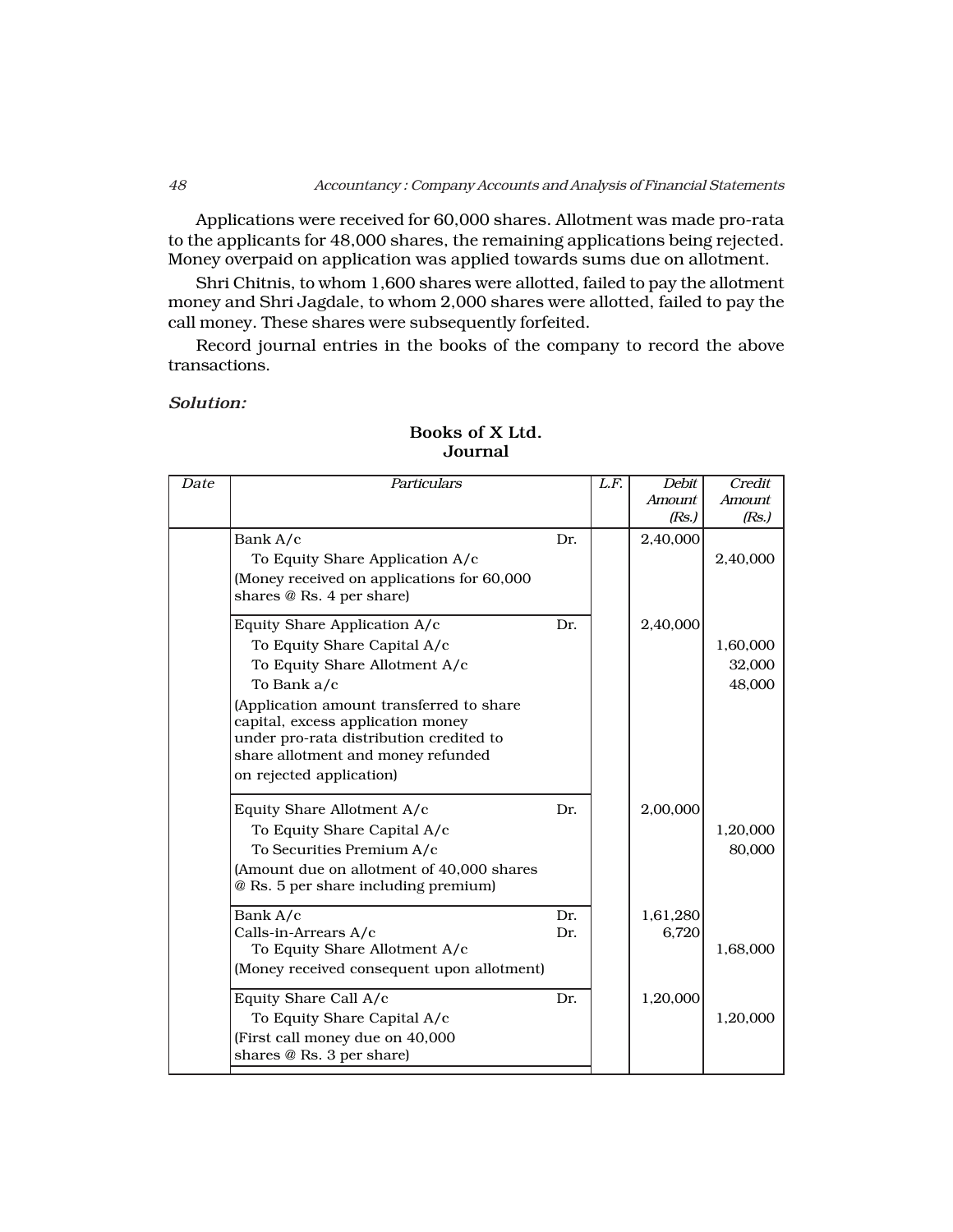Applications were received for 60,000 shares. Allotment was made pro-rata to the applicants for 48,000 shares, the remaining applications being rejected. Money overpaid on application was applied towards sums due on allotment.

Shri Chitnis, to whom 1,600 shares were allotted, failed to pay the allotment money and Shri Jagdale, to whom 2,000 shares were allotted, failed to pay the call money. These shares were subsequently forfeited.

Record journal entries in the books of the company to record the above transactions.

***Solution:***

**Books of X Ltd.**
**Journal**

| *Date* | *Particulars* | | *L.F.* | *Debit Amount (Rs.)* | *Credit Amount (Rs.)* |
|---|---|---|---|---|---|
| | Bank A/c | Dr. | | 2,40,000 | |
| | To Equity Share Application A/c | | | | 2,40,000 |
| | (Money received on applications for 60,000 shares @ Rs. 4 per share) | | | | |
| | Equity Share Application A/c | Dr. | | 2,40,000 | |
| | To Equity Share Capital A/c | | | | 1,60,000 |
| | To Equity Share Allotment A/c | | | | 32,000 |
| | To Bank a/c | | | | 48,000 |
| | (Application amount transferred to share capital, excess application money under pro-rata distribution credited to share allotment and money refunded on rejected application) | | | | |
| | Equity Share Allotment A/c | Dr. | | 2,00,000 | |
| | To Equity Share Capital A/c | | | | 1,20,000 |
| | To Securities Premium A/c | | | | 80,000 |
| | (Amount due on allotment of 40,000 shares @ Rs. 5 per share including premium) | | | | |
| | Bank A/c | Dr. | | 1,61,280 | |
| | Calls-in-Arrears A/c | Dr. | | 6,720 | |
| | To Equity Share Allotment A/c | | | | 1,68,000 |
| | (Money received consequent upon allotment) | | | | |
| | Equity Share Call A/c | Dr. | | 1,20,000 | |
| | To Equity Share Capital A/c | | | | 1,20,000 |
| | (First call money due on 40,000 shares @ Rs. 3 per share) | | | | |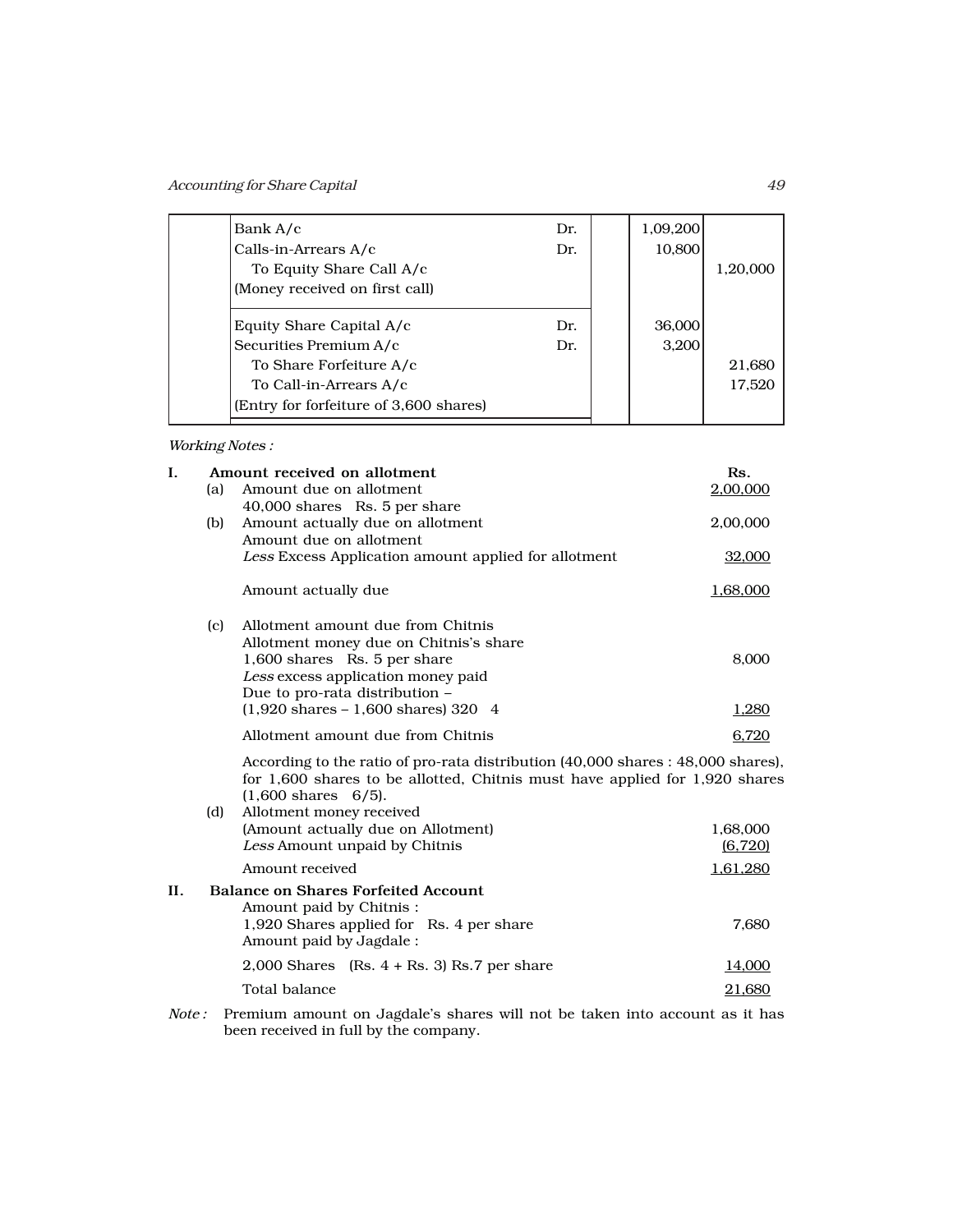| | | | | |
|---|---|---|---|---|
| | Bank A/c Dr. | | 1,09,200 | |
| | Calls-in-Arrears A/c Dr. | | 10,800 | |
| | To Equity Share Call A/c | | | 1,20,000 |
| | (Money received on first call) | | | |
| | Equity Share Capital A/c Dr. | | 36,000 | |
| | Securities Premium A/c Dr. | | 3,200 | |
| | To Share Forfeiture A/c | | | 21,680 |
| | To Call-in-Arrears A/c | | | 17,520 |
| | (Entry for forfeiture of 3,600 shares) | | | |

*Working Notes :*

**I. Amount received on allotment** — Rs.

(a) Amount due on allotment — 2,00,000
40,000 shares Rs. 5 per share

(b) Amount actually due on allotment — 2,00,000
Amount due on allotment
*Less* Excess Application amount applied for allotment — 32,000

Amount actually due — 1,68,000

(c) Allotment amount due from Chitnis
Allotment money due on Chitnis's share
1,600 shares Rs. 5 per share — 8,000
*Less* excess application money paid
Due to pro-rata distribution –
(1,920 shares – 1,600 shares) 320 4 — 1,280

Allotment amount due from Chitnis — 6,720

According to the ratio of pro-rata distribution (40,000 shares : 48,000 shares), for 1,600 shares to be allotted, Chitnis must have applied for 1,920 shares (1,600 shares 6/5).

(d) Allotment money received
(Amount actually due on Allotment) — 1,68,000
*Less* Amount unpaid by Chitnis — (6,720)

Amount received — 1,61,280

**II. Balance on Shares Forfeited Account**

Amount paid by Chitnis :
1,920 Shares applied for Rs. 4 per share — 7,680
Amount paid by Jagdale :
2,000 Shares (Rs. 4 + Rs. 3) Rs.7 per share — 14,000

Total balance — 21,680

*Note :* Premium amount on Jagdale's shares will not be taken into account as it has been received in full by the company.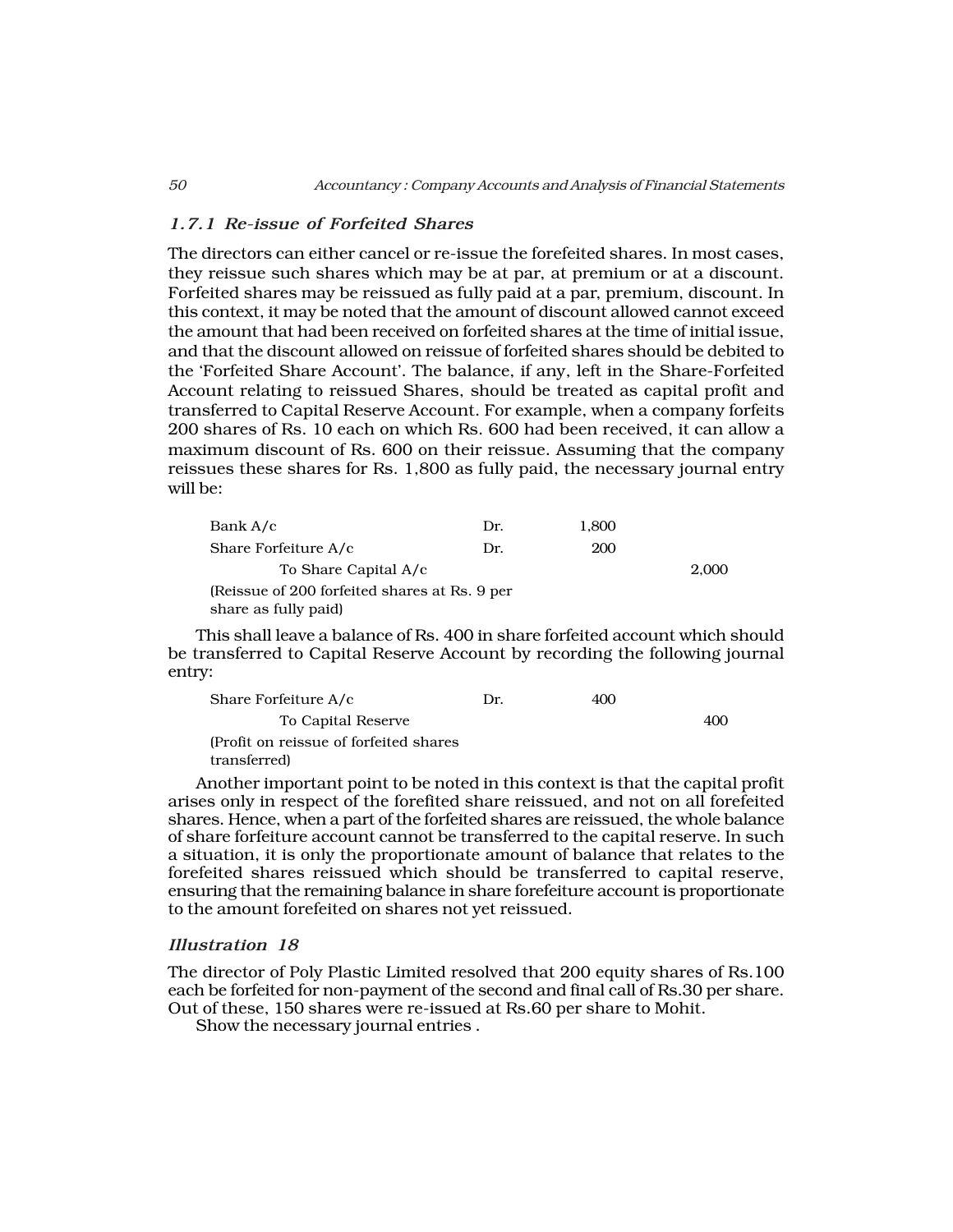### 1.7.1 Re-issue of Forfeited Shares

The directors can either cancel or re-issue the forefeited shares. In most cases, they reissue such shares which may be at par, at premium or at a discount. Forfeited shares may be reissued as fully paid at a par, premium, discount. In this context, it may be noted that the amount of discount allowed cannot exceed the amount that had been received on forfeited shares at the time of initial issue, and that the discount allowed on reissue of forfeited shares should be debited to the 'Forfeited Share Account'. The balance, if any, left in the Share-Forfeited Account relating to reissued Shares, should be treated as capital profit and transferred to Capital Reserve Account. For example, when a company forfeits 200 shares of Rs. 10 each on which Rs. 600 had been received, it can allow a maximum discount of Rs. 600 on their reissue. Assuming that the company reissues these shares for Rs. 1,800 as fully paid, the necessary journal entry will be:

| | | | |
|---|---|---|---|
| Bank A/c | Dr. | 1,800 | |
| Share Forfeiture A/c | Dr. | 200 | |
| To Share Capital A/c | | | 2,000 |
| (Reissue of 200 forfeited shares at Rs. 9 per share as fully paid) | | | |

This shall leave a balance of Rs. 400 in share forfeited account which should be transferred to Capital Reserve Account by recording the following journal entry:

| | | | |
|---|---|---|---|
| Share Forfeiture A/c | Dr. | 400 | |
| To Capital Reserve | | | 400 |
| (Profit on reissue of forfeited shares transferred) | | | |

Another important point to be noted in this context is that the capital profit arises only in respect of the forefited share reissued, and not on all forefeited shares. Hence, when a part of the forfeited shares are reissued, the whole balance of share forfeiture account cannot be transferred to the capital reserve. In such a situation, it is only the proportionate amount of balance that relates to the forefeited shares reissued which should be transferred to capital reserve, ensuring that the remaining balance in share forefeiture account is proportionate to the amount forefeited on shares not yet reissued.

#### *Illustration 18*

The director of Poly Plastic Limited resolved that 200 equity shares of Rs.100 each be forfeited for non-payment of the second and final call of Rs.30 per share. Out of these, 150 shares were re-issued at Rs.60 per share to Mohit.

Show the necessary journal entries .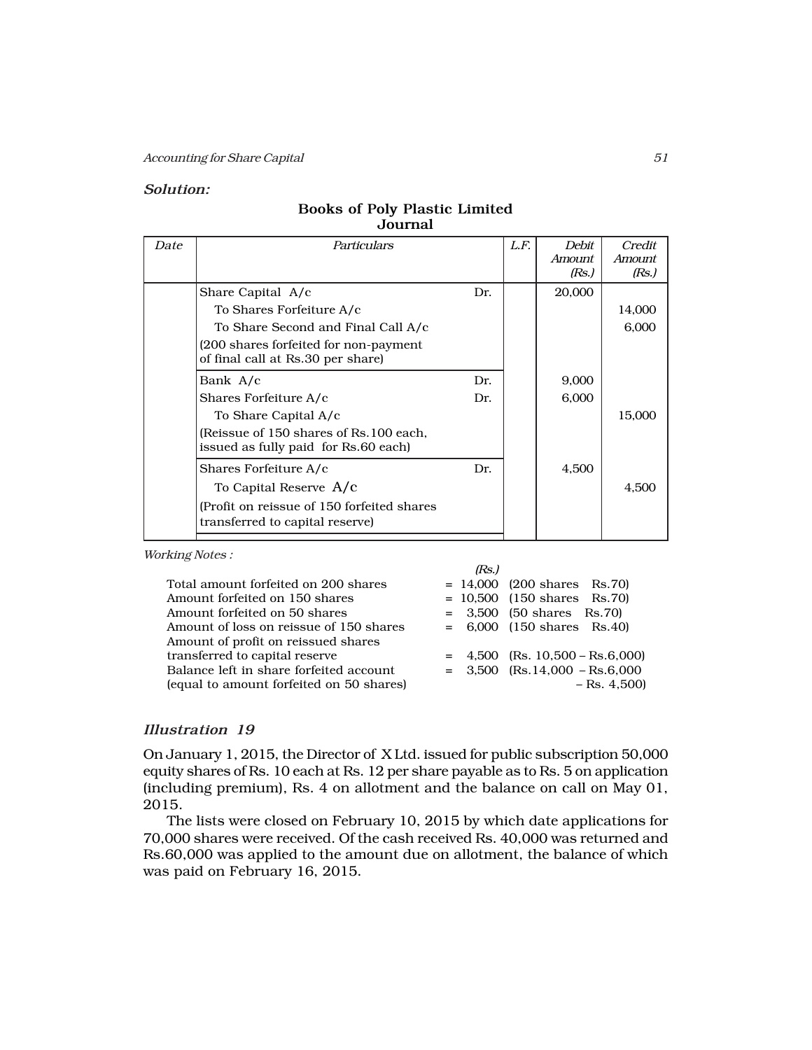### *Solution:*

**Books of Poly Plastic Limited**
**Journal**

| *Date* | *Particulars* | | *L.F.* | *Debit Amount (Rs.)* | *Credit Amount (Rs.)* |
|---|---|---|---|---|---|
| | Share Capital A/c | Dr. | | 20,000 | |
| | To Shares Forfeiture A/c | | | | 14,000 |
| | To Share Second and Final Call A/c | | | | 6,000 |
| | (200 shares forfeited for non-payment of final call at Rs.30 per share) | | | | |
| | Bank A/c | Dr. | | 9,000 | |
| | Shares Forfeiture A/c | Dr. | | 6,000 | |
| | To Share Capital A/c | | | | 15,000 |
| | (Reissue of 150 shares of Rs.100 each, issued as fully paid for Rs.60 each) | | | | |
| | Shares Forfeiture A/c | Dr. | | 4,500 | |
| | To Capital Reserve A/c | | | | 4,500 |
| | (Profit on reissue of 150 forfeited shares transferred to capital reserve) | | | | |

*Working Notes :*

| | (Rs.) | |
|---|---|---|
| Total amount forfeited on 200 shares | = 14,000 | (200 shares Rs.70) |
| Amount forfeited on 150 shares | = 10,500 | (150 shares Rs.70) |
| Amount forfeited on 50 shares | = 3,500 | (50 shares Rs.70) |
| Amount of loss on reissue of 150 shares | = 6,000 | (150 shares Rs.40) |
| Amount of profit on reissued shares transferred to capital reserve | = 4,500 | (Rs. 10,500 – Rs.6,000) |
| Balance left in share forfeited account (equal to amount forfeited on 50 shares) | = 3,500 | (Rs.14,000 – Rs.6,000 – Rs. 4,500) |

### *Illustration 19*

On January 1, 2015, the Director of X Ltd. issued for public subscription 50,000 equity shares of Rs. 10 each at Rs. 12 per share payable as to Rs. 5 on application (including premium), Rs. 4 on allotment and the balance on call on May 01, 2015.

The lists were closed on February 10, 2015 by which date applications for 70,000 shares were received. Of the cash received Rs. 40,000 was returned and Rs.60,000 was applied to the amount due on allotment, the balance of which was paid on February 16, 2015.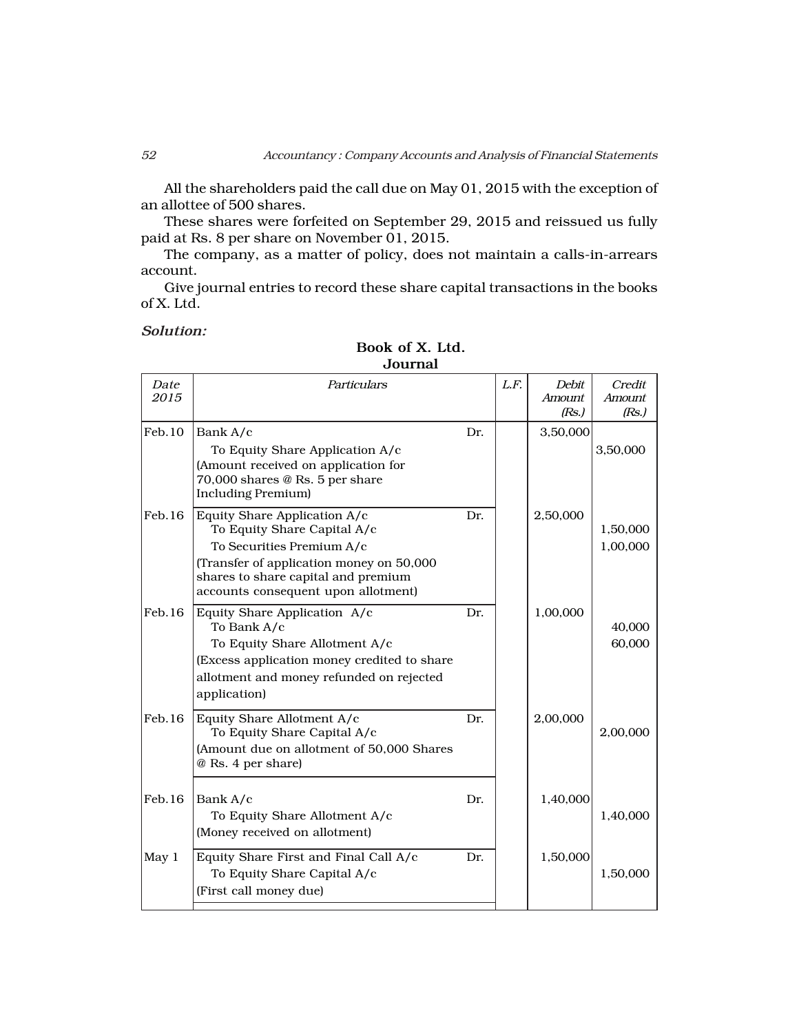All the shareholders paid the call due on May 01, 2015 with the exception of an allottee of 500 shares.

These shares were forfeited on September 29, 2015 and reissued us fully paid at Rs. 8 per share on November 01, 2015.

The company, as a matter of policy, does not maintain a calls-in-arrears account.

Give journal entries to record these share capital transactions in the books of X. Ltd.

***Solution:***

**Book of X. Ltd.**
**Journal**

| *Date 2015* | *Particulars* | | *L.F.* | *Debit Amount (Rs.)* | *Credit Amount (Rs.)* |
|---|---|---|---|---|---|
| Feb.10 | Bank A/c | Dr. | | 3,50,000 | |
| | To Equity Share Application A/c | | | | 3,50,000 |
| | (Amount received on application for 70,000 shares @ Rs. 5 per share Including Premium) | | | | |
| Feb.16 | Equity Share Application A/c | Dr. | | 2,50,000 | |
| | To Equity Share Capital A/c | | | | 1,50,000 |
| | To Securities Premium A/c | | | | 1,00,000 |
| | (Transfer of application money on 50,000 shares to share capital and premium accounts consequent upon allotment) | | | | |
| Feb.16 | Equity Share Application A/c | Dr. | | 1,00,000 | |
| | To Bank A/c | | | | 40,000 |
| | To Equity Share Allotment A/c | | | | 60,000 |
| | (Excess application money credited to share allotment and money refunded on rejected application) | | | | |
| Feb.16 | Equity Share Allotment A/c | Dr. | | 2,00,000 | |
| | To Equity Share Capital A/c | | | | 2,00,000 |
| | (Amount due on allotment of 50,000 Shares @ Rs. 4 per share) | | | | |
| Feb.16 | Bank A/c | Dr. | | 1,40,000 | |
| | To Equity Share Allotment A/c | | | | 1,40,000 |
| | (Money received on allotment) | | | | |
| May 1 | Equity Share First and Final Call A/c | Dr. | | 1,50,000 | |
| | To Equity Share Capital A/c | | | | 1,50,000 |
| | (First call money due) | | | | |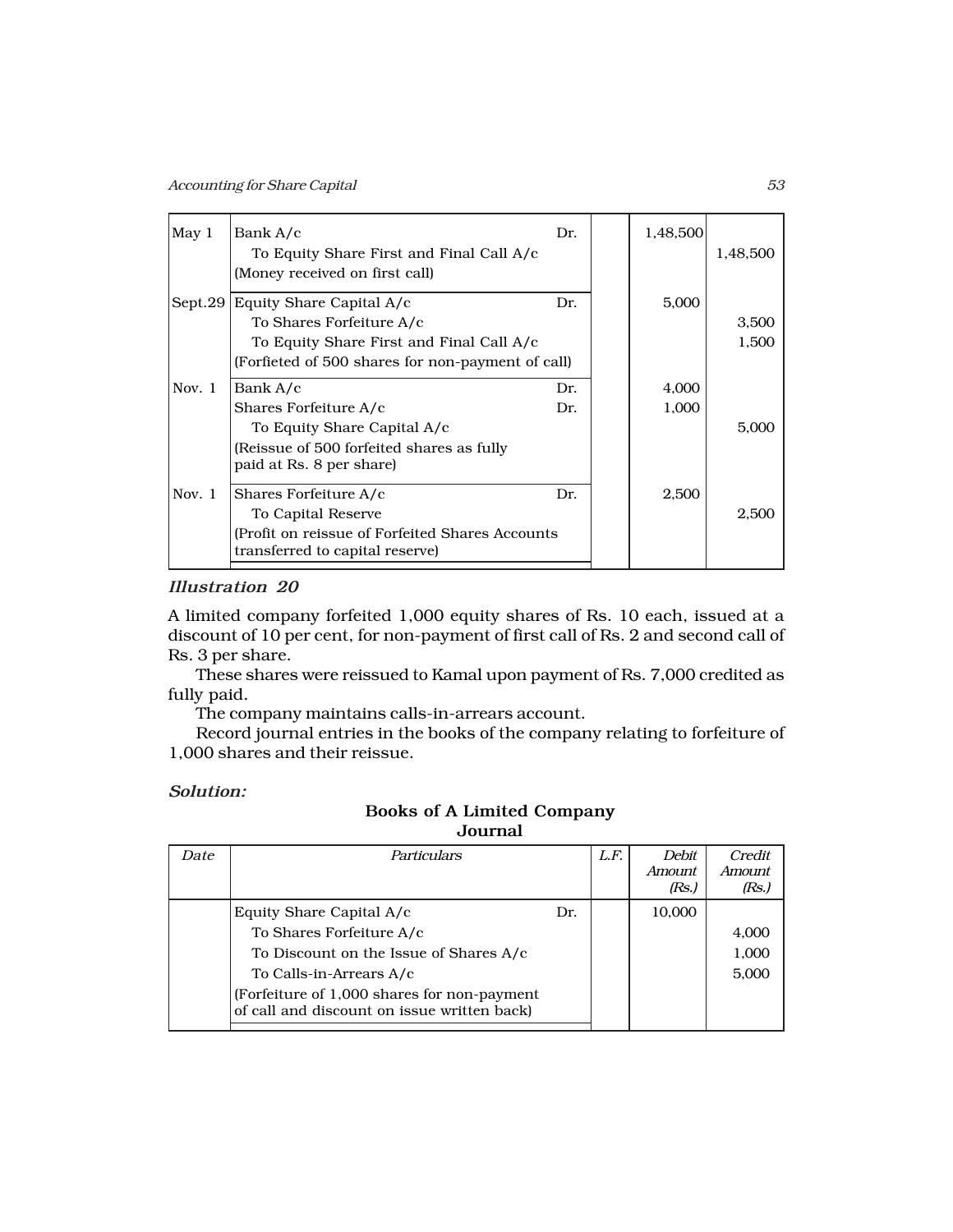| | | | | |
|---|---|---|---|---|
| May 1 | Bank A/c Dr.<br>To Equity Share First and Final Call A/c<br>(Money received on first call) | | 1,48,500 | 1,48,500 |
| Sept.29 | Equity Share Capital A/c Dr.<br>To Shares Forfeiture A/c<br>To Equity Share First and Final Call A/c<br>(Forfieted of 500 shares for non-payment of call) | | 5,000 | 3,500<br>1,500 |
| Nov. 1 | Bank A/c Dr.<br>Shares Forfeiture A/c Dr.<br>To Equity Share Capital A/c<br>(Reissue of 500 forfeited shares as fully paid at Rs. 8 per share) | | 4,000<br>1,000 | 5,000 |
| Nov. 1 | Shares Forfeiture A/c Dr.<br>To Capital Reserve<br>(Profit on reissue of Forfeited Shares Accounts transferred to capital reserve) | | 2,500 | 2,500 |

### *Illustration 20*

A limited company forfeited 1,000 equity shares of Rs. 10 each, issued at a discount of 10 per cent, for non-payment of first call of Rs. 2 and second call of Rs. 3 per share.

These shares were reissued to Kamal upon payment of Rs. 7,000 credited as fully paid.

The company maintains calls-in-arrears account.

Record journal entries in the books of the company relating to forfeiture of 1,000 shares and their reissue.

***Solution:***

**Books of A Limited Company**
**Journal**

| *Date* | *Particulars* | *L.F.* | *Debit Amount (Rs.)* | *Credit Amount (Rs.)* |
|---|---|---|---|---|
| | Equity Share Capital A/c Dr.<br>To Shares Forfeiture A/c<br>To Discount on the Issue of Shares A/c<br>To Calls-in-Arrears A/c<br>(Forfeiture of 1,000 shares for non-payment of call and discount on issue written back) | | 10,000 | 4,000<br>1,000<br>5,000 |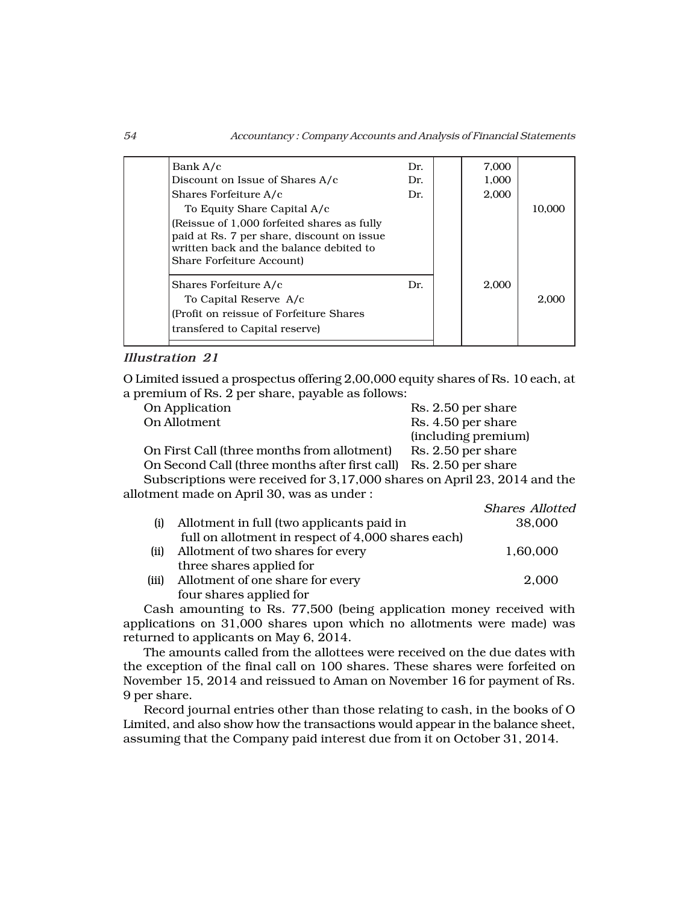| | | | | | |
|---|---|---|---|---|---|
| | Bank A/c | Dr. | | 7,000 | |
| | Discount on Issue of Shares A/c | Dr. | | 1,000 | |
| | Shares Forfeiture A/c | Dr. | | 2,000 | |
| | To Equity Share Capital A/c | | | | 10,000 |
| | (Reissue of 1,000 forfeited shares as fully paid at Rs. 7 per share, discount on issue written back and the balance debited to Share Forfeiture Account) | | | | |
| | Shares Forfeiture A/c | Dr. | | 2,000 | |
| | To Capital Reserve A/c | | | | 2,000 |
| | (Profit on reissue of Forfeiture Shares transfered to Capital reserve) | | | | |

### *Illustration 21*

O Limited issued a prospectus offering 2,00,000 equity shares of Rs. 10 each, at a premium of Rs. 2 per share, payable as follows:

| | |
|---|---|
| On Application | Rs. 2.50 per share |
| On Allotment | Rs. 4.50 per share (including premium) |
| On First Call (three months from allotment) | Rs. 2.50 per share |
| On Second Call (three months after first call) | Rs. 2.50 per share |

Subscriptions were received for 3,17,000 shares on April 23, 2014 and the allotment made on April 30, was as under :

| | | *Shares Allotted* |
|---|---|---|
| (i) | Allotment in full (two applicants paid in full on allotment in respect of 4,000 shares each) | 38,000 |
| (ii) | Allotment of two shares for every three shares applied for | 1,60,000 |
| (iii) | Allotment of one share for every four shares applied for | 2,000 |

Cash amounting to Rs. 77,500 (being application money received with applications on 31,000 shares upon which no allotments were made) was returned to applicants on May 6, 2014.

The amounts called from the allottees were received on the due dates with the exception of the final call on 100 shares. These shares were forfeited on November 15, 2014 and reissued to Aman on November 16 for payment of Rs. 9 per share.

Record journal entries other than those relating to cash, in the books of O Limited, and also show how the transactions would appear in the balance sheet, assuming that the Company paid interest due from it on October 31, 2014.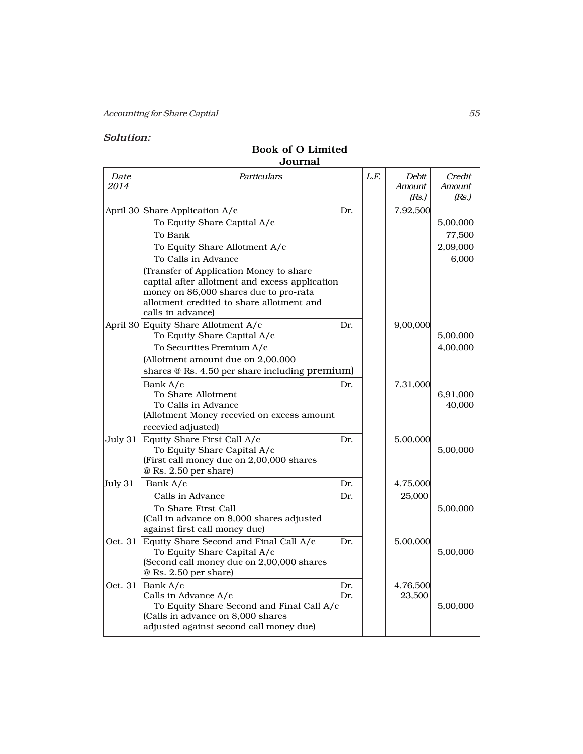### *Solution:*

**Book of O Limited**
**Journal**

| *Date 2014* | *Particulars* | | *L.F.* | *Debit Amount (Rs.)* | *Credit Amount (Rs.)* |
|---|---|---|---|---|---|
| April 30 | Share Application A/c | Dr. | | 7,92,500 | |
| | To Equity Share Capital A/c | | | | 5,00,000 |
| | To Bank | | | | 77,500 |
| | To Equity Share Allotment A/c | | | | 2,09,000 |
| | To Calls in Advance | | | | 6,000 |
| | (Transfer of Application Money to share capital after allotment and excess application money on 86,000 shares due to pro-rata allotment credited to share allotment and calls in advance) | | | | |
| April 30 | Equity Share Allotment A/c | Dr. | | 9,00,000 | |
| | To Equity Share Capital A/c | | | | 5,00,000 |
| | To Securities Premium A/c | | | | 4,00,000 |
| | (Allotment amount due on 2,00,000 shares @ Rs. 4.50 per share including premium) | | | | |
| | Bank A/c | Dr. | | 7,31,000 | |
| | To Share Allotment | | | | 6,91,000 |
| | To Calls in Advance | | | | 40,000 |
| | (Allotment Money recevied on excess amount recevied adjusted) | | | | |
| July 31 | Equity Share First Call A/c | Dr. | | 5,00,000 | |
| | To Equity Share Capital A/c | | | | 5,00,000 |
| | (First call money due on 2,00,000 shares @ Rs. 2.50 per share) | | | | |
| July 31 | Bank A/c | Dr. | | 4,75,000 | |
| | Calls in Advance | Dr. | | 25,000 | |
| | To Share First Call | | | | 5,00,000 |
| | (Call in advance on 8,000 shares adjusted against first call money due) | | | | |
| Oct. 31 | Equity Share Second and Final Call A/c | Dr. | | 5,00,000 | |
| | To Equity Share Capital A/c | | | | 5,00,000 |
| | (Second call money due on 2,00,000 shares @ Rs. 2.50 per share) | | | | |
| Oct. 31 | Bank A/c | Dr. | | 4,76,500 | |
| | Calls in Advance A/c | Dr. | | 23,500 | |
| | To Equity Share Second and Final Call A/c | | | | 5,00,000 |
| | (Calls in advance on 8,000 shares adjusted against second call money due) | | | | |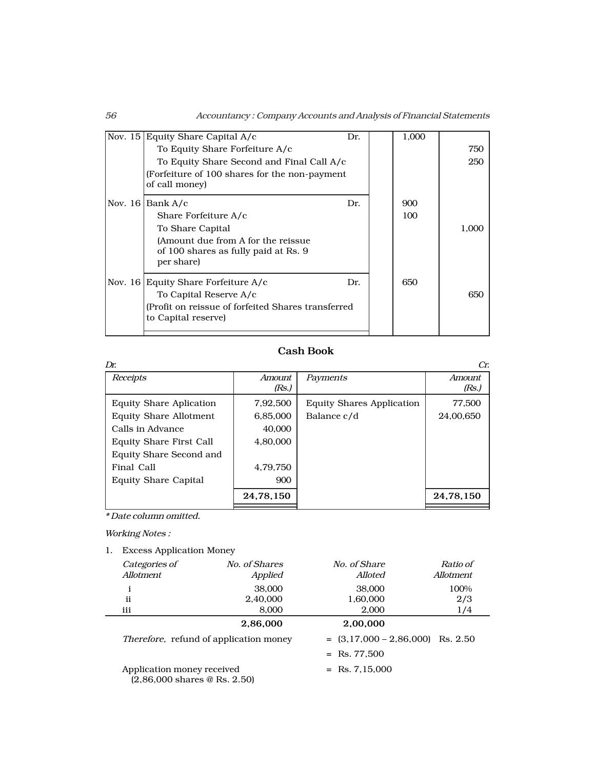| Date | Particulars | | L.F. | Debit Amount (Rs.) | Credit Amount (Rs.) |
|---|---|---|---|---|---|
| Nov. 15 | Equity Share Capital A/c | Dr. | | 1,000 | |
| | To Equity Share Forfeiture A/c | | | | 750 |
| | To Equity Share Second and Final Call A/c | | | | 250 |
| | (Forfeiture of 100 shares for the non-payment of call money) | | | | |
| Nov. 16 | Bank A/c | Dr. | | 900 | |
| | Share Forfeiture A/c | | | 100 | |
| | To Share Capital | | | | 1,000 |
| | (Amount due from A for the reissue of 100 shares as fully paid at Rs. 9 per share) | | | | |
| Nov. 16 | Equity Share Forfeiture A/c | Dr. | | 650 | |
| | To Capital Reserve A/c | | | | 650 |
| | (Profit on reissue of forfeited Shares transferred to Capital reserve) | | | | |

## Cash Book

*Dr.* | *Cr.*

| *Receipts* | *Amount (Rs.)* | *Payments* | *Amount (Rs.)* |
|---|---|---|---|
| Equity Share Aplication | 7,92,500 | Equity Shares Application | 77,500 |
| Equity Share Allotment | 6,85,000 | Balance c/d | 24,00,650 |
| Calls in Advance | 40,000 | | |
| Equity Share First Call | 4,80,000 | | |
| Equity Share Second and Final Call | 4,79,750 | | |
| Equity Share Capital | 900 | | |
| | **24,78,150** | | **24,78,150** |

*\* Date column omitted.*

*Working Notes :*

1. Excess Application Money

| *Categories of Allotment* | *No. of Shares Applied* | *No. of Share Alloted* | *Ratio of Allotment* |
|---|---|---|---|
| i | 38,000 | 38,000 | 100% |
| ii | 2,40,000 | 1,60,000 | 2/3 |
| iii | 8,000 | 2,000 | 1/4 |
| | **2,86,000** | **2,00,000** | |

*Therefore,* refund of application money = (3,17,000 – 2,86,000) Rs. 2.50

= Rs. 77,500

Application money received (2,86,000 shares @ Rs. 2.50) = Rs. 7,15,000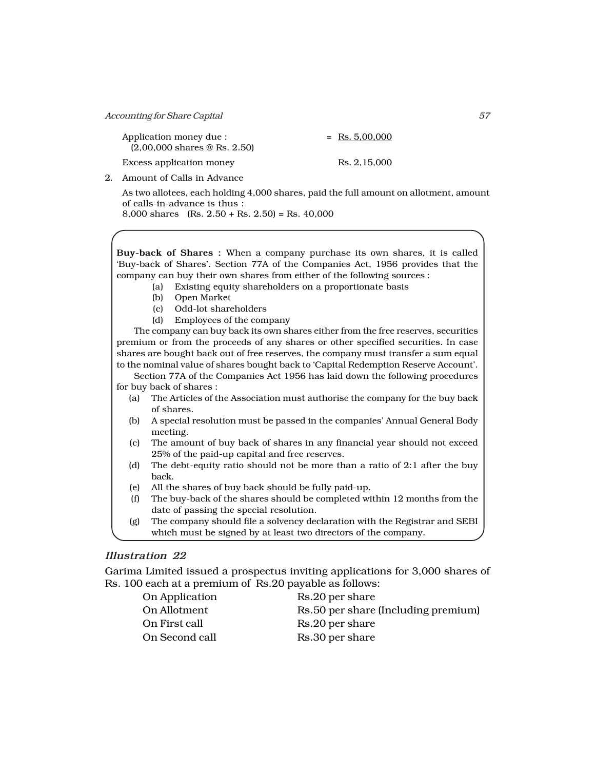Application money due : = <u>Rs. 5,00,000</u>
(2,00,000 shares @ Rs. 2.50)

Excess application money Rs. 2,15,000

2. Amount of Calls in Advance

   As two allotees, each holding 4,000 shares, paid the full amount on allotment, amount of calls-in-advance is thus :
   8,000 shares (Rs. 2.50 + Rs. 2.50) = Rs. 40,000

**Buy-back of Shares :** When a company purchase its own shares, it is called 'Buy-back of Shares'. Section 77A of the Companies Act, 1956 provides that the company can buy their own shares from either of the following sources :

(a) Existing equity shareholders on a proportionate basis
(b) Open Market
(c) Odd-lot shareholders
(d) Employees of the company

The company can buy back its own shares either from the free reserves, securities premium or from the proceeds of any shares or other specified securities. In case shares are bought back out of free reserves, the company must transfer a sum equal to the nominal value of shares bought back to 'Capital Redemption Reserve Account'.

Section 77A of the Companies Act 1956 has laid down the following procedures for buy back of shares :

(a) The Articles of the Association must authorise the company for the buy back of shares.
(b) A special resolution must be passed in the companies' Annual General Body meeting.
(c) The amount of buy back of shares in any financial year should not exceed 25% of the paid-up capital and free reserves.
(d) The debt-equity ratio should not be more than a ratio of 2:1 after the buy back.
(e) All the shares of buy back should be fully paid-up.
(f) The buy-back of the shares should be completed within 12 months from the date of passing the special resolution.
(g) The company should file a solvency declaration with the Registrar and SEBI which must be signed by at least two directors of the company.

### *Illustration 22*

Garima Limited issued a prospectus inviting applications for 3,000 shares of Rs. 100 each at a premium of Rs.20 payable as follows:

| | |
|---|---|
| On Application | Rs.20 per share |
| On Allotment | Rs.50 per share (Including premium) |
| On First call | Rs.20 per share |
| On Second call | Rs.30 per share |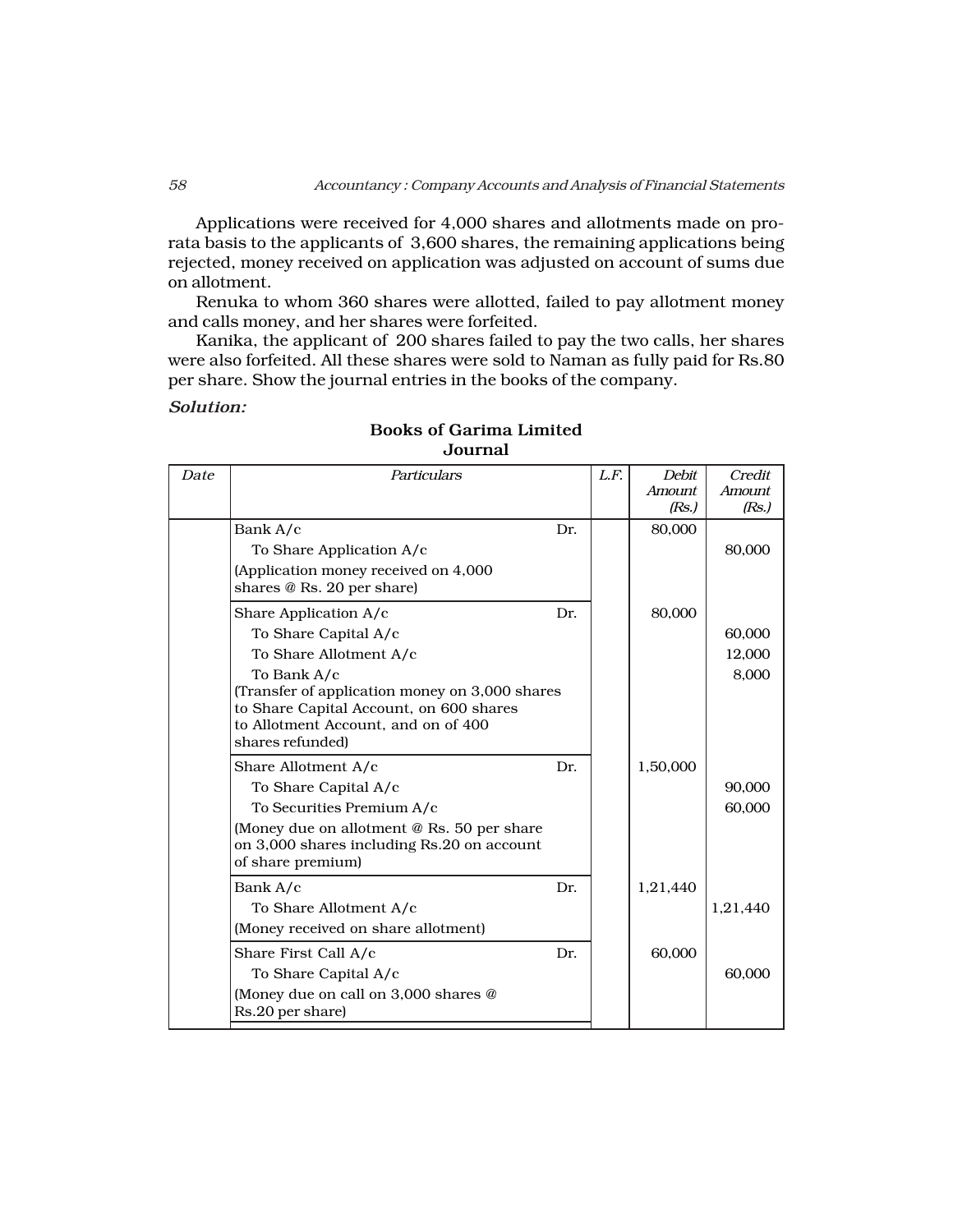Applications were received for 4,000 shares and allotments made on pro-rata basis to the applicants of 3,600 shares, the remaining applications being rejected, money received on application was adjusted on account of sums due on allotment.

Renuka to whom 360 shares were allotted, failed to pay allotment money and calls money, and her shares were forfeited.

Kanika, the applicant of 200 shares failed to pay the two calls, her shares were also forfeited. All these shares were sold to Naman as fully paid for Rs.80 per share. Show the journal entries in the books of the company.

***Solution:***

**Books of Garima Limited**
**Journal**

| *Date* | *Particulars* | | *L.F.* | *Debit Amount (Rs.)* | *Credit Amount (Rs.)* |
|---|---|---|---|---|---|
| | Bank A/c | Dr. | | 80,000 | |
| | To Share Application A/c | | | | 80,000 |
| | (Application money received on 4,000 shares @ Rs. 20 per share) | | | | |
| | Share Application A/c | Dr. | | 80,000 | |
| | To Share Capital A/c | | | | 60,000 |
| | To Share Allotment A/c | | | | 12,000 |
| | To Bank A/c | | | | 8,000 |
| | (Transfer of application money on 3,000 shares to Share Capital Account, on 600 shares to Allotment Account, and on of 400 shares refunded) | | | | |
| | Share Allotment A/c | Dr. | | 1,50,000 | |
| | To Share Capital A/c | | | | 90,000 |
| | To Securities Premium A/c | | | | 60,000 |
| | (Money due on allotment @ Rs. 50 per share on 3,000 shares including Rs.20 on account of share premium) | | | | |
| | Bank A/c | Dr. | | 1,21,440 | |
| | To Share Allotment A/c | | | | 1,21,440 |
| | (Money received on share allotment) | | | | |
| | Share First Call A/c | Dr. | | 60,000 | |
| | To Share Capital A/c | | | | 60,000 |
| | (Money due on call on 3,000 shares @ Rs.20 per share) | | | | |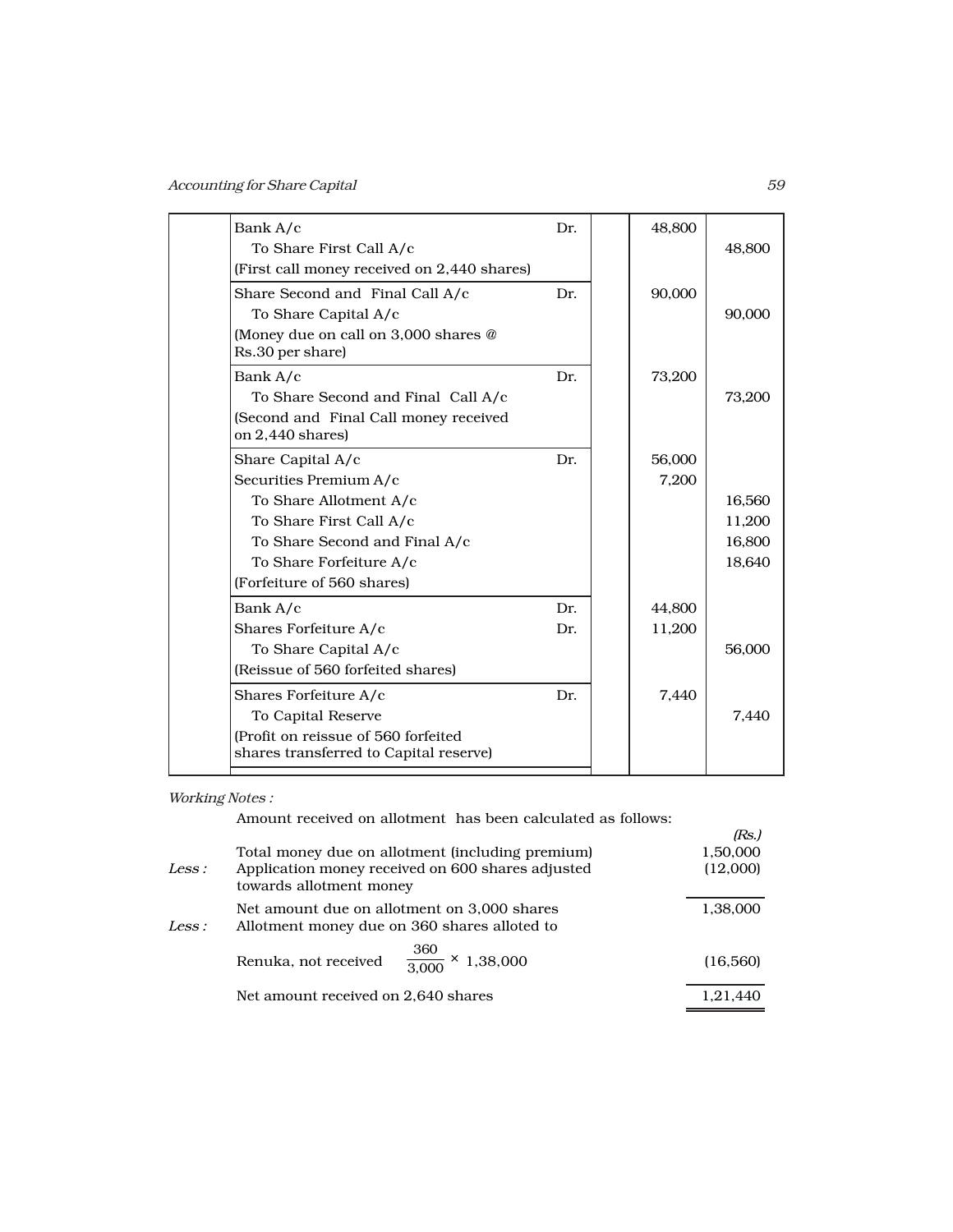| Date | Particulars | | L.F. | Debit Amount (Rs.) | Credit Amount (Rs.) |
|---|---|---|---|---|---|
| | Bank A/c | Dr. | | 48,800 | |
| | To Share First Call A/c | | | | 48,800 |
| | (First call money received on 2,440 shares) | | | | |
| | Share Second and Final Call A/c | Dr. | | 90,000 | |
| | To Share Capital A/c | | | | 90,000 |
| | (Money due on call on 3,000 shares @ Rs.30 per share) | | | | |
| | Bank A/c | Dr. | | 73,200 | |
| | To Share Second and Final Call A/c | | | | 73,200 |
| | (Second and Final Call money received on 2,440 shares) | | | | |
| | Share Capital A/c | Dr. | | 56,000 | |
| | Securities Premium A/c | | | 7,200 | |
| | To Share Allotment A/c | | | | 16,560 |
| | To Share First Call A/c | | | | 11,200 |
| | To Share Second and Final A/c | | | | 16,800 |
| | To Share Forfeiture A/c | | | | 18,640 |
| | (Forfeiture of 560 shares) | | | | |
| | Bank A/c | Dr. | | 44,800 | |
| | Shares Forfeiture A/c | Dr. | | 11,200 | |
| | To Share Capital A/c | | | | 56,000 |
| | (Reissue of 560 forfeited shares) | | | | |
| | Shares Forfeiture A/c | Dr. | | 7,440 | |
| | To Capital Reserve | | | | 7,440 |
| | (Profit on reissue of 560 forfeited shares transferred to Capital reserve) | | | | |

*Working Notes :*

Amount received on allotment has been calculated as follows:

| | | *(Rs.)* |
|---|---|---|
| | Total money due on allotment (including premium) | 1,50,000 |
| *Less :* | Application money received on 600 shares adjusted towards allotment money | (12,000) |
| | Net amount due on allotment on 3,000 shares | 1,38,000 |
| *Less :* | Allotment money due on 360 shares alloted to Renuka, not received $\frac{360}{3,000} \times 1,38,000$ | (16,560) |
| | Net amount received on 2,640 shares | 1,21,440 |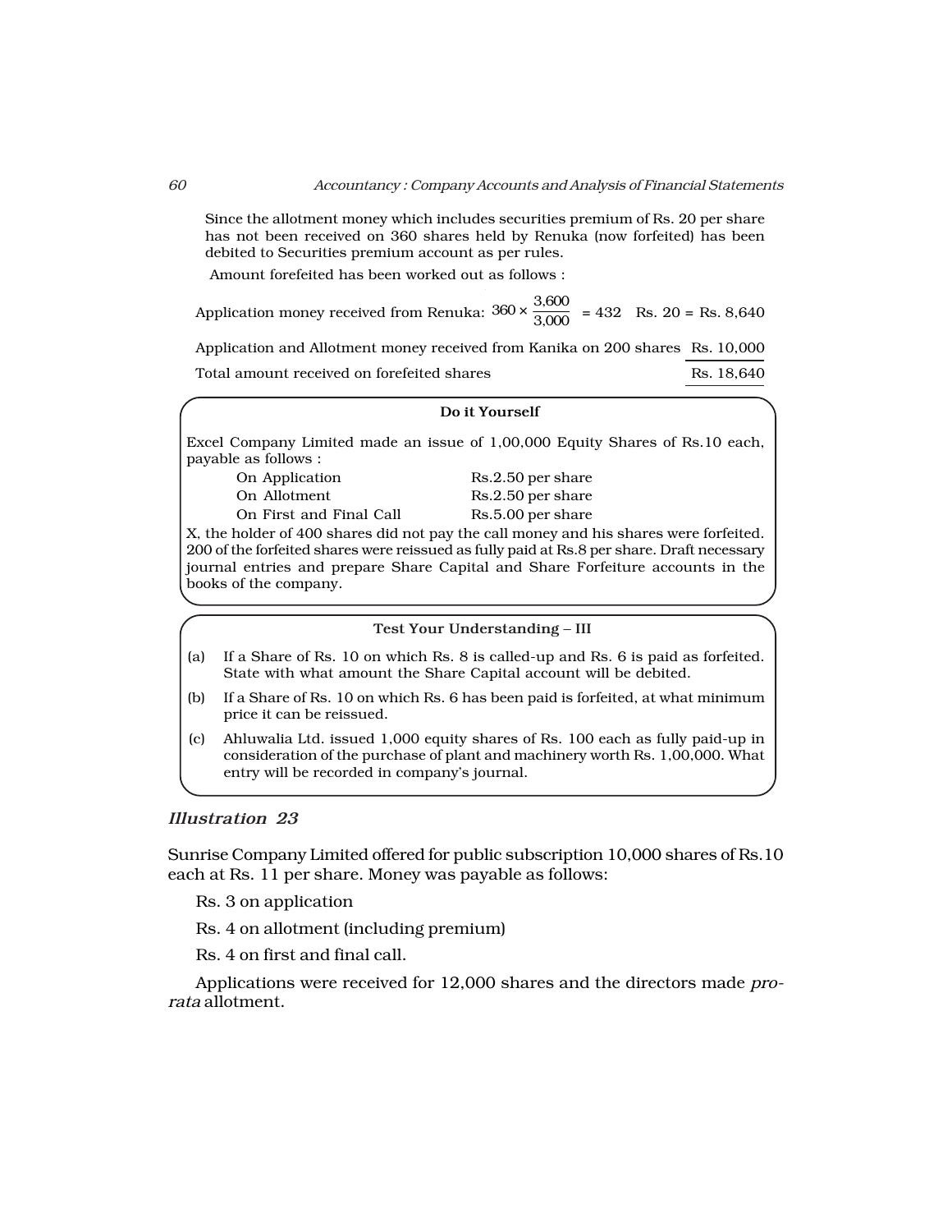Since the allotment money which includes securities premium of Rs. 20 per share has not been received on 360 shares held by Renuka (now forfeited) has been debited to Securities premium account as per rules.

Amount forefeited has been worked out as follows :

| | |
|---|---|
| Application money received from Renuka: $360 \times \frac{3,600}{3,000} = 432$ Rs. 20 = | Rs. 8,640 |
| Application and Allotment money received from Kanika on 200 shares | Rs. 10,000 |
| Total amount received on forefeited shares | Rs. 18,640 |

**Do it Yourself**

Excel Company Limited made an issue of 1,00,000 Equity Shares of Rs.10 each, payable as follows :

| | |
|---|---|
| On Application | Rs.2.50 per share |
| On Allotment | Rs.2.50 per share |
| On First and Final Call | Rs.5.00 per share |

X, the holder of 400 shares did not pay the call money and his shares were forfeited. 200 of the forfeited shares were reissued as fully paid at Rs.8 per share. Draft necessary journal entries and prepare Share Capital and Share Forfeiture accounts in the books of the company.

**Test Your Understanding – III**

(a) If a Share of Rs. 10 on which Rs. 8 is called-up and Rs. 6 is paid as forfeited. State with what amount the Share Capital account will be debited.

(b) If a Share of Rs. 10 on which Rs. 6 has been paid is forfeited, at what minimum price it can be reissued.

(c) Ahluwalia Ltd. issued 1,000 equity shares of Rs. 100 each as fully paid-up in consideration of the purchase of plant and machinery worth Rs. 1,00,000. What entry will be recorded in company's journal.

### *Illustration 23*

Sunrise Company Limited offered for public subscription 10,000 shares of Rs.10 each at Rs. 11 per share. Money was payable as follows:

Rs. 3 on application

Rs. 4 on allotment (including premium)

Rs. 4 on first and final call.

Applications were received for 12,000 shares and the directors made *pro-rata* allotment.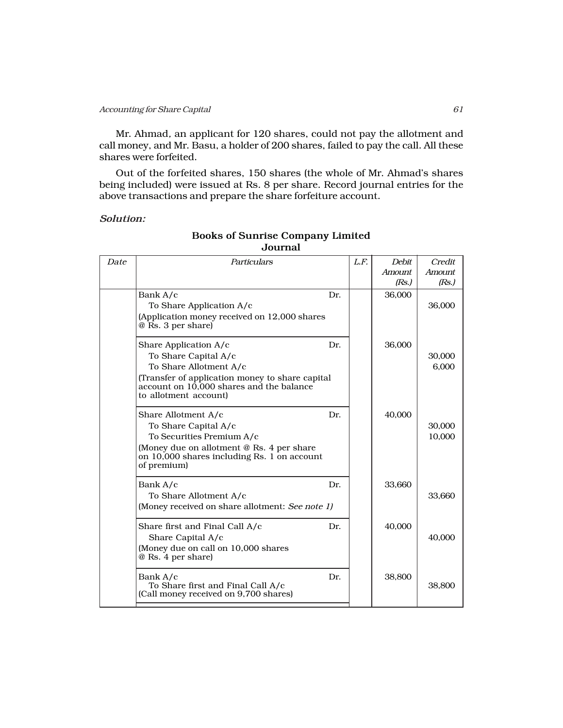Mr. Ahmad, an applicant for 120 shares, could not pay the allotment and call money, and Mr. Basu, a holder of 200 shares, failed to pay the call. All these shares were forfeited.

Out of the forfeited shares, 150 shares (the whole of Mr. Ahmad's shares being included) were issued at Rs. 8 per share. Record journal entries for the above transactions and prepare the share forfeiture account.

***Solution:***

**Books of Sunrise Company Limited**
**Journal**

| *Date* | *Particulars* | | *L.F.* | *Debit Amount (Rs.)* | *Credit Amount (Rs.)* |
|---|---|---|---|---|---|
| | Bank A/c | Dr. | | 36,000 | |
| | To Share Application A/c | | | | 36,000 |
| | (Application money received on 12,000 shares @ Rs. 3 per share) | | | | |
| | Share Application A/c | Dr. | | 36,000 | |
| | To Share Capital A/c | | | | 30,000 |
| | To Share Allotment A/c | | | | 6,000 |
| | (Transfer of application money to share capital account on 10,000 shares and the balance to allotment account) | | | | |
| | Share Allotment A/c | Dr. | | 40,000 | |
| | To Share Capital A/c | | | | 30,000 |
| | To Securities Premium A/c | | | | 10,000 |
| | (Money due on allotment @ Rs. 4 per share on 10,000 shares including Rs. 1 on account of premium) | | | | |
| | Bank A/c | Dr. | | 33,660 | |
| | To Share Allotment A/c | | | | 33,660 |
| | (Money received on share allotment: *See note 1)* | | | | |
| | Share first and Final Call A/c | Dr. | | 40,000 | |
| | Share Capital A/c | | | | 40,000 |
| | (Money due on call on 10,000 shares @ Rs. 4 per share) | | | | |
| | Bank A/c | Dr. | | 38,800 | |
| | To Share first and Final Call A/c | | | | 38,800 |
| | (Call money received on 9,700 shares) | | | | |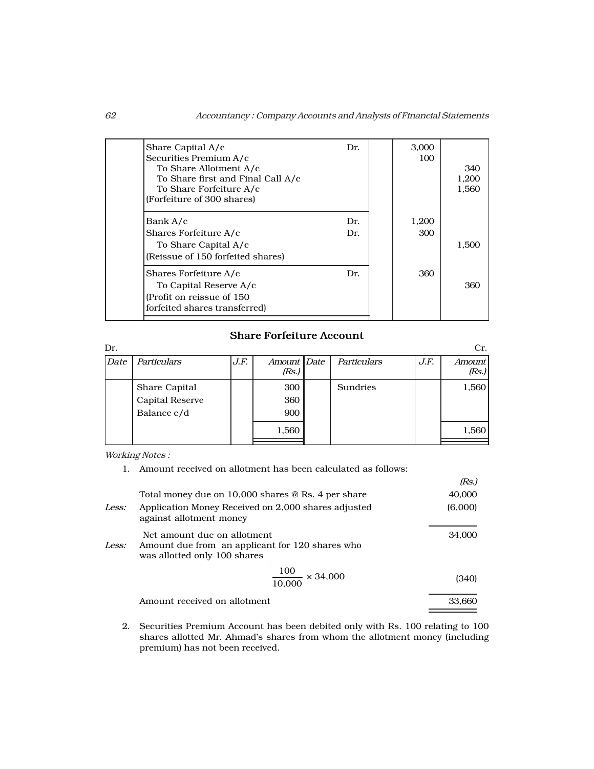| | | | | | |
|---|---|---|---|---|---|
| | Share Capital A/c | Dr. | | 3,000 | |
| | Securities Premium A/c | | | 100 | |
| | To Share Allotment A/c | | | | 340 |
| | To Share first and Final Call A/c | | | | 1,200 |
| | To Share Forfeiture A/c | | | | 1,560 |
| | (Forfeiture of 300 shares) | | | | |
| | Bank A/c | Dr. | | 1,200 | |
| | Shares Forfeiture A/c | Dr. | | 300 | |
| | To Share Capital A/c | | | | 1,500 |
| | (Reissue of 150 forfeited shares) | | | | |
| | Shares Forfeiture A/c | Dr. | | 360 | |
| | To Capital Reserve A/c | | | | 360 |
| | (Profit on reissue of 150 forfeited shares transferred) | | | | |

**Share Forfeiture Account**

Dr. Cr.

| Date | Particulars | J.F. | Amount (Rs.) | Date | Particulars | J.F. | Amount (Rs.) |
|---|---|---|---|---|---|---|---|
| | Share Capital | | 300 | | Sundries | | 1,560 |
| | Capital Reserve | | 360 | | | | |
| | Balance c/d | | 900 | | | | |
| | | | 1,560 | | | | 1,560 |

*Working Notes :*

1. Amount received on allotment has been calculated as follows:

| | | (Rs.) |
|---|---|---|
| | Total money due on 10,000 shares @ Rs. 4 per share | 40,000 |
| *Less:* | Application Money Received on 2,000 shares adjusted against allotment money | (6,000) |
| | Net amount due on allotment | 34,000 |
| *Less:* | Amount due from an applicant for 120 shares who was allotted only 100 shares | |
| | $\frac{100}{10,000} \times 34,000$ | (340) |
| | Amount received on allotment | 33,660 |

2. Securities Premium Account has been debited only with Rs. 100 relating to 100 shares allotted Mr. Ahmad's shares from whom the allotment money (including premium) has not been received.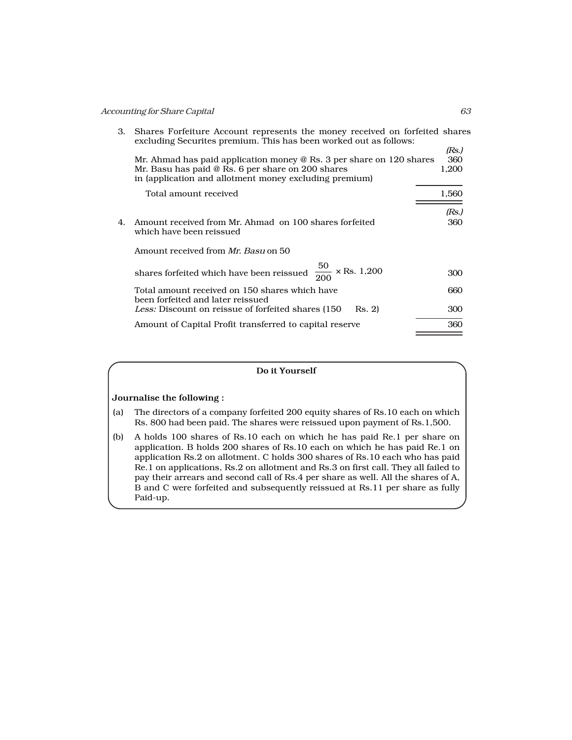3. Shares Forfeiture Account represents the money received on forfeited shares excluding Securites premium. This has been worked out as follows:

| | (Rs.) |
|---|---|
| Mr. Ahmad has paid application money @ Rs. 3 per share on 120 shares | 360 |
| Mr. Basu has paid @ Rs. 6 per share on 200 shares in (application and allotment money excluding premium) | 1,200 |
| Total amount received | 1,560 |

4.

| | (Rs.) |
|---|---|
| Amount received from Mr. Ahmad on 100 shares forfeited which have been reissued | 360 |
| Amount received from *Mr. Basu* on 50 shares forfeited which have been reissued $\frac{50}{200} \times$ Rs. 1,200 | 300 |
| Total amount received on 150 shares which have been forfeited and later reissued | 660 |
| *Less:* Discount on reissue of forfeited shares (150 Rs. 2) | 300 |
| Amount of Capital Profit transferred to capital reserve | 360 |

**Do it Yourself**

**Journalise the following :**

(a) The directors of a company forfeited 200 equity shares of Rs.10 each on which Rs. 800 had been paid. The shares were reissued upon payment of Rs.1,500.

(b) A holds 100 shares of Rs.10 each on which he has paid Re.1 per share on application. B holds 200 shares of Rs.10 each on which he has paid Re.1 on application Rs.2 on allotment. C holds 300 shares of Rs.10 each who has paid Re.1 on applications, Rs.2 on allotment and Rs.3 on first call. They all failed to pay their arrears and second call of Rs.4 per share as well. All the shares of A, B and C were forfeited and subsequently reissued at Rs.11 per share as fully Paid-up.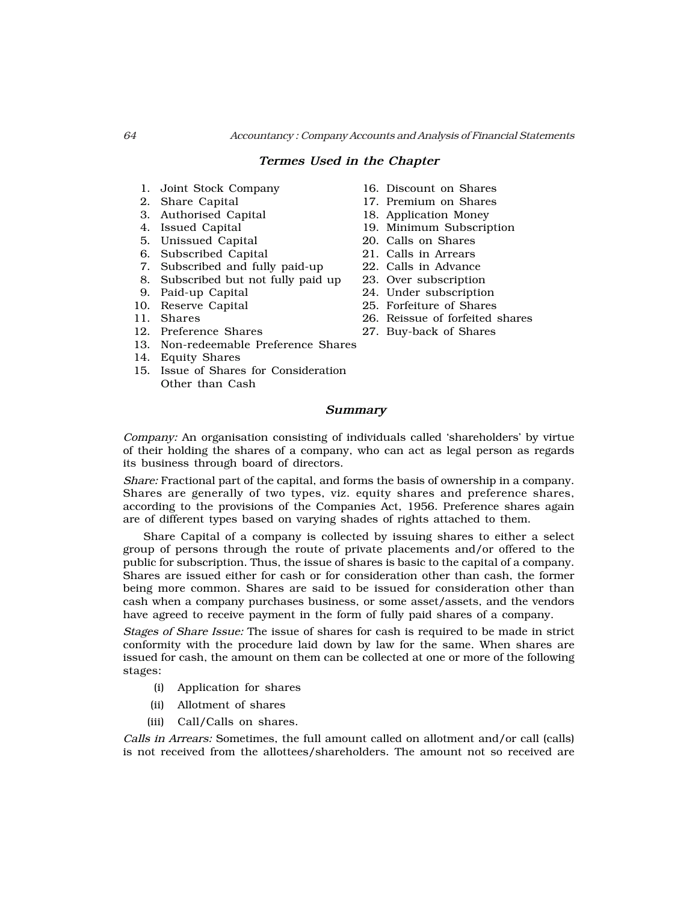### *Termes Used in the Chapter*

1. Joint Stock Company
2. Share Capital
3. Authorised Capital
4. Issued Capital
5. Unissued Capital
6. Subscribed Capital
7. Subscribed and fully paid-up
8. Subscribed but not fully paid up
9. Paid-up Capital
10. Reserve Capital
11. Shares
12. Preference Shares
13. Non-redeemable Preference Shares
14. Equity Shares
15. Issue of Shares for Consideration Other than Cash
16. Discount on Shares
17. Premium on Shares
18. Application Money
19. Minimum Subscription
20. Calls on Shares
21. Calls in Arrears
22. Calls in Advance
23. Over subscription
24. Under subscription
25. Forfeiture of Shares
26. Reissue of forfeited shares
27. Buy-back of Shares

### *Summary*

*Company:* An organisation consisting of individuals called 'shareholders' by virtue of their holding the shares of a company, who can act as legal person as regards its business through board of directors.

*Share:* Fractional part of the capital, and forms the basis of ownership in a company. Shares are generally of two types, viz. equity shares and preference shares, according to the provisions of the Companies Act, 1956. Preference shares again are of different types based on varying shades of rights attached to them.

Share Capital of a company is collected by issuing shares to either a select group of persons through the route of private placements and/or offered to the public for subscription. Thus, the issue of shares is basic to the capital of a company. Shares are issued either for cash or for consideration other than cash, the former being more common. Shares are said to be issued for consideration other than cash when a company purchases business, or some asset/assets, and the vendors have agreed to receive payment in the form of fully paid shares of a company.

*Stages of Share Issue:* The issue of shares for cash is required to be made in strict conformity with the procedure laid down by law for the same. When shares are issued for cash, the amount on them can be collected at one or more of the following stages:

(i) Application for shares

(ii) Allotment of shares

(iii) Call/Calls on shares.

*Calls in Arrears:* Sometimes, the full amount called on allotment and/or call (calls) is not received from the allottees/shareholders. The amount not so received are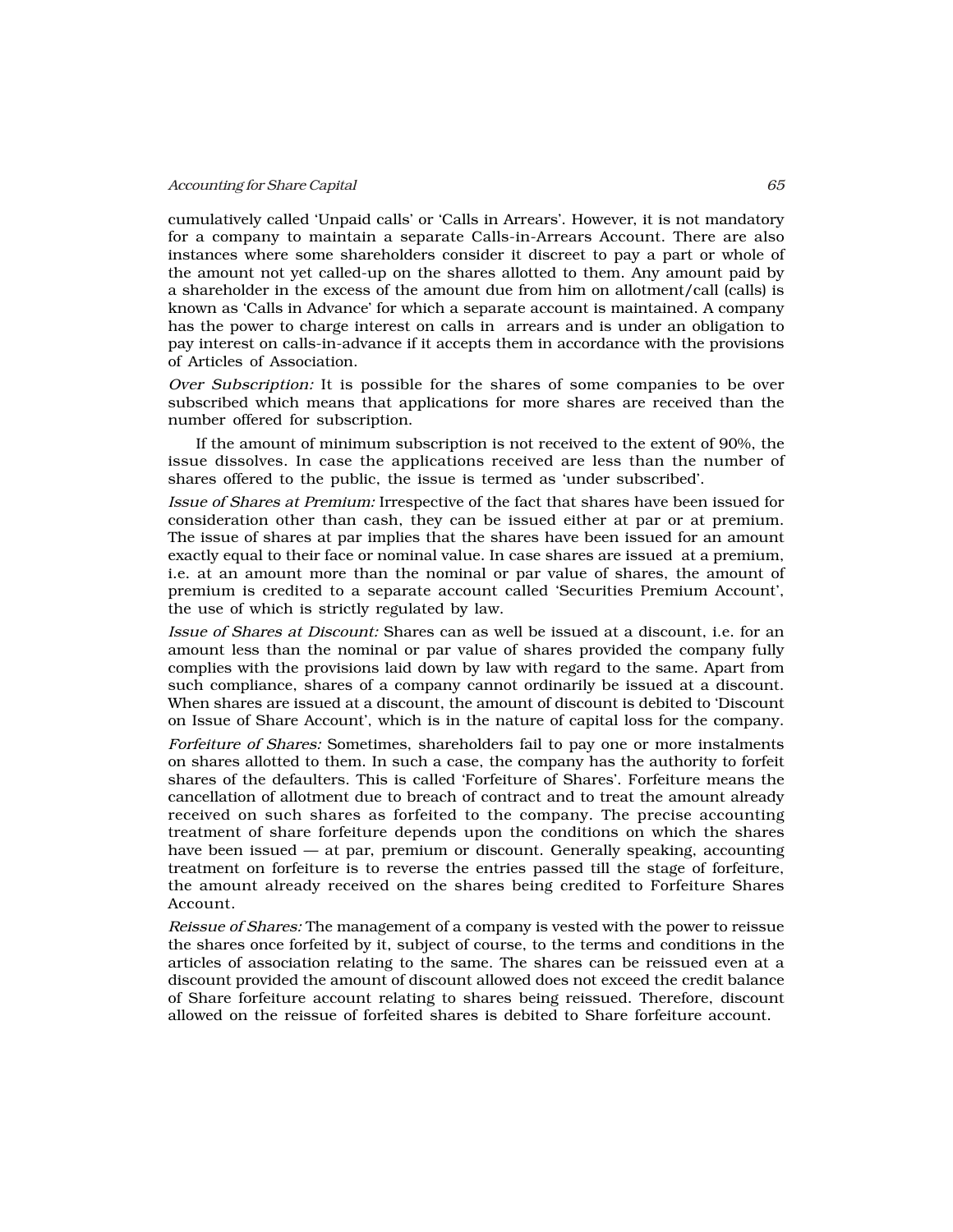cumulatively called 'Unpaid calls' or 'Calls in Arrears'. However, it is not mandatory for a company to maintain a separate Calls-in-Arrears Account. There are also instances where some shareholders consider it discreet to pay a part or whole of the amount not yet called-up on the shares allotted to them. Any amount paid by a shareholder in the excess of the amount due from him on allotment/call (calls) is known as 'Calls in Advance' for which a separate account is maintained. A company has the power to charge interest on calls in arrears and is under an obligation to pay interest on calls-in-advance if it accepts them in accordance with the provisions of Articles of Association.

*Over Subscription:* It is possible for the shares of some companies to be over subscribed which means that applications for more shares are received than the number offered for subscription.

If the amount of minimum subscription is not received to the extent of 90%, the issue dissolves. In case the applications received are less than the number of shares offered to the public, the issue is termed as 'under subscribed'.

*Issue of Shares at Premium:* Irrespective of the fact that shares have been issued for consideration other than cash, they can be issued either at par or at premium. The issue of shares at par implies that the shares have been issued for an amount exactly equal to their face or nominal value. In case shares are issued at a premium, i.e. at an amount more than the nominal or par value of shares, the amount of premium is credited to a separate account called 'Securities Premium Account', the use of which is strictly regulated by law.

*Issue of Shares at Discount:* Shares can as well be issued at a discount, i.e. for an amount less than the nominal or par value of shares provided the company fully complies with the provisions laid down by law with regard to the same. Apart from such compliance, shares of a company cannot ordinarily be issued at a discount. When shares are issued at a discount, the amount of discount is debited to 'Discount on Issue of Share Account', which is in the nature of capital loss for the company.

*Forfeiture of Shares:* Sometimes, shareholders fail to pay one or more instalments on shares allotted to them. In such a case, the company has the authority to forfeit shares of the defaulters. This is called 'Forfeiture of Shares'. Forfeiture means the cancellation of allotment due to breach of contract and to treat the amount already received on such shares as forfeited to the company. The precise accounting treatment of share forfeiture depends upon the conditions on which the shares have been issued — at par, premium or discount. Generally speaking, accounting treatment on forfeiture is to reverse the entries passed till the stage of forfeiture, the amount already received on the shares being credited to Forfeiture Shares Account.

*Reissue of Shares:* The management of a company is vested with the power to reissue the shares once forfeited by it, subject of course, to the terms and conditions in the articles of association relating to the same. The shares can be reissued even at a discount provided the amount of discount allowed does not exceed the credit balance of Share forfeiture account relating to shares being reissued. Therefore, discount allowed on the reissue of forfeited shares is debited to Share forfeiture account.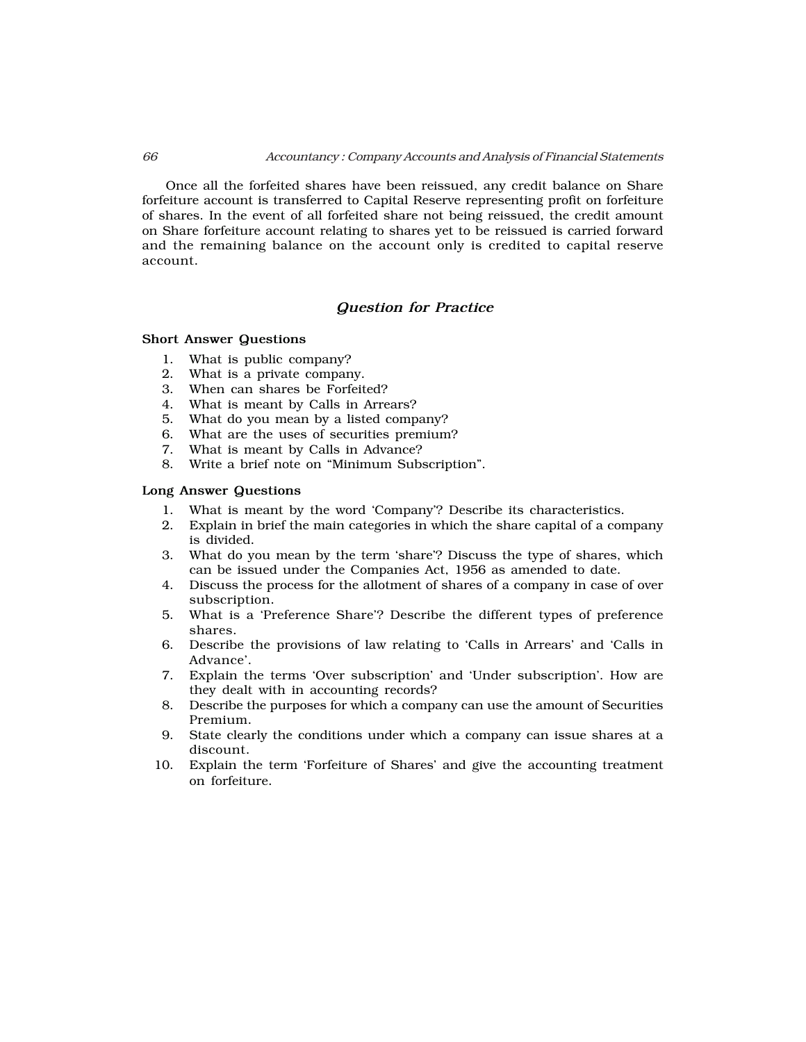Once all the forfeited shares have been reissued, any credit balance on Share forfeiture account is transferred to Capital Reserve representing profit on forfeiture of shares. In the event of all forfeited share not being reissued, the credit amount on Share forfeiture account relating to shares yet to be reissued is carried forward and the remaining balance on the account only is credited to capital reserve account.

## *Question for Practice*

### Short Answer Questions

1. What is public company?
2. What is a private company.
3. When can shares be Forfeited?
4. What is meant by Calls in Arrears?
5. What do you mean by a listed company?
6. What are the uses of securities premium?
7. What is meant by Calls in Advance?
8. Write a brief note on "Minimum Subscription".

### Long Answer Questions

1. What is meant by the word 'Company'? Describe its characteristics.
2. Explain in brief the main categories in which the share capital of a company is divided.
3. What do you mean by the term 'share'? Discuss the type of shares, which can be issued under the Companies Act, 1956 as amended to date.
4. Discuss the process for the allotment of shares of a company in case of over subscription.
5. What is a 'Preference Share'? Describe the different types of preference shares.
6. Describe the provisions of law relating to 'Calls in Arrears' and 'Calls in Advance'.
7. Explain the terms 'Over subscription' and 'Under subscription'. How are they dealt with in accounting records?
8. Describe the purposes for which a company can use the amount of Securities Premium.
9. State clearly the conditions under which a company can issue shares at a discount.
10. Explain the term 'Forfeiture of Shares' and give the accounting treatment on forfeiture.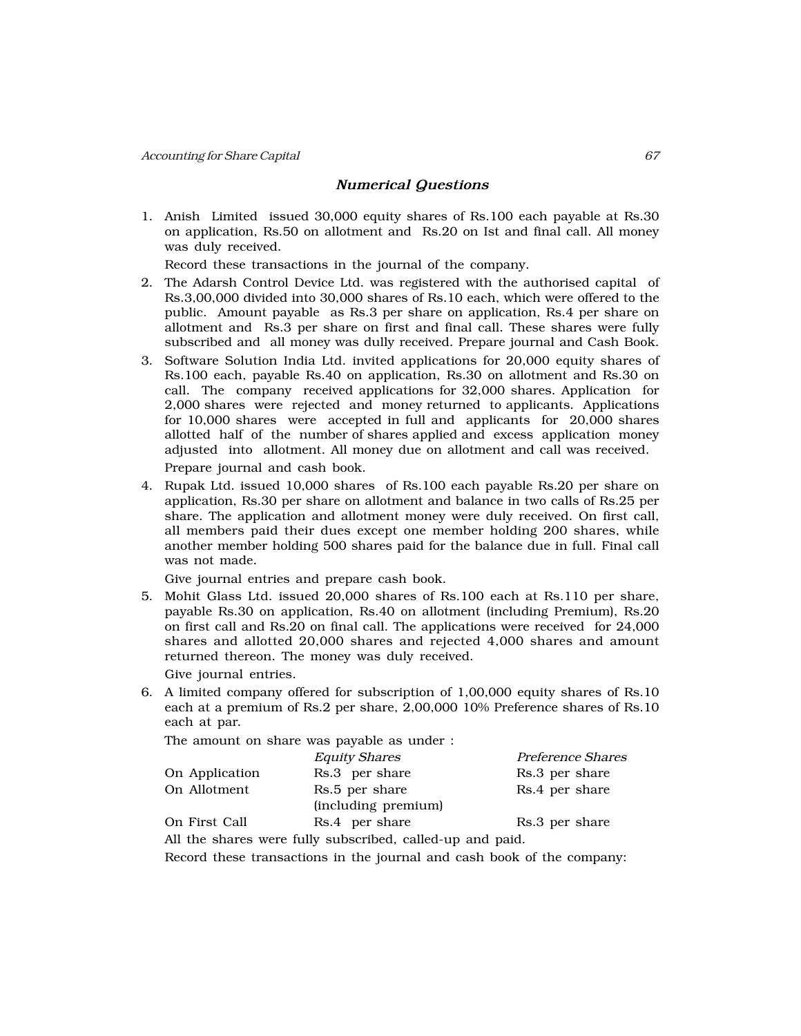## *Numerical Questions*

1. Anish Limited issued 30,000 equity shares of Rs.100 each payable at Rs.30 on application, Rs.50 on allotment and Rs.20 on Ist and final call. All money was duly received.

   Record these transactions in the journal of the company.

2. The Adarsh Control Device Ltd. was registered with the authorised capital of Rs.3,00,000 divided into 30,000 shares of Rs.10 each, which were offered to the public. Amount payable as Rs.3 per share on application, Rs.4 per share on allotment and Rs.3 per share on first and final call. These shares were fully subscribed and all money was dully received. Prepare journal and Cash Book.

3. Software Solution India Ltd. invited applications for 20,000 equity shares of Rs.100 each, payable Rs.40 on application, Rs.30 on allotment and Rs.30 on call. The company received applications for 32,000 shares. Application for 2,000 shares were rejected and money returned to applicants. Applications for 10,000 shares were accepted in full and applicants for 20,000 shares allotted half of the number of shares applied and excess application money adjusted into allotment. All money due on allotment and call was received.

   Prepare journal and cash book.

4. Rupak Ltd. issued 10,000 shares of Rs.100 each payable Rs.20 per share on application, Rs.30 per share on allotment and balance in two calls of Rs.25 per share. The application and allotment money were duly received. On first call, all members paid their dues except one member holding 200 shares, while another member holding 500 shares paid for the balance due in full. Final call was not made.

   Give journal entries and prepare cash book.

5. Mohit Glass Ltd. issued 20,000 shares of Rs.100 each at Rs.110 per share, payable Rs.30 on application, Rs.40 on allotment (including Premium), Rs.20 on first call and Rs.20 on final call. The applications were received for 24,000 shares and allotted 20,000 shares and rejected 4,000 shares and amount returned thereon. The money was duly received.

   Give journal entries.

6. A limited company offered for subscription of 1,00,000 equity shares of Rs.10 each at a premium of Rs.2 per share, 2,00,000 10% Preference shares of Rs.10 each at par.

   The amount on share was payable as under :

   | | *Equity Shares* | *Preference Shares* |
   |---|---|---|
   | On Application | Rs.3 per share | Rs.3 per share |
   | On Allotment | Rs.5 per share (including premium) | Rs.4 per share |
   | On First Call | Rs.4 per share | Rs.3 per share |

   All the shares were fully subscribed, called-up and paid.

   Record these transactions in the journal and cash book of the company: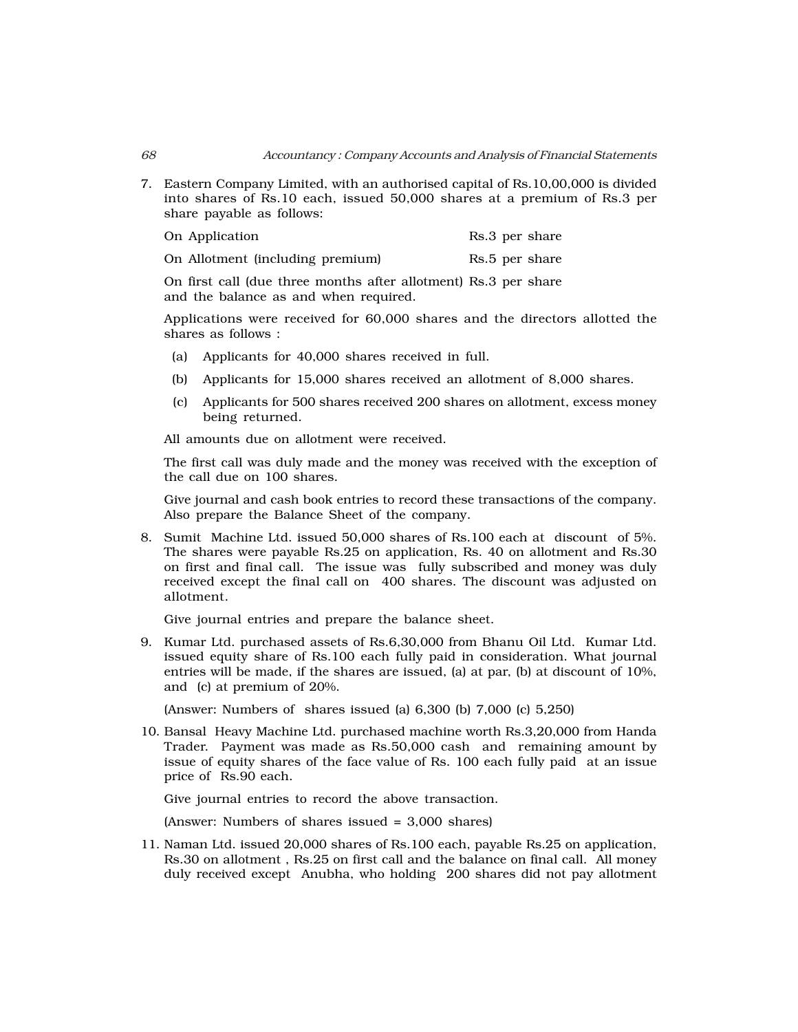7. Eastern Company Limited, with an authorised capital of Rs.10,00,000 is divided into shares of Rs.10 each, issued 50,000 shares at a premium of Rs.3 per share payable as follows:

   | | |
   |---|---|
   | On Application | Rs.3 per share |
   | On Allotment (including premium) | Rs.5 per share |
   | On first call (due three months after allotment) and the balance as and when required. | Rs.3 per share |

   Applications were received for 60,000 shares and the directors allotted the shares as follows :

   (a) Applicants for 40,000 shares received in full.

   (b) Applicants for 15,000 shares received an allotment of 8,000 shares.

   (c) Applicants for 500 shares received 200 shares on allotment, excess money being returned.

   All amounts due on allotment were received.

   The first call was duly made and the money was received with the exception of the call due on 100 shares.

   Give journal and cash book entries to record these transactions of the company. Also prepare the Balance Sheet of the company.

8. Sumit Machine Ltd. issued 50,000 shares of Rs.100 each at discount of 5%. The shares were payable Rs.25 on application, Rs. 40 on allotment and Rs.30 on first and final call. The issue was fully subscribed and money was duly received except the final call on 400 shares. The discount was adjusted on allotment.

   Give journal entries and prepare the balance sheet.

9. Kumar Ltd. purchased assets of Rs.6,30,000 from Bhanu Oil Ltd. Kumar Ltd. issued equity share of Rs.100 each fully paid in consideration. What journal entries will be made, if the shares are issued, (a) at par, (b) at discount of 10%, and (c) at premium of 20%.

   (Answer: Numbers of shares issued (a) 6,300 (b) 7,000 (c) 5,250)

10. Bansal Heavy Machine Ltd. purchased machine worth Rs.3,20,000 from Handa Trader. Payment was made as Rs.50,000 cash and remaining amount by issue of equity shares of the face value of Rs. 100 each fully paid at an issue price of Rs.90 each.

    Give journal entries to record the above transaction.

    (Answer: Numbers of shares issued = 3,000 shares)

11. Naman Ltd. issued 20,000 shares of Rs.100 each, payable Rs.25 on application, Rs.30 on allotment , Rs.25 on first call and the balance on final call. All money duly received except Anubha, who holding 200 shares did not pay allotment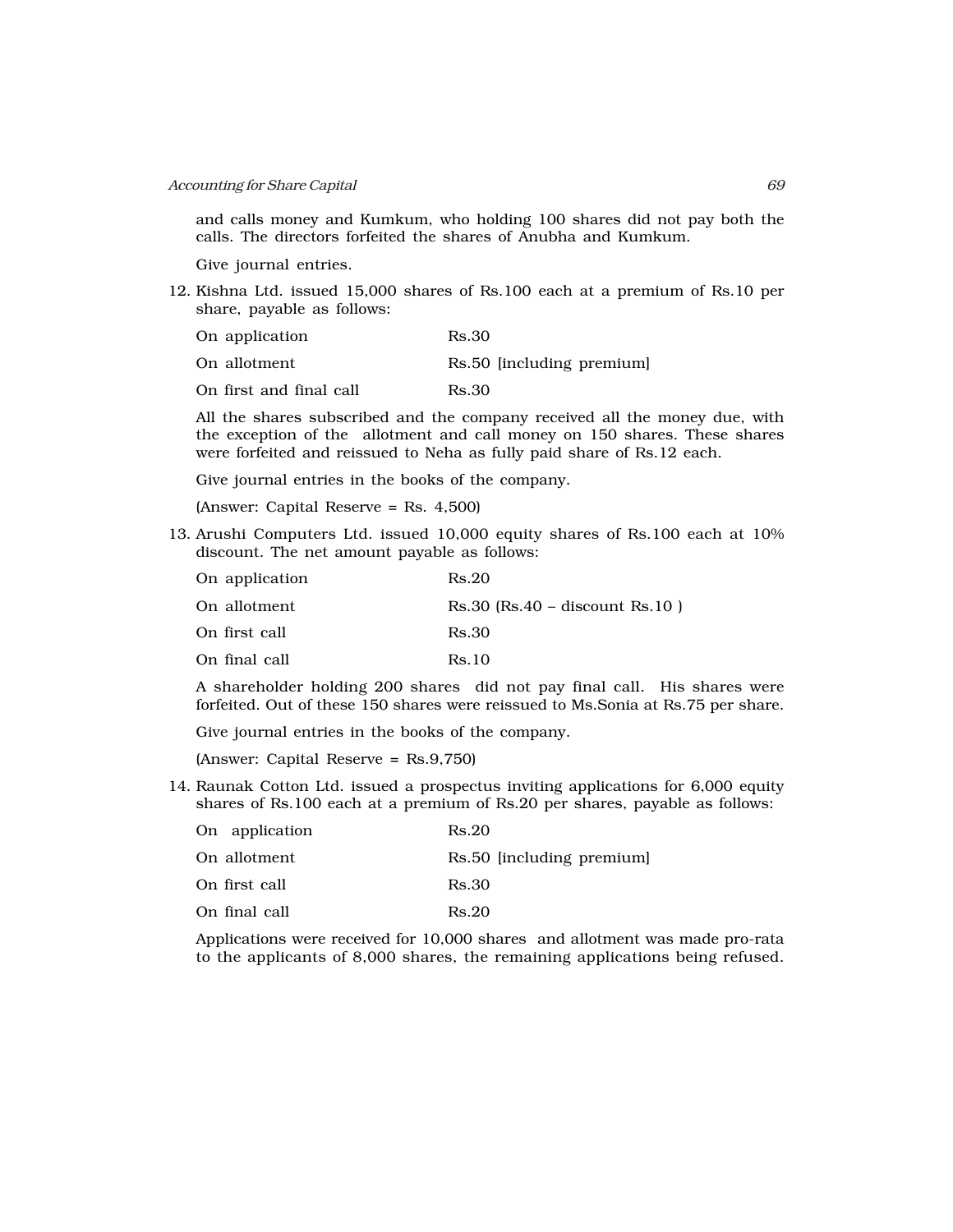and calls money and Kumkum, who holding 100 shares did not pay both the calls. The directors forfeited the shares of Anubha and Kumkum.

Give journal entries.

12. Kishna Ltd. issued 15,000 shares of Rs.100 each at a premium of Rs.10 per share, payable as follows:

| | |
|---|---|
| On application | Rs.30 |
| On allotment | Rs.50 [including premium] |
| On first and final call | Rs.30 |

All the shares subscribed and the company received all the money due, with the exception of the allotment and call money on 150 shares. These shares were forfeited and reissued to Neha as fully paid share of Rs.12 each.

Give journal entries in the books of the company.

(Answer: Capital Reserve = Rs. 4,500)

13. Arushi Computers Ltd. issued 10,000 equity shares of Rs.100 each at 10% discount. The net amount payable as follows:

| | |
|---|---|
| On application | Rs.20 |
| On allotment | Rs.30 (Rs.40 – discount Rs.10 ) |
| On first call | Rs.30 |
| On final call | Rs.10 |

A shareholder holding 200 shares did not pay final call. His shares were forfeited. Out of these 150 shares were reissued to Ms.Sonia at Rs.75 per share.

Give journal entries in the books of the company.

(Answer: Capital Reserve = Rs.9,750)

14. Raunak Cotton Ltd. issued a prospectus inviting applications for 6,000 equity shares of Rs.100 each at a premium of Rs.20 per shares, payable as follows:

| | |
|---|---|
| On application | Rs.20 |
| On allotment | Rs.50 [including premium] |
| On first call | Rs.30 |
| On final call | Rs.20 |

Applications were received for 10,000 shares and allotment was made pro-rata to the applicants of 8,000 shares, the remaining applications being refused.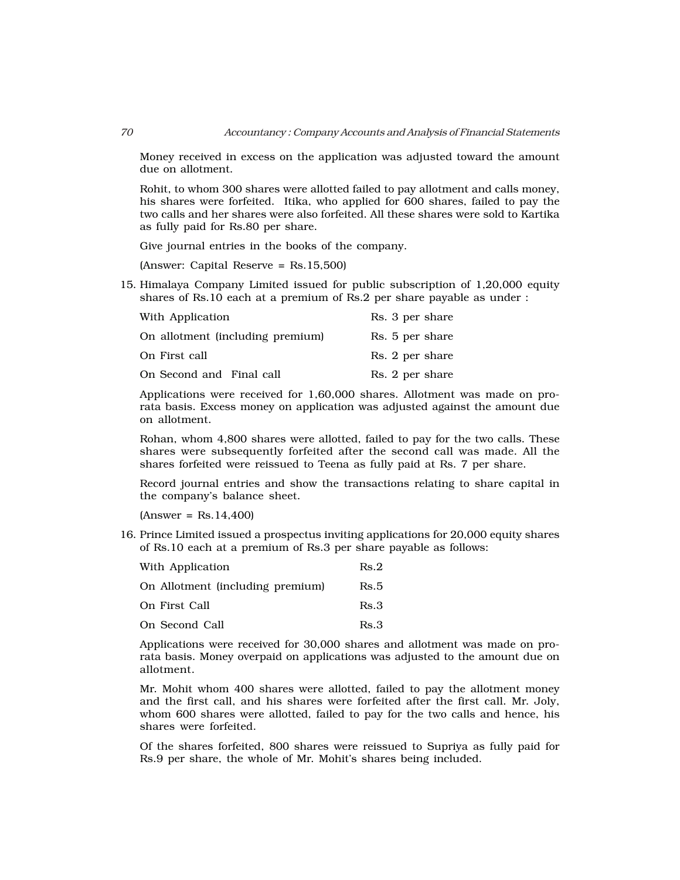Money received in excess on the application was adjusted toward the amount due on allotment.

Rohit, to whom 300 shares were allotted failed to pay allotment and calls money, his shares were forfeited. Itika, who applied for 600 shares, failed to pay the two calls and her shares were also forfeited. All these shares were sold to Kartika as fully paid for Rs.80 per share.

Give journal entries in the books of the company.

(Answer: Capital Reserve = Rs.15,500)

15. Himalaya Company Limited issued for public subscription of 1,20,000 equity shares of Rs.10 each at a premium of Rs.2 per share payable as under :

| | |
|---|---|
| With Application | Rs. 3 per share |
| On allotment (including premium) | Rs. 5 per share |
| On First call | Rs. 2 per share |
| On Second and Final call | Rs. 2 per share |

Applications were received for 1,60,000 shares. Allotment was made on pro-rata basis. Excess money on application was adjusted against the amount due on allotment.

Rohan, whom 4,800 shares were allotted, failed to pay for the two calls. These shares were subsequently forfeited after the second call was made. All the shares forfeited were reissued to Teena as fully paid at Rs. 7 per share.

Record journal entries and show the transactions relating to share capital in the company's balance sheet.

(Answer = Rs.14,400)

16. Prince Limited issued a prospectus inviting applications for 20,000 equity shares of Rs.10 each at a premium of Rs.3 per share payable as follows:

| | |
|---|---|
| With Application | Rs.2 |
| On Allotment (including premium) | Rs.5 |
| On First Call | Rs.3 |
| On Second Call | Rs.3 |

Applications were received for 30,000 shares and allotment was made on pro-rata basis. Money overpaid on applications was adjusted to the amount due on allotment.

Mr. Mohit whom 400 shares were allotted, failed to pay the allotment money and the first call, and his shares were forfeited after the first call. Mr. Joly, whom 600 shares were allotted, failed to pay for the two calls and hence, his shares were forfeited.

Of the shares forfeited, 800 shares were reissued to Supriya as fully paid for Rs.9 per share, the whole of Mr. Mohit's shares being included.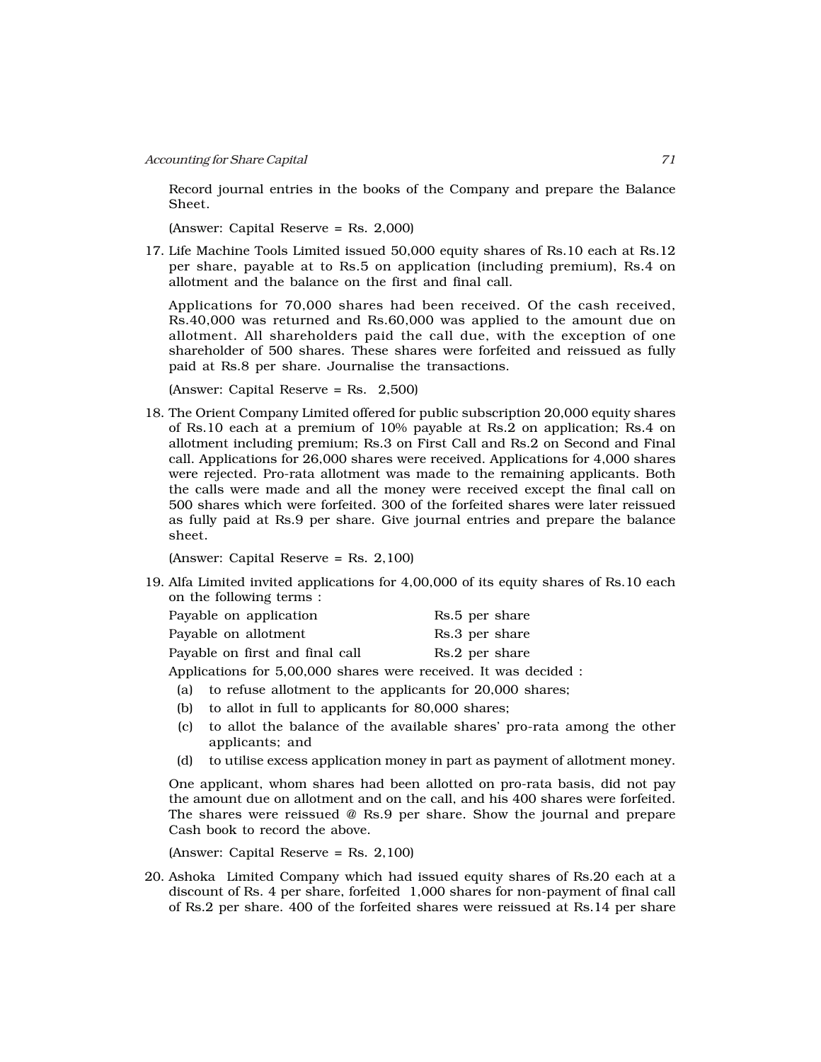Record journal entries in the books of the Company and prepare the Balance Sheet.

(Answer: Capital Reserve = Rs. 2,000)

17. Life Machine Tools Limited issued 50,000 equity shares of Rs.10 each at Rs.12 per share, payable at to Rs.5 on application (including premium), Rs.4 on allotment and the balance on the first and final call.

    Applications for 70,000 shares had been received. Of the cash received, Rs.40,000 was returned and Rs.60,000 was applied to the amount due on allotment. All shareholders paid the call due, with the exception of one shareholder of 500 shares. These shares were forfeited and reissued as fully paid at Rs.8 per share. Journalise the transactions.

    (Answer: Capital Reserve = Rs. 2,500)

18. The Orient Company Limited offered for public subscription 20,000 equity shares of Rs.10 each at a premium of 10% payable at Rs.2 on application; Rs.4 on allotment including premium; Rs.3 on First Call and Rs.2 on Second and Final call. Applications for 26,000 shares were received. Applications for 4,000 shares were rejected. Pro-rata allotment was made to the remaining applicants. Both the calls were made and all the money were received except the final call on 500 shares which were forfeited. 300 of the forfeited shares were later reissued as fully paid at Rs.9 per share. Give journal entries and prepare the balance sheet.

    (Answer: Capital Reserve = Rs. 2,100)

19. Alfa Limited invited applications for 4,00,000 of its equity shares of Rs.10 each on the following terms :

    | | |
    |---|---|
    | Payable on application | Rs.5 per share |
    | Payable on allotment | Rs.3 per share |
    | Payable on first and final call | Rs.2 per share |

    Applications for 5,00,000 shares were received. It was decided :

    (a) to refuse allotment to the applicants for 20,000 shares;

    (b) to allot in full to applicants for 80,000 shares;

    (c) to allot the balance of the available shares' pro-rata among the other applicants; and

    (d) to utilise excess application money in part as payment of allotment money.

    One applicant, whom shares had been allotted on pro-rata basis, did not pay the amount due on allotment and on the call, and his 400 shares were forfeited. The shares were reissued @ Rs.9 per share. Show the journal and prepare Cash book to record the above.

    (Answer: Capital Reserve = Rs. 2,100)

20. Ashoka Limited Company which had issued equity shares of Rs.20 each at a discount of Rs. 4 per share, forfeited 1,000 shares for non-payment of final call of Rs.2 per share. 400 of the forfeited shares were reissued at Rs.14 per share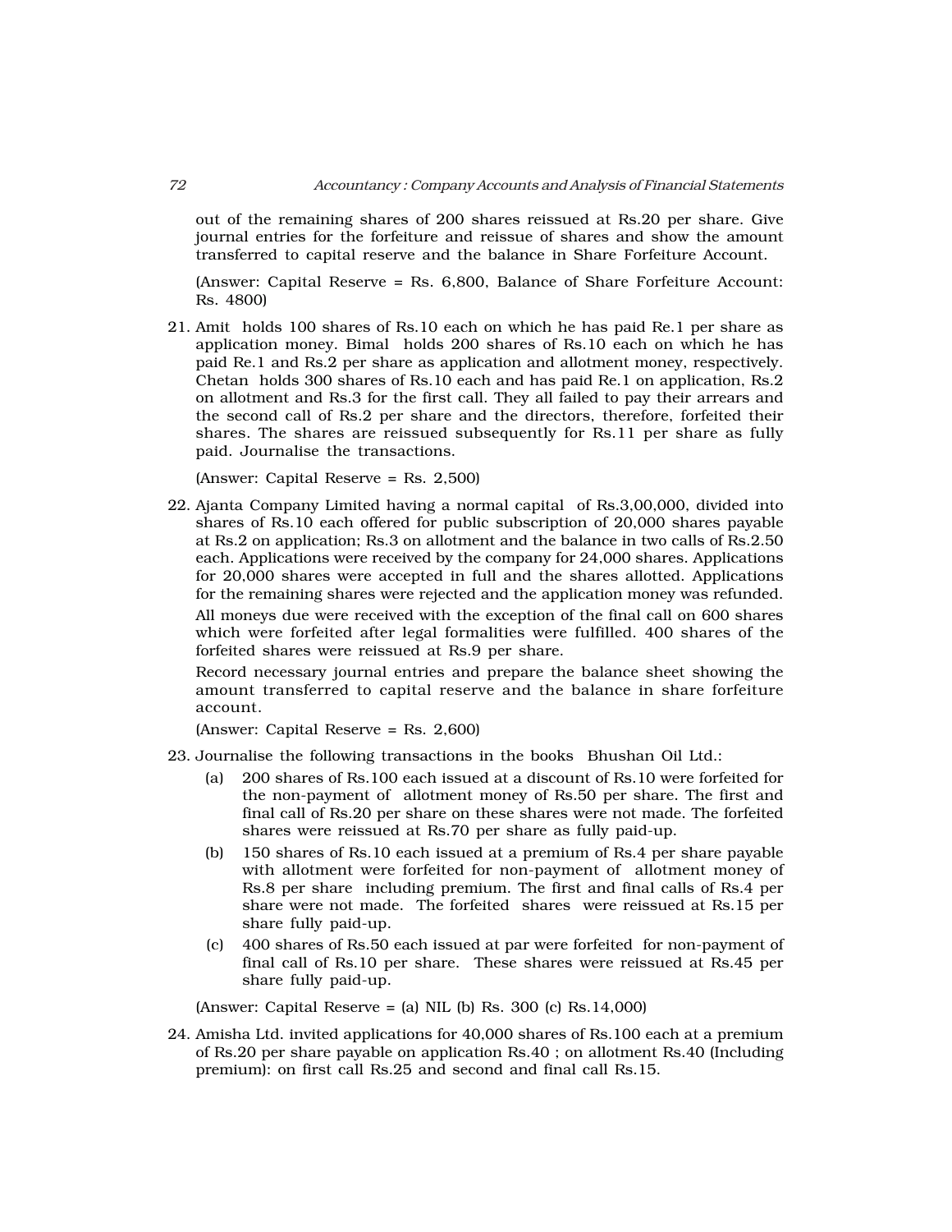out of the remaining shares of 200 shares reissued at Rs.20 per share. Give journal entries for the forfeiture and reissue of shares and show the amount transferred to capital reserve and the balance in Share Forfeiture Account.

(Answer: Capital Reserve = Rs. 6,800, Balance of Share Forfeiture Account: Rs. 4800)

21. Amit holds 100 shares of Rs.10 each on which he has paid Re.1 per share as application money. Bimal holds 200 shares of Rs.10 each on which he has paid Re.1 and Rs.2 per share as application and allotment money, respectively. Chetan holds 300 shares of Rs.10 each and has paid Re.1 on application, Rs.2 on allotment and Rs.3 for the first call. They all failed to pay their arrears and the second call of Rs.2 per share and the directors, therefore, forfeited their shares. The shares are reissued subsequently for Rs.11 per share as fully paid. Journalise the transactions.

   (Answer: Capital Reserve = Rs. 2,500)

22. Ajanta Company Limited having a normal capital of Rs.3,00,000, divided into shares of Rs.10 each offered for public subscription of 20,000 shares payable at Rs.2 on application; Rs.3 on allotment and the balance in two calls of Rs.2.50 each. Applications were received by the company for 24,000 shares. Applications for 20,000 shares were accepted in full and the shares allotted. Applications for the remaining shares were rejected and the application money was refunded.

   All moneys due were received with the exception of the final call on 600 shares which were forfeited after legal formalities were fulfilled. 400 shares of the forfeited shares were reissued at Rs.9 per share.

   Record necessary journal entries and prepare the balance sheet showing the amount transferred to capital reserve and the balance in share forfeiture account.

   (Answer: Capital Reserve = Rs. 2,600)

23. Journalise the following transactions in the books Bhushan Oil Ltd.:

   (a) 200 shares of Rs.100 each issued at a discount of Rs.10 were forfeited for the non-payment of allotment money of Rs.50 per share. The first and final call of Rs.20 per share on these shares were not made. The forfeited shares were reissued at Rs.70 per share as fully paid-up.

   (b) 150 shares of Rs.10 each issued at a premium of Rs.4 per share payable with allotment were forfeited for non-payment of allotment money of Rs.8 per share including premium. The first and final calls of Rs.4 per share were not made. The forfeited shares were reissued at Rs.15 per share fully paid-up.

   (c) 400 shares of Rs.50 each issued at par were forfeited for non-payment of final call of Rs.10 per share. These shares were reissued at Rs.45 per share fully paid-up.

   (Answer: Capital Reserve = (a) NIL (b) Rs. 300 (c) Rs.14,000)

24. Amisha Ltd. invited applications for 40,000 shares of Rs.100 each at a premium of Rs.20 per share payable on application Rs.40 ; on allotment Rs.40 (Including premium): on first call Rs.25 and second and final call Rs.15.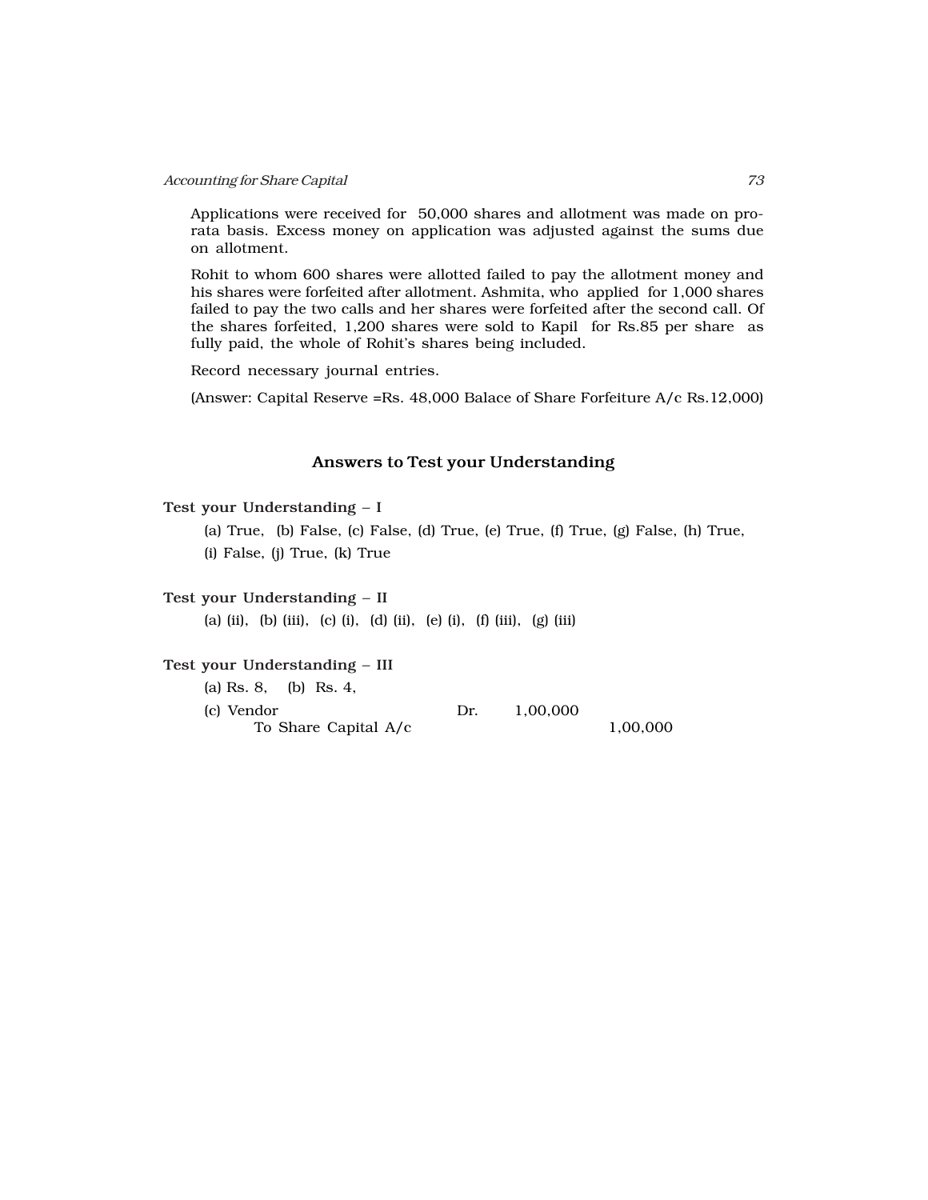Applications were received for 50,000 shares and allotment was made on pro-rata basis. Excess money on application was adjusted against the sums due on allotment.

Rohit to whom 600 shares were allotted failed to pay the allotment money and his shares were forfeited after allotment. Ashmita, who applied for 1,000 shares failed to pay the two calls and her shares were forfeited after the second call. Of the shares forfeited, 1,200 shares were sold to Kapil for Rs.85 per share as fully paid, the whole of Rohit's shares being included.

Record necessary journal entries.

(Answer: Capital Reserve =Rs. 48,000 Balace of Share Forfeiture A/c Rs.12,000)

## Answers to Test your Understanding

**Test your Understanding – I**

(a) True, (b) False, (c) False, (d) True, (e) True, (f) True, (g) False, (h) True, (i) False, (j) True, (k) True

**Test your Understanding – II**

(a) (ii), (b) (iii), (c) (i), (d) (ii), (e) (i), (f) (iii), (g) (iii)

**Test your Understanding – III**

(a) Rs. 8, (b) Rs. 4,

| | | | |
|---|---|---|---|
| (c) Vendor | Dr. | 1,00,000 | |
| To Share Capital A/c | | | 1,00,000 |